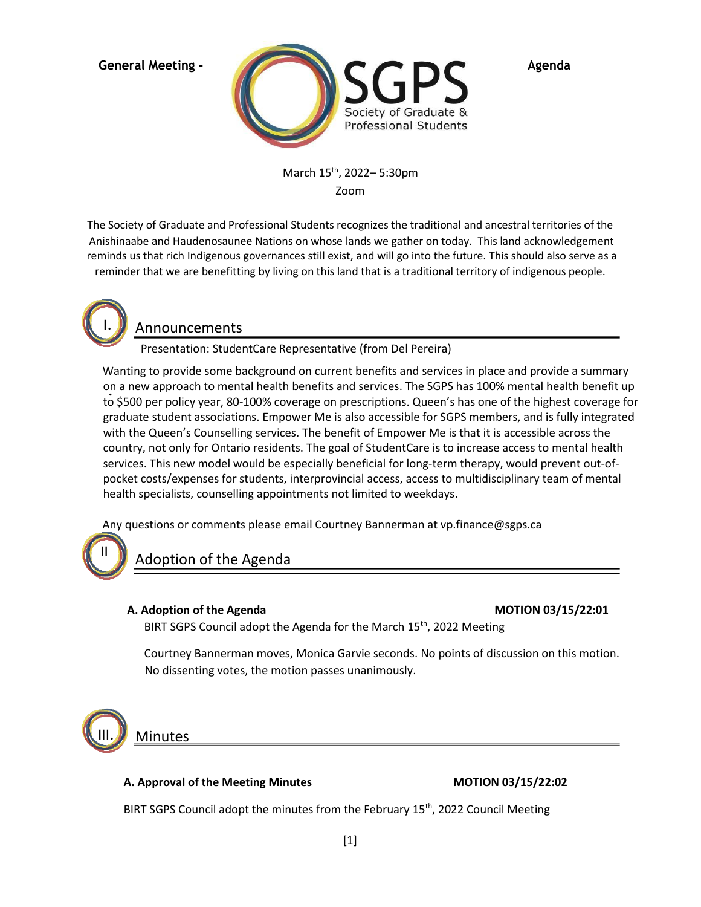**General Meeting - Agenda**

# SGPS
Society of Graduate & Professional Students

March 15th, 2022– 5:30pm
Zoom

The Society of Graduate and Professional Students recognizes the traditional and ancestral territories of the Anishinaabe and Haudenosaunee Nations on whose lands we gather on today. This land acknowledgement reminds us that rich Indigenous governances still exist, and will go into the future. This should also serve as a reminder that we are benefitting by living on this land that is a traditional territory of indigenous people.

## I. Announcements

Presentation: StudentCare Representative (from Del Pereira)

Wanting to provide some background on current benefits and services in place and provide a summary on a new approach to mental health benefits and services. The SGPS has 100% mental health benefit up to $500 per policy year, 80-100% coverage on prescriptions. Queen's has one of the highest coverage for graduate student associations. Empower Me is also accessible for SGPS members, and is fully integrated with the Queen's Counselling services. The benefit of Empower Me is that it is accessible across the country, not only for Ontario residents. The goal of StudentCare is to increase access to mental health services. This new model would be especially beneficial for long-term therapy, would prevent out-of-pocket costs/expenses for students, interprovincial access, access to multidisciplinary team of mental health specialists, counselling appointments not limited to weekdays.

Any questions or comments please email Courtney Bannerman at vp.finance@sgps.ca

## II Adoption of the Agenda

**A. Adoption of the Agenda** **MOTION 03/15/22:01**

BIRT SGPS Council adopt the Agenda for the March 15th, 2022 Meeting

Courtney Bannerman moves, Monica Garvie seconds. No points of discussion on this motion. No dissenting votes, the motion passes unanimously.

## III. Minutes

**A. Approval of the Meeting Minutes** **MOTION 03/15/22:02**

BIRT SGPS Council adopt the minutes from the February 15th, 2022 Council Meeting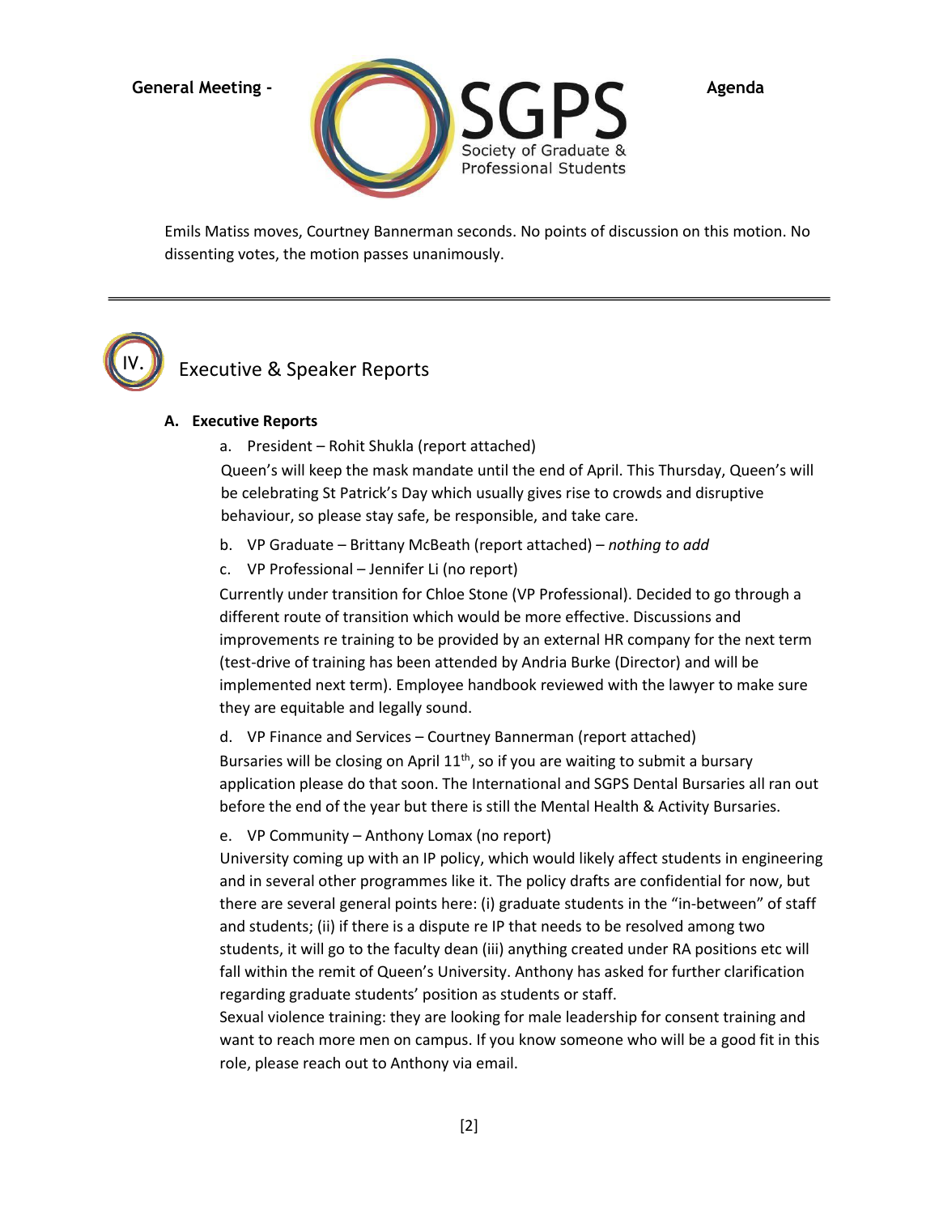Emils Matiss moves, Courtney Bannerman seconds. No points of discussion on this motion. No dissenting votes, the motion passes unanimously.

---

## IV. Executive & Speaker Reports

### A. Executive Reports

a. President – Rohit Shukla (report attached)

Queen's will keep the mask mandate until the end of April. This Thursday, Queen's will be celebrating St Patrick's Day which usually gives rise to crowds and disruptive behaviour, so please stay safe, be responsible, and take care.

b. VP Graduate – Brittany McBeath (report attached) – *nothing to add*

c. VP Professional – Jennifer Li (no report)

Currently under transition for Chloe Stone (VP Professional). Decided to go through a different route of transition which would be more effective. Discussions and improvements re training to be provided by an external HR company for the next term (test-drive of training has been attended by Andria Burke (Director) and will be implemented next term). Employee handbook reviewed with the lawyer to make sure they are equitable and legally sound.

d. VP Finance and Services – Courtney Bannerman (report attached)

Bursaries will be closing on April 11th, so if you are waiting to submit a bursary application please do that soon. The International and SGPS Dental Bursaries all ran out before the end of the year but there is still the Mental Health & Activity Bursaries.

e. VP Community – Anthony Lomax (no report)

University coming up with an IP policy, which would likely affect students in engineering and in several other programmes like it. The policy drafts are confidential for now, but there are several general points here: (i) graduate students in the "in-between" of staff and students; (ii) if there is a dispute re IP that needs to be resolved among two students, it will go to the faculty dean (iii) anything created under RA positions etc will fall within the remit of Queen's University. Anthony has asked for further clarification regarding graduate students' position as students or staff.

Sexual violence training: they are looking for male leadership for consent training and want to reach more men on campus. If you know someone who will be a good fit in this role, please reach out to Anthony via email.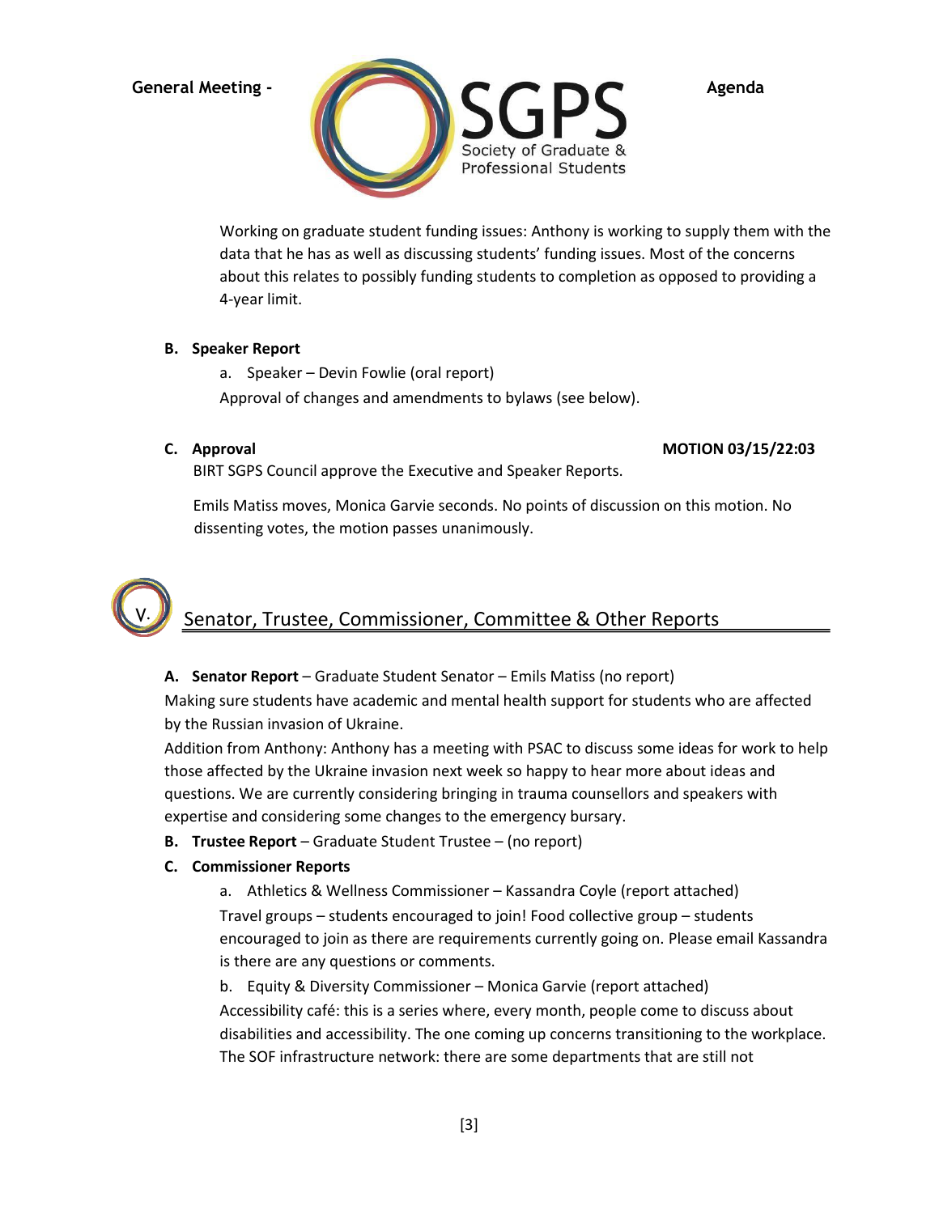Working on graduate student funding issues: Anthony is working to supply them with the data that he has as well as discussing students' funding issues. Most of the concerns about this relates to possibly funding students to completion as opposed to providing a 4-year limit.

**B. Speaker Report**

a. Speaker – Devin Fowlie (oral report)

Approval of changes and amendments to bylaws (see below).

**C. Approval** **MOTION 03/15/22:03**

BIRT SGPS Council approve the Executive and Speaker Reports.

Emils Matiss moves, Monica Garvie seconds. No points of discussion on this motion. No dissenting votes, the motion passes unanimously.

## V. Senator, Trustee, Commissioner, Committee & Other Reports

**A. Senator Report** – Graduate Student Senator – Emils Matiss (no report)

Making sure students have academic and mental health support for students who are affected by the Russian invasion of Ukraine.

Addition from Anthony: Anthony has a meeting with PSAC to discuss some ideas for work to help those affected by the Ukraine invasion next week so happy to hear more about ideas and questions. We are currently considering bringing in trauma counsellors and speakers with expertise and considering some changes to the emergency bursary.

**B. Trustee Report** – Graduate Student Trustee – (no report)

**C. Commissioner Reports**

a. Athletics & Wellness Commissioner – Kassandra Coyle (report attached)

Travel groups – students encouraged to join! Food collective group – students encouraged to join as there are requirements currently going on. Please email Kassandra is there are any questions or comments.

b. Equity & Diversity Commissioner – Monica Garvie (report attached)

Accessibility café: this is a series where, every month, people come to discuss about disabilities and accessibility. The one coming up concerns transitioning to the workplace. The SOF infrastructure network: there are some departments that are still not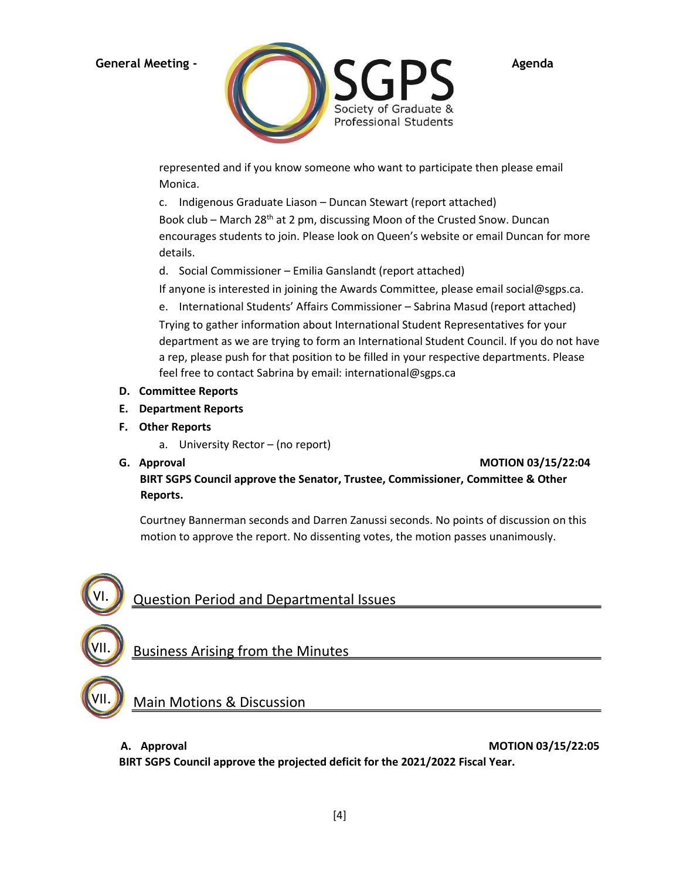represented and if you know someone who want to participate then please email Monica.

c. Indigenous Graduate Liason – Duncan Stewart (report attached)

Book club – March 28th at 2 pm, discussing Moon of the Crusted Snow. Duncan encourages students to join. Please look on Queen's website or email Duncan for more details.

d. Social Commissioner – Emilia Ganslandt (report attached)

If anyone is interested in joining the Awards Committee, please email social@sgps.ca.

e. International Students' Affairs Commissioner – Sabrina Masud (report attached)

Trying to gather information about International Student Representatives for your department as we are trying to form an International Student Council. If you do not have a rep, please push for that position to be filled in your respective departments. Please feel free to contact Sabrina by email: international@sgps.ca

**D. Committee Reports**

**E. Department Reports**

**F. Other Reports**

a. University Rector – (no report)

**G. Approval** **MOTION 03/15/22:04**

**BIRT SGPS Council approve the Senator, Trustee, Commissioner, Committee & Other Reports.**

Courtney Bannerman seconds and Darren Zanussi seconds. No points of discussion on this motion to approve the report. No dissenting votes, the motion passes unanimously.

## VI. Question Period and Departmental Issues

## VII. Business Arising from the Minutes

## VII. Main Motions & Discussion

**A. Approval** **MOTION 03/15/22:05**

**BIRT SGPS Council approve the projected deficit for the 2021/2022 Fiscal Year.**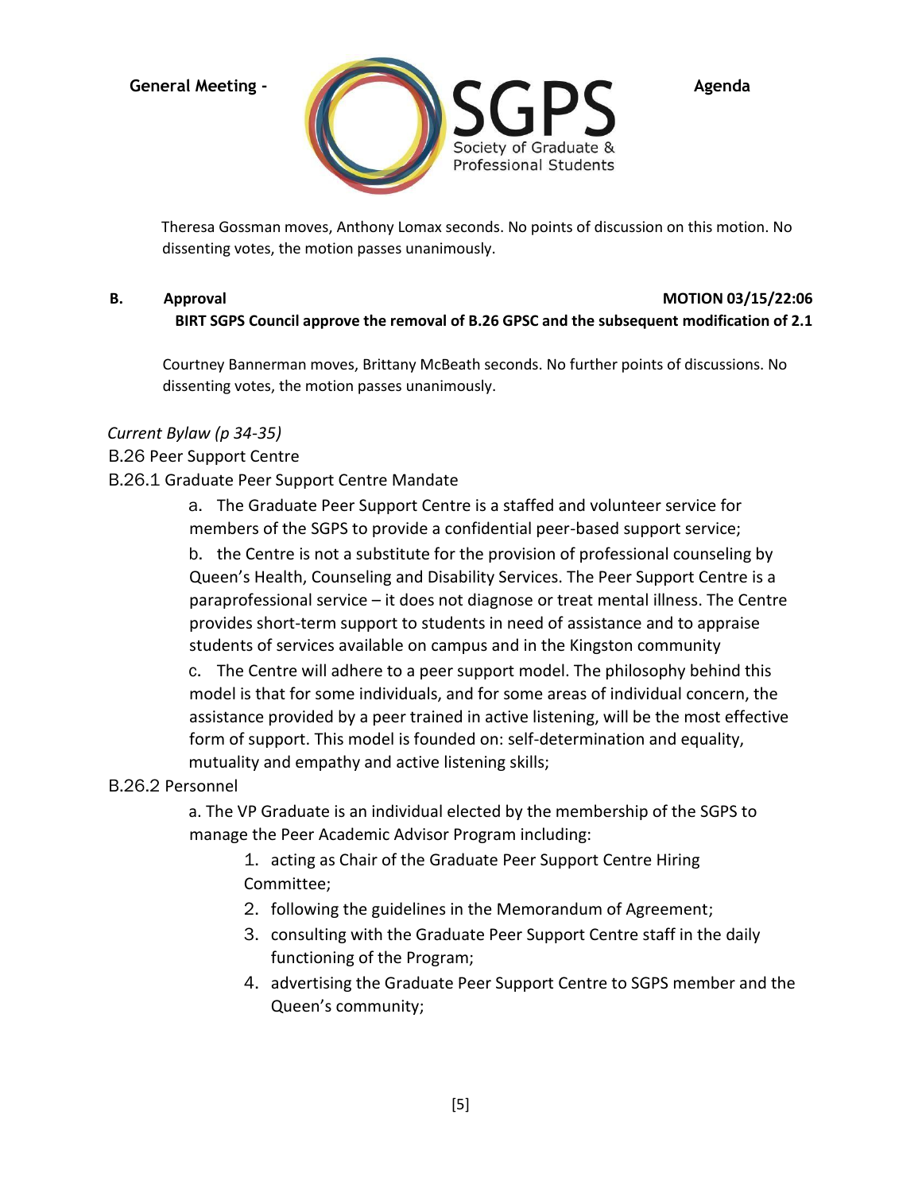Theresa Gossman moves, Anthony Lomax seconds. No points of discussion on this motion. No dissenting votes, the motion passes unanimously.

**B. Approval** **MOTION 03/15/22:06**

**BIRT SGPS Council approve the removal of B.26 GPSC and the subsequent modification of 2.1**

Courtney Bannerman moves, Brittany McBeath seconds. No further points of discussions. No dissenting votes, the motion passes unanimously.

*Current Bylaw (p 34-35)*

B.26 Peer Support Centre

B.26.1 Graduate Peer Support Centre Mandate

a. The Graduate Peer Support Centre is a staffed and volunteer service for members of the SGPS to provide a confidential peer-based support service;

b. the Centre is not a substitute for the provision of professional counseling by Queen's Health, Counseling and Disability Services. The Peer Support Centre is a paraprofessional service – it does not diagnose or treat mental illness. The Centre provides short-term support to students in need of assistance and to appraise students of services available on campus and in the Kingston community

c. The Centre will adhere to a peer support model. The philosophy behind this model is that for some individuals, and for some areas of individual concern, the assistance provided by a peer trained in active listening, will be the most effective form of support. This model is founded on: self-determination and equality, mutuality and empathy and active listening skills;

B.26.2 Personnel

a. The VP Graduate is an individual elected by the membership of the SGPS to manage the Peer Academic Advisor Program including:

1. acting as Chair of the Graduate Peer Support Centre Hiring Committee;
2. following the guidelines in the Memorandum of Agreement;
3. consulting with the Graduate Peer Support Centre staff in the daily functioning of the Program;
4. advertising the Graduate Peer Support Centre to SGPS member and the Queen's community;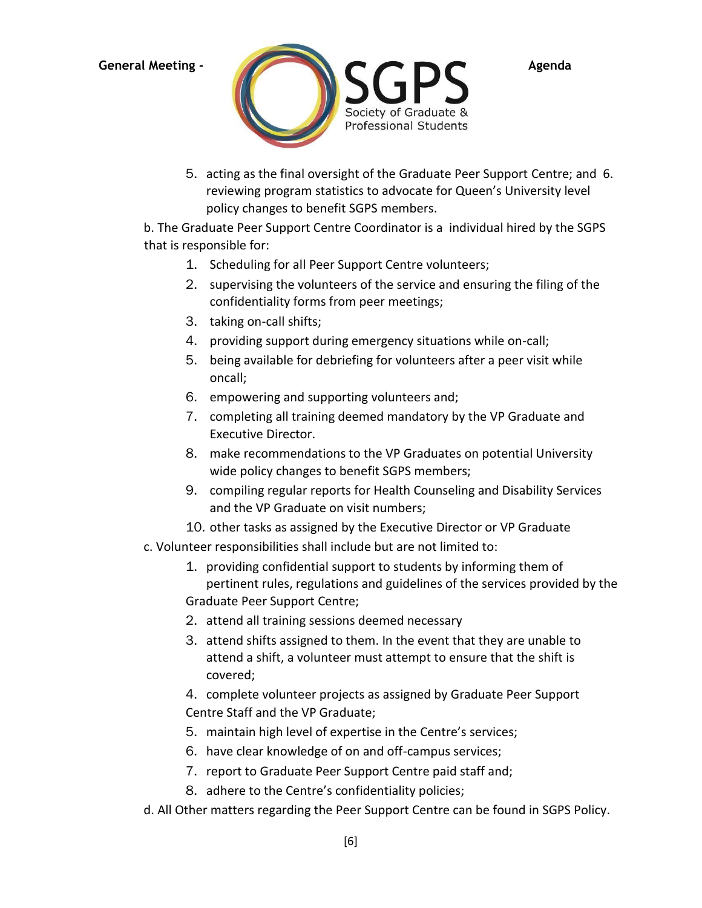5. acting as the final oversight of the Graduate Peer Support Centre; and
6. reviewing program statistics to advocate for Queen's University level policy changes to benefit SGPS members.

b. The Graduate Peer Support Centre Coordinator is a individual hired by the SGPS that is responsible for:

1. Scheduling for all Peer Support Centre volunteers;
2. supervising the volunteers of the service and ensuring the filing of the confidentiality forms from peer meetings;
3. taking on-call shifts;
4. providing support during emergency situations while on-call;
5. being available for debriefing for volunteers after a peer visit while oncall;
6. empowering and supporting volunteers and;
7. completing all training deemed mandatory by the VP Graduate and Executive Director.
8. make recommendations to the VP Graduates on potential University wide policy changes to benefit SGPS members;
9. compiling regular reports for Health Counseling and Disability Services and the VP Graduate on visit numbers;
10. other tasks as assigned by the Executive Director or VP Graduate

c. Volunteer responsibilities shall include but are not limited to:

1. providing confidential support to students by informing them of pertinent rules, regulations and guidelines of the services provided by the Graduate Peer Support Centre;
2. attend all training sessions deemed necessary
3. attend shifts assigned to them. In the event that they are unable to attend a shift, a volunteer must attempt to ensure that the shift is covered;
4. complete volunteer projects as assigned by Graduate Peer Support Centre Staff and the VP Graduate;
5. maintain high level of expertise in the Centre's services;
6. have clear knowledge of on and off-campus services;
7. report to Graduate Peer Support Centre paid staff and;
8. adhere to the Centre's confidentiality policies;

d. All Other matters regarding the Peer Support Centre can be found in SGPS Policy.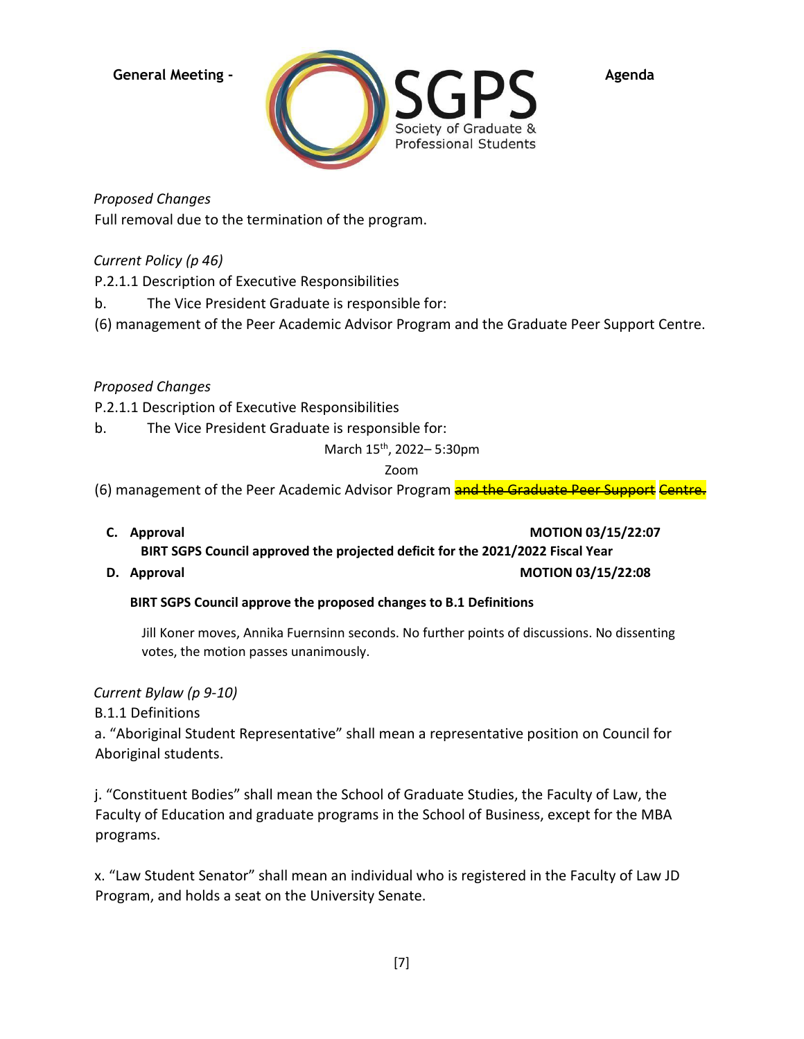*Proposed Changes*
Full removal due to the termination of the program.

*Current Policy (p 46)*
P.2.1.1 Description of Executive Responsibilities
b. The Vice President Graduate is responsible for:
(6) management of the Peer Academic Advisor Program and the Graduate Peer Support Centre.

*Proposed Changes*
P.2.1.1 Description of Executive Responsibilities
b. The Vice President Graduate is responsible for:
(6) management of the Peer Academic Advisor Program ~~and the Graduate Peer Support~~ ~~Centre.~~

**C. Approval** **MOTION 03/15/22:07**

**BIRT SGPS Council approved the projected deficit for the 2021/2022 Fiscal Year**

**D. Approval** **MOTION 03/15/22:08**

**BIRT SGPS Council approve the proposed changes to B.1 Definitions**

Jill Koner moves, Annika Fuernsinn seconds. No further points of discussions. No dissenting votes, the motion passes unanimously.

*Current Bylaw (p 9-10)*
B.1.1 Definitions
a. "Aboriginal Student Representative" shall mean a representative position on Council for Aboriginal students.

j. "Constituent Bodies" shall mean the School of Graduate Studies, the Faculty of Law, the Faculty of Education and graduate programs in the School of Business, except for the MBA programs.

x. "Law Student Senator" shall mean an individual who is registered in the Faculty of Law JD Program, and holds a seat on the University Senate.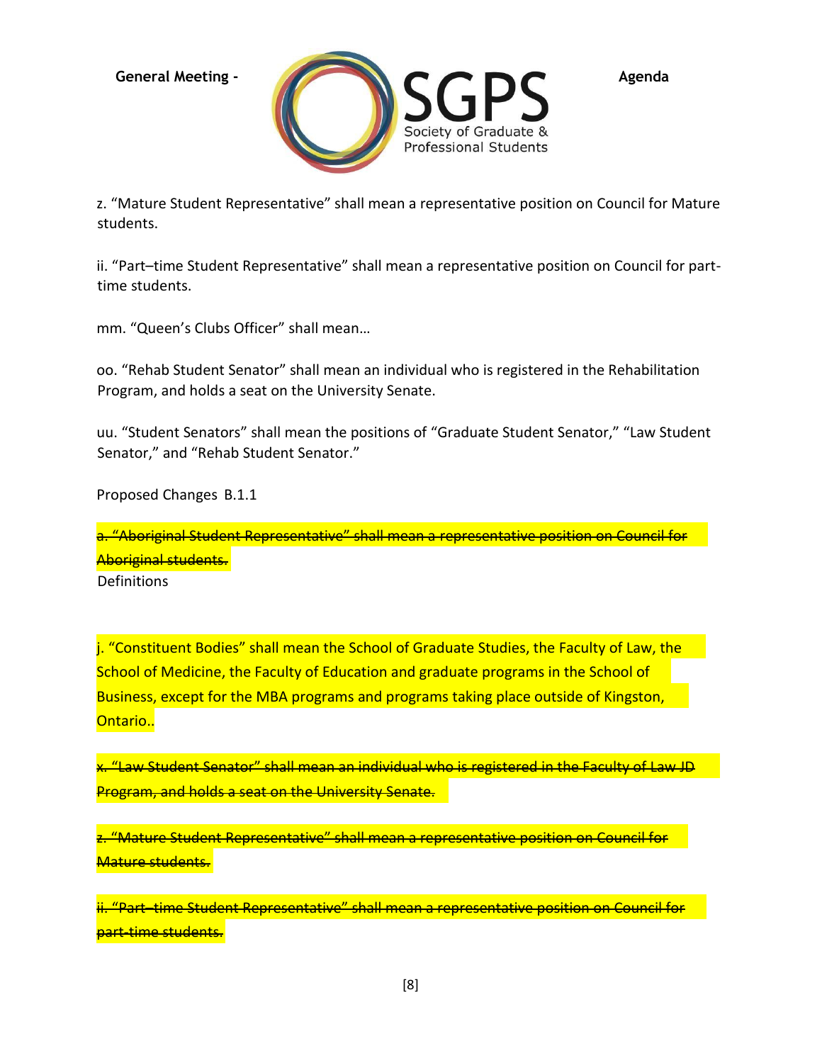z. “Mature Student Representative” shall mean a representative position on Council for Mature students.

ii. “Part–time Student Representative” shall mean a representative position on Council for part-time students.

mm. “Queen’s Clubs Officer” shall mean…

oo. “Rehab Student Senator” shall mean an individual who is registered in the Rehabilitation Program, and holds a seat on the University Senate.

uu. “Student Senators” shall mean the positions of “Graduate Student Senator,” “Law Student Senator,” and “Rehab Student Senator.”

Proposed Changes B.1.1

~~a. “Aboriginal Student Representative” shall mean a representative position on Council for Aboriginal students.~~

Definitions

j. “Constituent Bodies” shall mean the School of Graduate Studies, the Faculty of Law, the School of Medicine, the Faculty of Education and graduate programs in the School of Business, except for the MBA programs and programs taking place outside of Kingston, Ontario..

~~x. “Law Student Senator” shall mean an individual who is registered in the Faculty of Law JD Program, and holds a seat on the University Senate.~~

~~z. “Mature Student Representative” shall mean a representative position on Council for Mature students.~~

~~ii. “Part–time Student Representative” shall mean a representative position on Council for part-time students.~~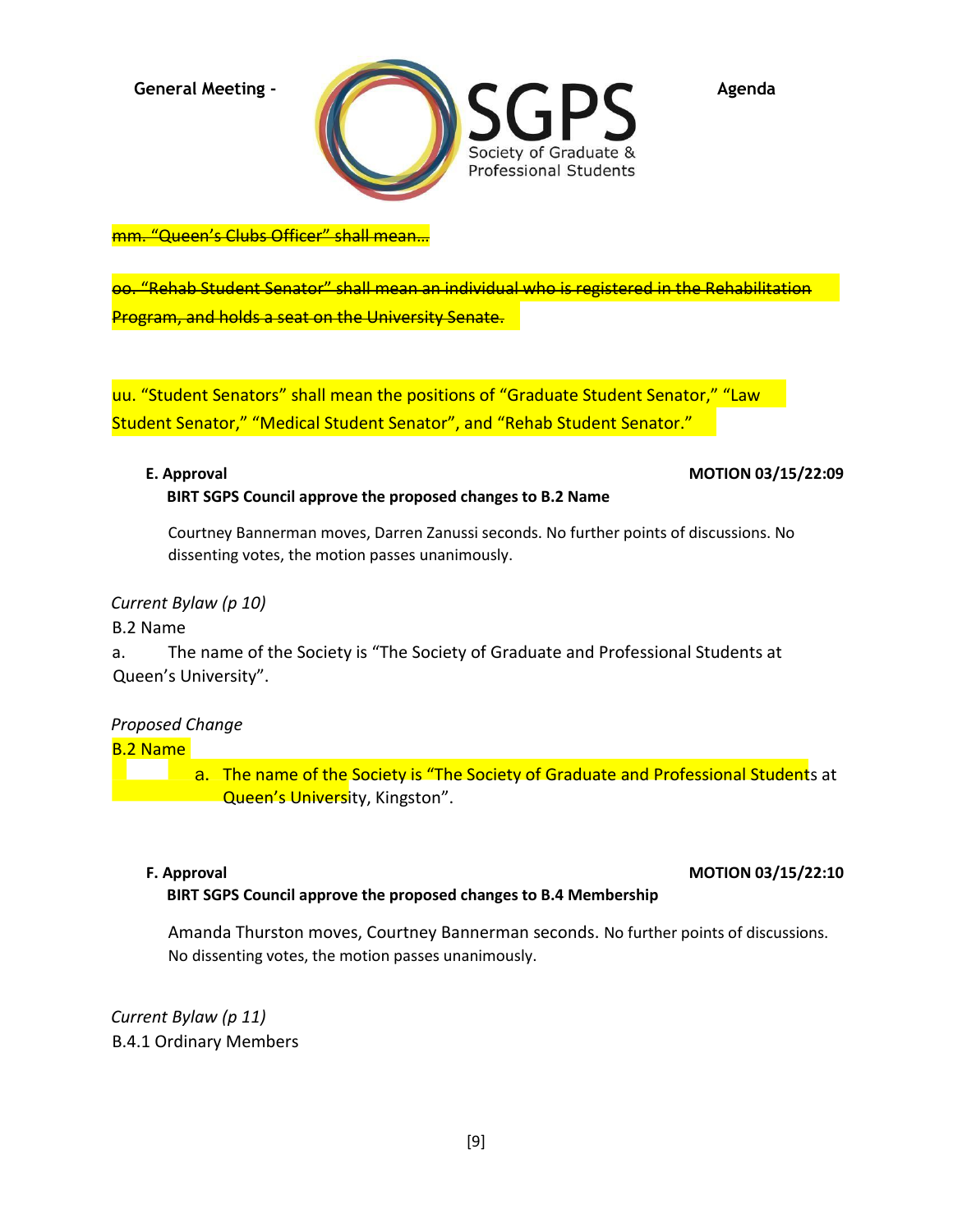~~mm. "Queen's Clubs Officer" shall mean…~~

~~oo. "Rehab Student Senator" shall mean an individual who is registered in the Rehabilitation Program, and holds a seat on the University Senate.~~

uu. "Student Senators" shall mean the positions of "Graduate Student Senator," "Law Student Senator," "Medical Student Senator", and "Rehab Student Senator."

**E. Approval** **MOTION 03/15/22:09**

**BIRT SGPS Council approve the proposed changes to B.2 Name**

Courtney Bannerman moves, Darren Zanussi seconds. No further points of discussions. No dissenting votes, the motion passes unanimously.

*Current Bylaw (p 10)*

B.2 Name

a. The name of the Society is "The Society of Graduate and Professional Students at Queen's University".

*Proposed Change*

B.2 Name

a. The name of the Society is "The Society of Graduate and Professional Students at Queen's University, Kingston".

**F. Approval** **MOTION 03/15/22:10**

**BIRT SGPS Council approve the proposed changes to B.4 Membership**

Amanda Thurston moves, Courtney Bannerman seconds. No further points of discussions. No dissenting votes, the motion passes unanimously.

*Current Bylaw (p 11)*

B.4.1 Ordinary Members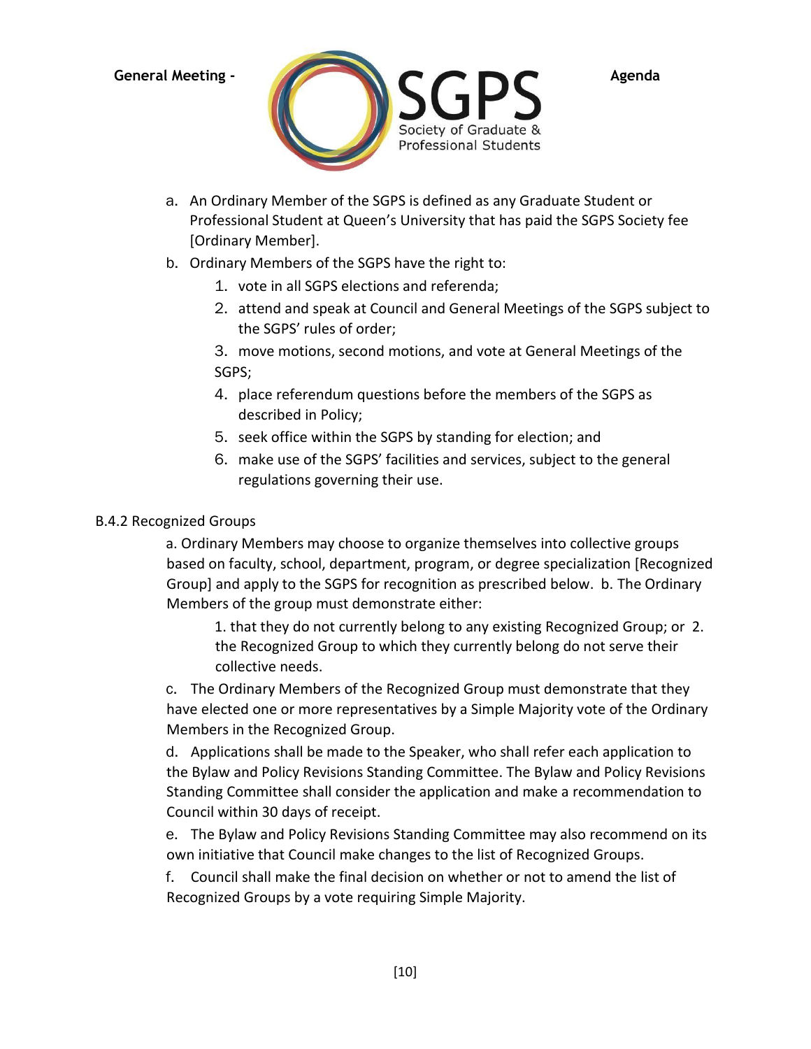a. An Ordinary Member of the SGPS is defined as any Graduate Student or Professional Student at Queen's University that has paid the SGPS Society fee [Ordinary Member].

b. Ordinary Members of the SGPS have the right to:
   1. vote in all SGPS elections and referenda;
   2. attend and speak at Council and General Meetings of the SGPS subject to the SGPS' rules of order;
   3. move motions, second motions, and vote at General Meetings of the SGPS;
   4. place referendum questions before the members of the SGPS as described in Policy;
   5. seek office within the SGPS by standing for election; and
   6. make use of the SGPS' facilities and services, subject to the general regulations governing their use.

B.4.2 Recognized Groups

a. Ordinary Members may choose to organize themselves into collective groups based on faculty, school, department, program, or degree specialization [Recognized Group] and apply to the SGPS for recognition as prescribed below. b. The Ordinary Members of the group must demonstrate either:

1. that they do not currently belong to any existing Recognized Group; or 2. the Recognized Group to which they currently belong do not serve their collective needs.

c. The Ordinary Members of the Recognized Group must demonstrate that they have elected one or more representatives by a Simple Majority vote of the Ordinary Members in the Recognized Group.

d. Applications shall be made to the Speaker, who shall refer each application to the Bylaw and Policy Revisions Standing Committee. The Bylaw and Policy Revisions Standing Committee shall consider the application and make a recommendation to Council within 30 days of receipt.

e. The Bylaw and Policy Revisions Standing Committee may also recommend on its own initiative that Council make changes to the list of Recognized Groups.

f. Council shall make the final decision on whether or not to amend the list of Recognized Groups by a vote requiring Simple Majority.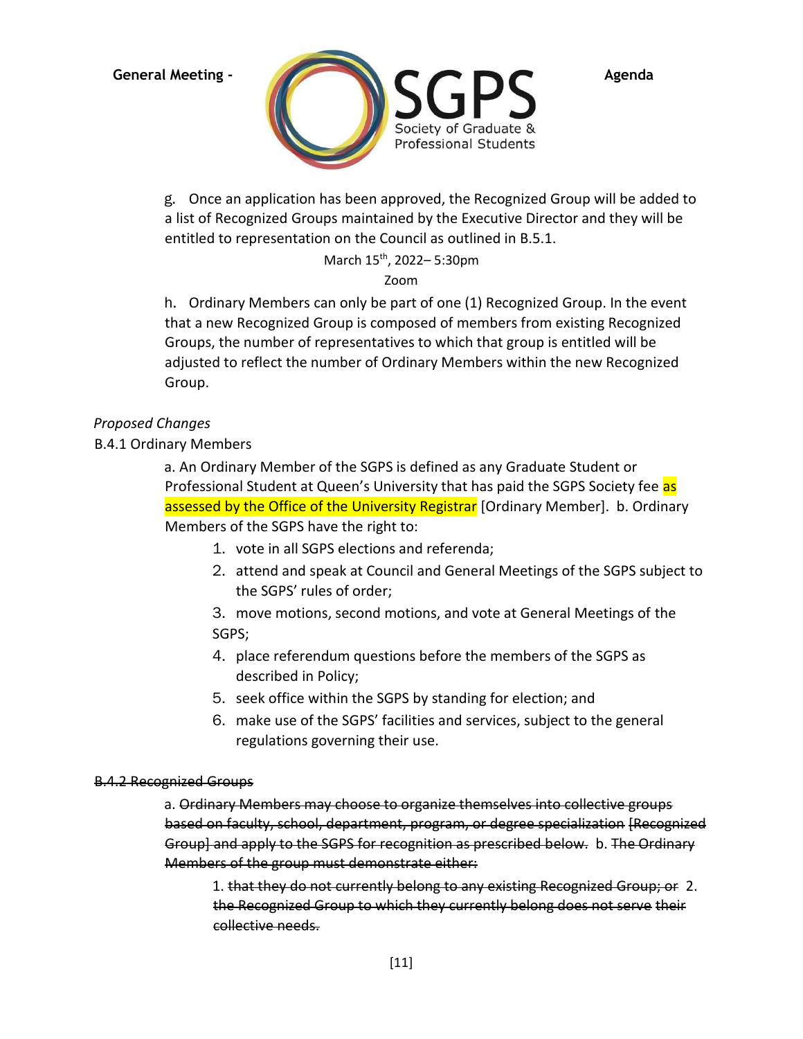g. Once an application has been approved, the Recognized Group will be added to a list of Recognized Groups maintained by the Executive Director and they will be entitled to representation on the Council as outlined in B.5.1.

h. Ordinary Members can only be part of one (1) Recognized Group. In the event that a new Recognized Group is composed of members from existing Recognized Groups, the number of representatives to which that group is entitled will be adjusted to reflect the number of Ordinary Members within the new Recognized Group.

*Proposed Changes*

B.4.1 Ordinary Members

a. An Ordinary Member of the SGPS is defined as any Graduate Student or Professional Student at Queen's University that has paid the SGPS Society fee as assessed by the Office of the University Registrar [Ordinary Member]. b. Ordinary Members of the SGPS have the right to:

1. vote in all SGPS elections and referenda;
2. attend and speak at Council and General Meetings of the SGPS subject to the SGPS' rules of order;
3. move motions, second motions, and vote at General Meetings of the SGPS;
4. place referendum questions before the members of the SGPS as described in Policy;
5. seek office within the SGPS by standing for election; and
6. make use of the SGPS' facilities and services, subject to the general regulations governing their use.

~~B.4.2 Recognized Groups~~

a. ~~Ordinary Members may choose to organize themselves into collective groups based on faculty, school, department, program, or degree specialization [Recognized Group] and apply to the SGPS for recognition as prescribed below.~~ b. ~~The Ordinary Members of the group must demonstrate either:~~

1. ~~that they do not currently belong to any existing Recognized Group; or~~ 2. ~~the Recognized Group to which they currently belong does not serve their collective needs.~~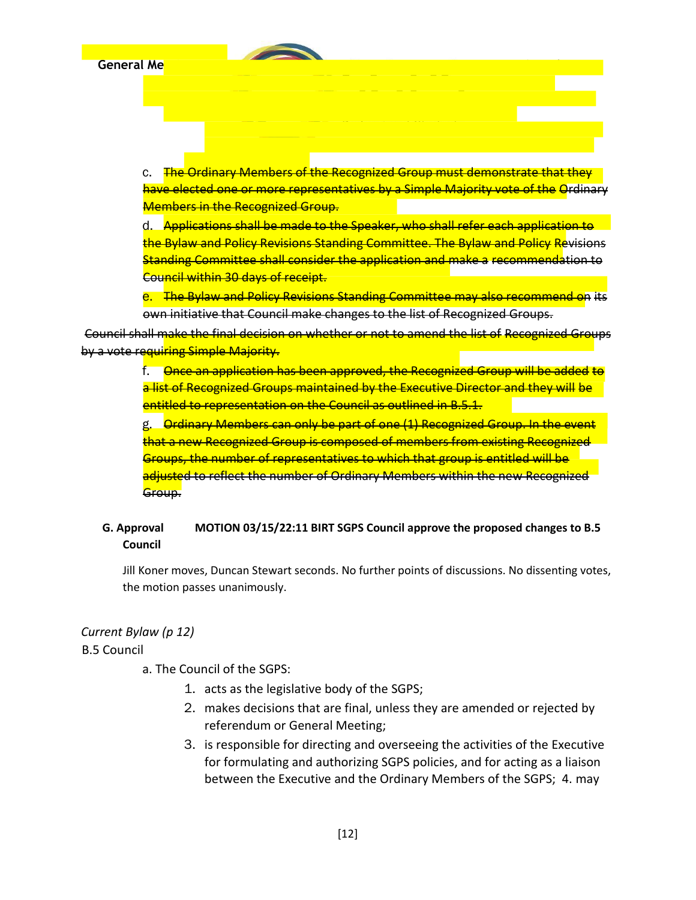General Me

c. ~~The Ordinary Members of the Recognized Group must demonstrate that they have elected one or more representatives by a Simple Majority vote of the Ordinary Members in the Recognized Group.~~

d. ~~Applications shall be made to the Speaker, who shall refer each application to the Bylaw and Policy Revisions Standing Committee. The Bylaw and Policy Revisions Standing Committee shall consider the application and make a recommendation to Council within 30 days of receipt.~~

e. ~~The Bylaw and Policy Revisions Standing Committee may also recommend on its own initiative that Council make changes to the list of Recognized Groups.~~

~~Council shall make the final decision on whether or not to amend the list of Recognized Groups by a vote requiring Simple Majority.~~

f. ~~Once an application has been approved, the Recognized Group will be added to a list of Recognized Groups maintained by the Executive Director and they will be entitled to representation on the Council as outlined in B.5.1.~~

g. ~~Ordinary Members can only be part of one (1) Recognized Group. In the event that a new Recognized Group is composed of members from existing Recognized Groups, the number of representatives to which that group is entitled will be adjusted to reflect the number of Ordinary Members within the new Recognized Group.~~

**G. Approval Council** **MOTION 03/15/22:11 BIRT SGPS Council approve the proposed changes to B.5**

Jill Koner moves, Duncan Stewart seconds. No further points of discussions. No dissenting votes, the motion passes unanimously.

*Current Bylaw (p 12)*

B.5 Council

a. The Council of the SGPS:

1. acts as the legislative body of the SGPS;
2. makes decisions that are final, unless they are amended or rejected by referendum or General Meeting;
3. is responsible for directing and overseeing the activities of the Executive for formulating and authorizing SGPS policies, and for acting as a liaison between the Executive and the Ordinary Members of the SGPS; 4. may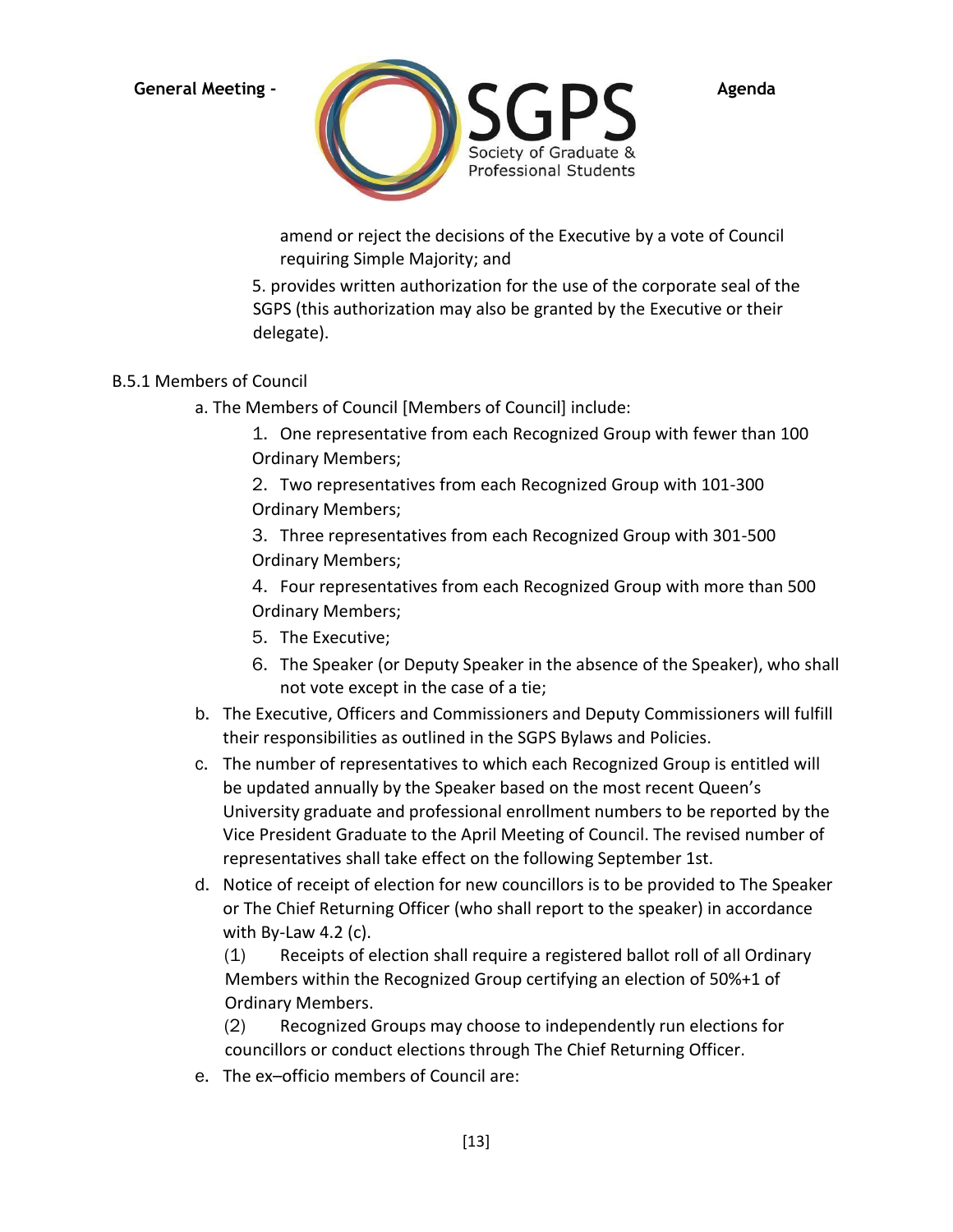amend or reject the decisions of the Executive by a vote of Council requiring Simple Majority; and

5. provides written authorization for the use of the corporate seal of the SGPS (this authorization may also be granted by the Executive or their delegate).

B.5.1 Members of Council

a. The Members of Council [Members of Council] include:

1. One representative from each Recognized Group with fewer than 100 Ordinary Members;
2. Two representatives from each Recognized Group with 101-300 Ordinary Members;
3. Three representatives from each Recognized Group with 301-500 Ordinary Members;
4. Four representatives from each Recognized Group with more than 500 Ordinary Members;
5. The Executive;
6. The Speaker (or Deputy Speaker in the absence of the Speaker), who shall not vote except in the case of a tie;

b. The Executive, Officers and Commissioners and Deputy Commissioners will fulfill their responsibilities as outlined in the SGPS Bylaws and Policies.

c. The number of representatives to which each Recognized Group is entitled will be updated annually by the Speaker based on the most recent Queen's University graduate and professional enrollment numbers to be reported by the Vice President Graduate to the April Meeting of Council. The revised number of representatives shall take effect on the following September 1st.

d. Notice of receipt of election for new councillors is to be provided to The Speaker or The Chief Returning Officer (who shall report to the speaker) in accordance with By-Law 4.2 (c).

(1) Receipts of election shall require a registered ballot roll of all Ordinary Members within the Recognized Group certifying an election of 50%+1 of Ordinary Members.

(2) Recognized Groups may choose to independently run elections for councillors or conduct elections through The Chief Returning Officer.

e. The ex–officio members of Council are: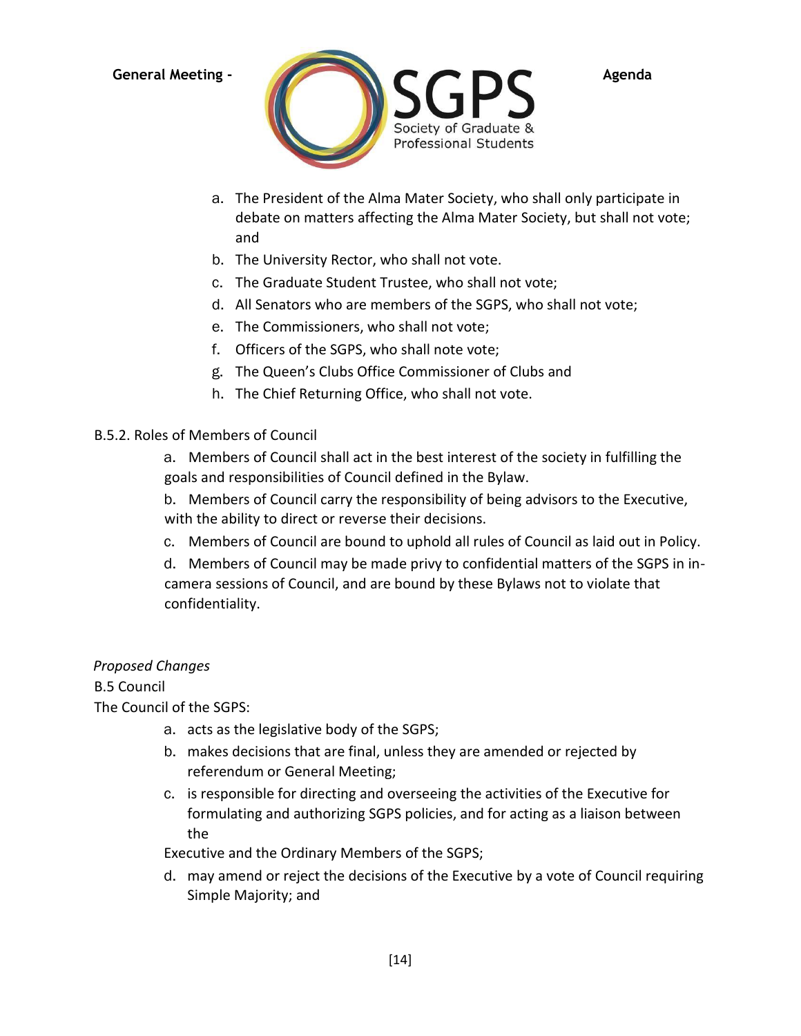a. The President of the Alma Mater Society, who shall only participate in debate on matters affecting the Alma Mater Society, but shall not vote; and
b. The University Rector, who shall not vote.
c. The Graduate Student Trustee, who shall not vote;
d. All Senators who are members of the SGPS, who shall not vote;
e. The Commissioners, who shall not vote;
f. Officers of the SGPS, who shall note vote;
g. The Queen's Clubs Office Commissioner of Clubs and
h. The Chief Returning Office, who shall not vote.

B.5.2. Roles of Members of Council

a. Members of Council shall act in the best interest of the society in fulfilling the goals and responsibilities of Council defined in the Bylaw.

b. Members of Council carry the responsibility of being advisors to the Executive, with the ability to direct or reverse their decisions.

c. Members of Council are bound to uphold all rules of Council as laid out in Policy.

d. Members of Council may be made privy to confidential matters of the SGPS in in-camera sessions of Council, and are bound by these Bylaws not to violate that confidentiality.

*Proposed Changes*

B.5 Council

The Council of the SGPS:

a. acts as the legislative body of the SGPS;
b. makes decisions that are final, unless they are amended or rejected by referendum or General Meeting;
c. is responsible for directing and overseeing the activities of the Executive for formulating and authorizing SGPS policies, and for acting as a liaison between the
Executive and the Ordinary Members of the SGPS;
d. may amend or reject the decisions of the Executive by a vote of Council requiring Simple Majority; and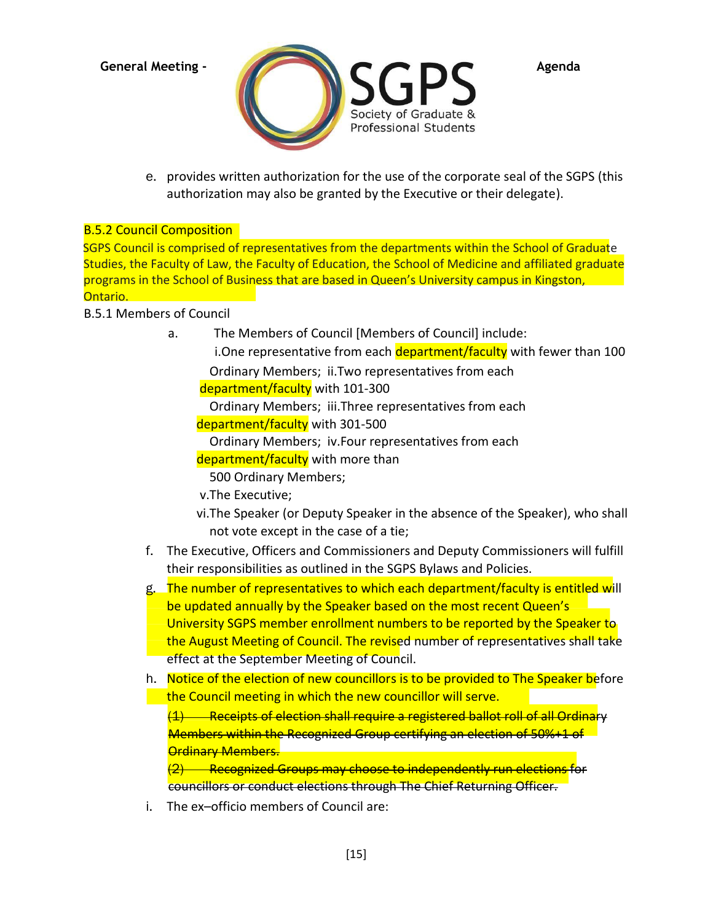e. provides written authorization for the use of the corporate seal of the SGPS (this authorization may also be granted by the Executive or their delegate).

B.5.2 Council Composition

SGPS Council is comprised of representatives from the departments within the School of Graduate Studies, the Faculty of Law, the Faculty of Education, the School of Medicine and affiliated graduate programs in the School of Business that are based in Queen's University campus in Kingston, Ontario.

B.5.1 Members of Council

a. The Members of Council [Members of Council] include:
   - i. One representative from each department/faculty with fewer than 100 Ordinary Members;
   - ii. Two representatives from each department/faculty with 101-300 Ordinary Members;
   - iii. Three representatives from each department/faculty with 301-500 Ordinary Members;
   - iv. Four representatives from each department/faculty with more than 500 Ordinary Members;
   - v. The Executive;
   - vi. The Speaker (or Deputy Speaker in the absence of the Speaker), who shall not vote except in the case of a tie;

f. The Executive, Officers and Commissioners and Deputy Commissioners will fulfill their responsibilities as outlined in the SGPS Bylaws and Policies.

g. The number of representatives to which each department/faculty is entitled will be updated annually by the Speaker based on the most recent Queen's University SGPS member enrollment numbers to be reported by the Speaker to the August Meeting of Council. The revised number of representatives shall take effect at the September Meeting of Council.

h. Notice of the election of new councillors is to be provided to The Speaker before the Council meeting in which the new councillor will serve.

   ~~(1) Receipts of election shall require a registered ballot roll of all Ordinary Members within the Recognized Group certifying an election of 50%+1 of Ordinary Members.~~

   ~~(2) Recognized Groups may choose to independently run elections for councillors or conduct elections through The Chief Returning Officer.~~

i. The ex–officio members of Council are: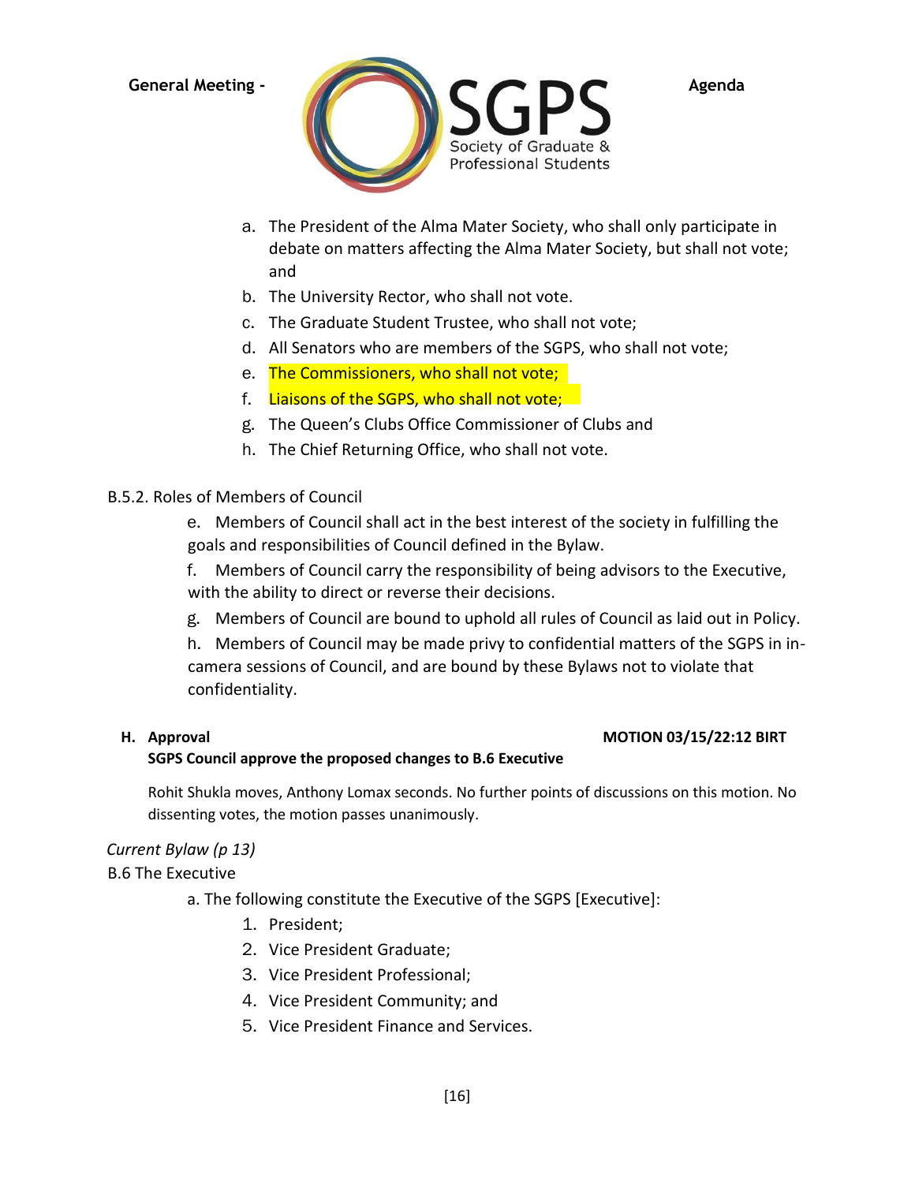a. The President of the Alma Mater Society, who shall only participate in debate on matters affecting the Alma Mater Society, but shall not vote; and
b. The University Rector, who shall not vote.
c. The Graduate Student Trustee, who shall not vote;
d. All Senators who are members of the SGPS, who shall not vote;
e. The Commissioners, who shall not vote;
f. Liaisons of the SGPS, who shall not vote;
g. The Queen's Clubs Office Commissioner of Clubs and
h. The Chief Returning Office, who shall not vote.

B.5.2. Roles of Members of Council

e. Members of Council shall act in the best interest of the society in fulfilling the goals and responsibilities of Council defined in the Bylaw.

f. Members of Council carry the responsibility of being advisors to the Executive, with the ability to direct or reverse their decisions.

g. Members of Council are bound to uphold all rules of Council as laid out in Policy.

h. Members of Council may be made privy to confidential matters of the SGPS in in-camera sessions of Council, and are bound by these Bylaws not to violate that confidentiality.

**H. Approval** **MOTION 03/15/22:12 BIRT**

**SGPS Council approve the proposed changes to B.6 Executive**

Rohit Shukla moves, Anthony Lomax seconds. No further points of discussions on this motion. No dissenting votes, the motion passes unanimously.

*Current Bylaw (p 13)*

B.6 The Executive

a. The following constitute the Executive of the SGPS [Executive]:

1. President;
2. Vice President Graduate;
3. Vice President Professional;
4. Vice President Community; and
5. Vice President Finance and Services.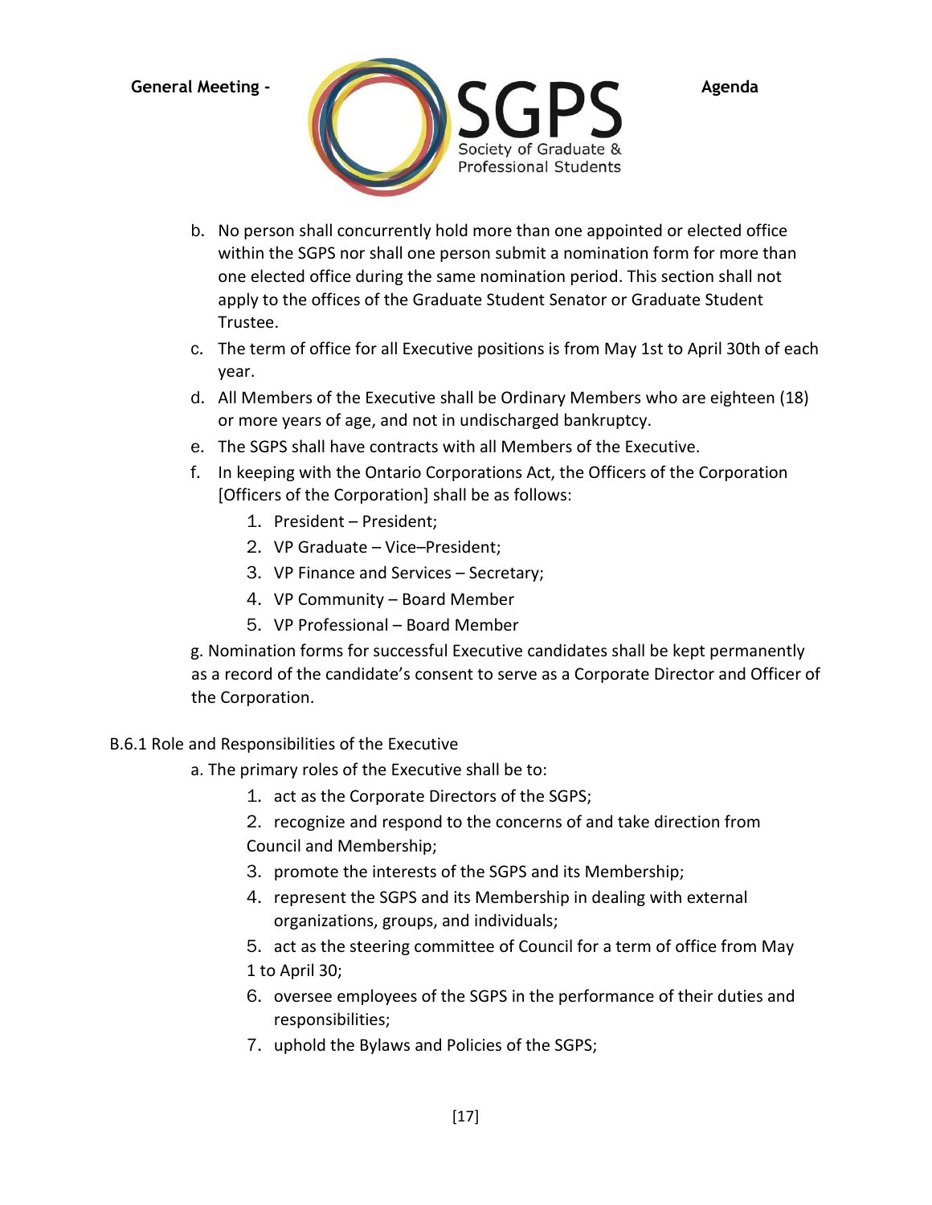b. No person shall concurrently hold more than one appointed or elected office within the SGPS nor shall one person submit a nomination form for more than one elected office during the same nomination period. This section shall not apply to the offices of the Graduate Student Senator or Graduate Student Trustee.

c. The term of office for all Executive positions is from May 1st to April 30th of each year.

d. All Members of the Executive shall be Ordinary Members who are eighteen (18) or more years of age, and not in undischarged bankruptcy.

e. The SGPS shall have contracts with all Members of the Executive.

f. In keeping with the Ontario Corporations Act, the Officers of the Corporation [Officers of the Corporation] shall be as follows:

1. President – President;
2. VP Graduate – Vice–President;
3. VP Finance and Services – Secretary;
4. VP Community – Board Member
5. VP Professional – Board Member

g. Nomination forms for successful Executive candidates shall be kept permanently as a record of the candidate's consent to serve as a Corporate Director and Officer of the Corporation.

B.6.1 Role and Responsibilities of the Executive

a. The primary roles of the Executive shall be to:

1. act as the Corporate Directors of the SGPS;
2. recognize and respond to the concerns of and take direction from Council and Membership;
3. promote the interests of the SGPS and its Membership;
4. represent the SGPS and its Membership in dealing with external organizations, groups, and individuals;
5. act as the steering committee of Council for a term of office from May 1 to April 30;
6. oversee employees of the SGPS in the performance of their duties and responsibilities;
7. uphold the Bylaws and Policies of the SGPS;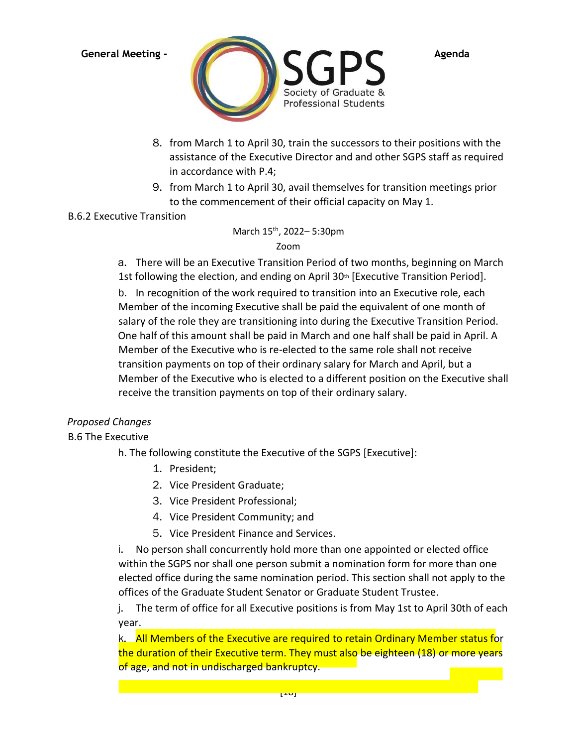8. from March 1 to April 30, train the successors to their positions with the assistance of the Executive Director and and other SGPS staff as required in accordance with P.4;
9. from March 1 to April 30, avail themselves for transition meetings prior to the commencement of their official capacity on May 1.

B.6.2 Executive Transition

a. There will be an Executive Transition Period of two months, beginning on March 1st following the election, and ending on April 30th [Executive Transition Period].

b. In recognition of the work required to transition into an Executive role, each Member of the incoming Executive shall be paid the equivalent of one month of salary of the role they are transitioning into during the Executive Transition Period. One half of this amount shall be paid in March and one half shall be paid in April. A Member of the Executive who is re-elected to the same role shall not receive transition payments on top of their ordinary salary for March and April, but a Member of the Executive who is elected to a different position on the Executive shall receive the transition payments on top of their ordinary salary.

*Proposed Changes*

B.6 The Executive

h. The following constitute the Executive of the SGPS [Executive]:

1. President;
2. Vice President Graduate;
3. Vice President Professional;
4. Vice President Community; and
5. Vice President Finance and Services.

i. No person shall concurrently hold more than one appointed or elected office within the SGPS nor shall one person submit a nomination form for more than one elected office during the same nomination period. This section shall not apply to the offices of the Graduate Student Senator or Graduate Student Trustee.

j. The term of office for all Executive positions is from May 1st to April 30th of each year.

k. All Members of the Executive are required to retain Ordinary Member status for the duration of their Executive term. They must also be eighteen (18) or more years of age, and not in undischarged bankruptcy.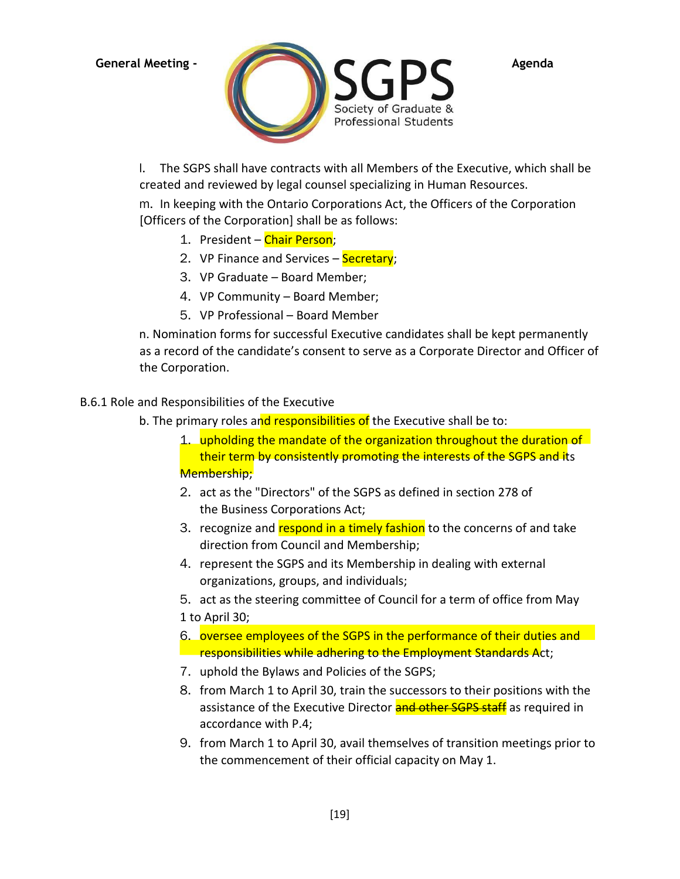l. The SGPS shall have contracts with all Members of the Executive, which shall be created and reviewed by legal counsel specializing in Human Resources.

m. In keeping with the Ontario Corporations Act, the Officers of the Corporation [Officers of the Corporation] shall be as follows:

1. President – Chair Person;
2. VP Finance and Services – Secretary;
3. VP Graduate – Board Member;
4. VP Community – Board Member;
5. VP Professional – Board Member

n. Nomination forms for successful Executive candidates shall be kept permanently as a record of the candidate's consent to serve as a Corporate Director and Officer of the Corporation.

B.6.1 Role and Responsibilities of the Executive

b. The primary roles and responsibilities of the Executive shall be to:

1. upholding the mandate of the organization throughout the duration of their term by consistently promoting the interests of the SGPS and its Membership;
2. act as the "Directors" of the SGPS as defined in section 278 of the Business Corporations Act;
3. recognize and respond in a timely fashion to the concerns of and take direction from Council and Membership;
4. represent the SGPS and its Membership in dealing with external organizations, groups, and individuals;
5. act as the steering committee of Council for a term of office from May 1 to April 30;
6. oversee employees of the SGPS in the performance of their duties and responsibilities while adhering to the Employment Standards Act;
7. uphold the Bylaws and Policies of the SGPS;
8. from March 1 to April 30, train the successors to their positions with the assistance of the Executive Director ~~and other SGPS staff~~ as required in accordance with P.4;
9. from March 1 to April 30, avail themselves of transition meetings prior to the commencement of their official capacity on May 1.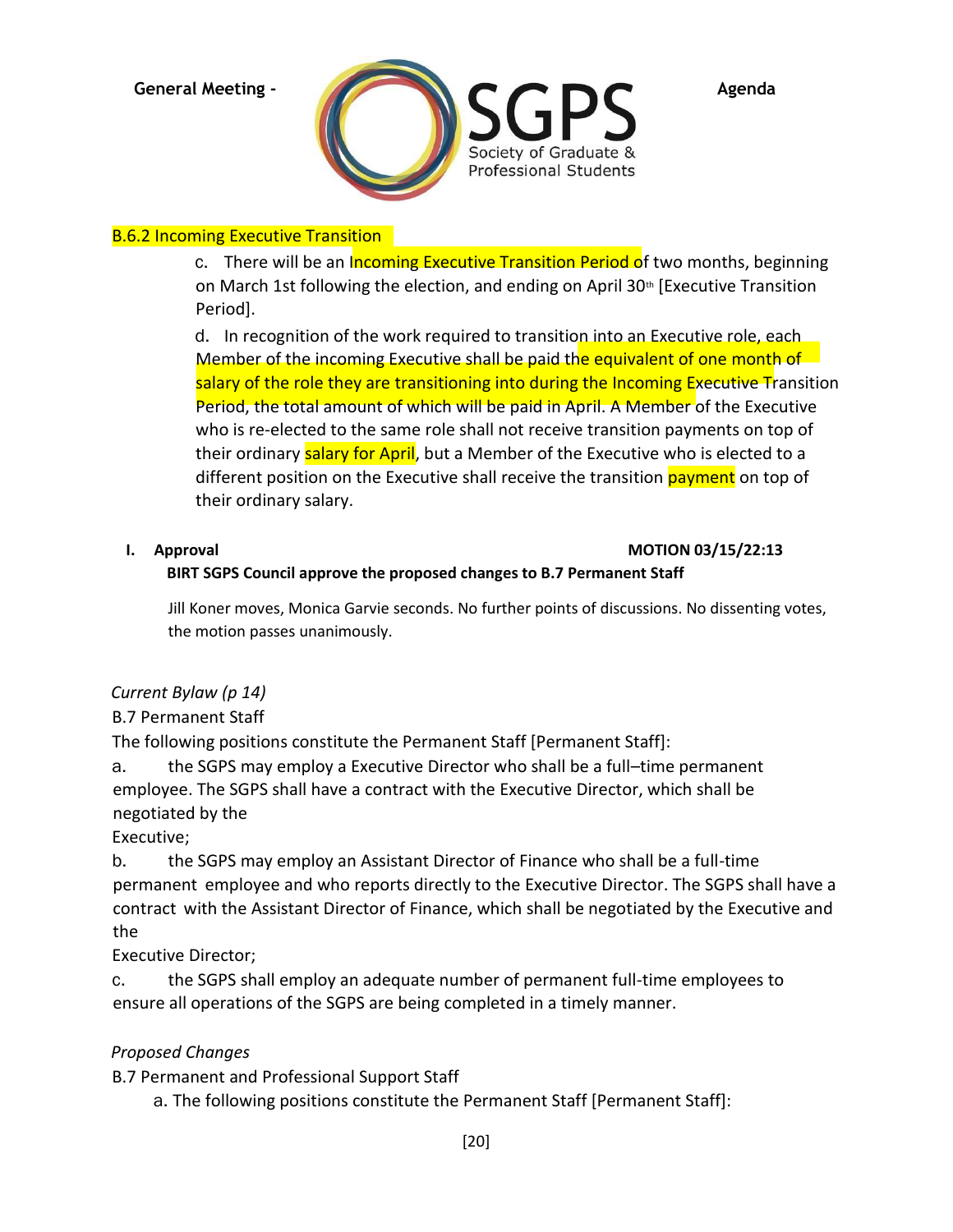## B.6.2 Incoming Executive Transition

c. There will be an Incoming Executive Transition Period of two months, beginning on March 1st following the election, and ending on April 30th [Executive Transition Period].

d. In recognition of the work required to transition into an Executive role, each Member of the incoming Executive shall be paid the equivalent of one month of salary of the role they are transitioning into during the Incoming Executive Transition Period, the total amount of which will be paid in April. A Member of the Executive who is re-elected to the same role shall not receive transition payments on top of their ordinary salary for April, but a Member of the Executive who is elected to a different position on the Executive shall receive the transition payment on top of their ordinary salary.

**I. Approval** **MOTION 03/15/22:13**

**BIRT SGPS Council approve the proposed changes to B.7 Permanent Staff**

Jill Koner moves, Monica Garvie seconds. No further points of discussions. No dissenting votes, the motion passes unanimously.

*Current Bylaw (p 14)*

B.7 Permanent Staff

The following positions constitute the Permanent Staff [Permanent Staff]:

a. the SGPS may employ a Executive Director who shall be a full–time permanent employee. The SGPS shall have a contract with the Executive Director, which shall be negotiated by the Executive;

b. the SGPS may employ an Assistant Director of Finance who shall be a full-time permanent employee and who reports directly to the Executive Director. The SGPS shall have a contract with the Assistant Director of Finance, which shall be negotiated by the Executive and the Executive Director;

c. the SGPS shall employ an adequate number of permanent full-time employees to ensure all operations of the SGPS are being completed in a timely manner.

*Proposed Changes*

B.7 Permanent and Professional Support Staff

a. The following positions constitute the Permanent Staff [Permanent Staff]: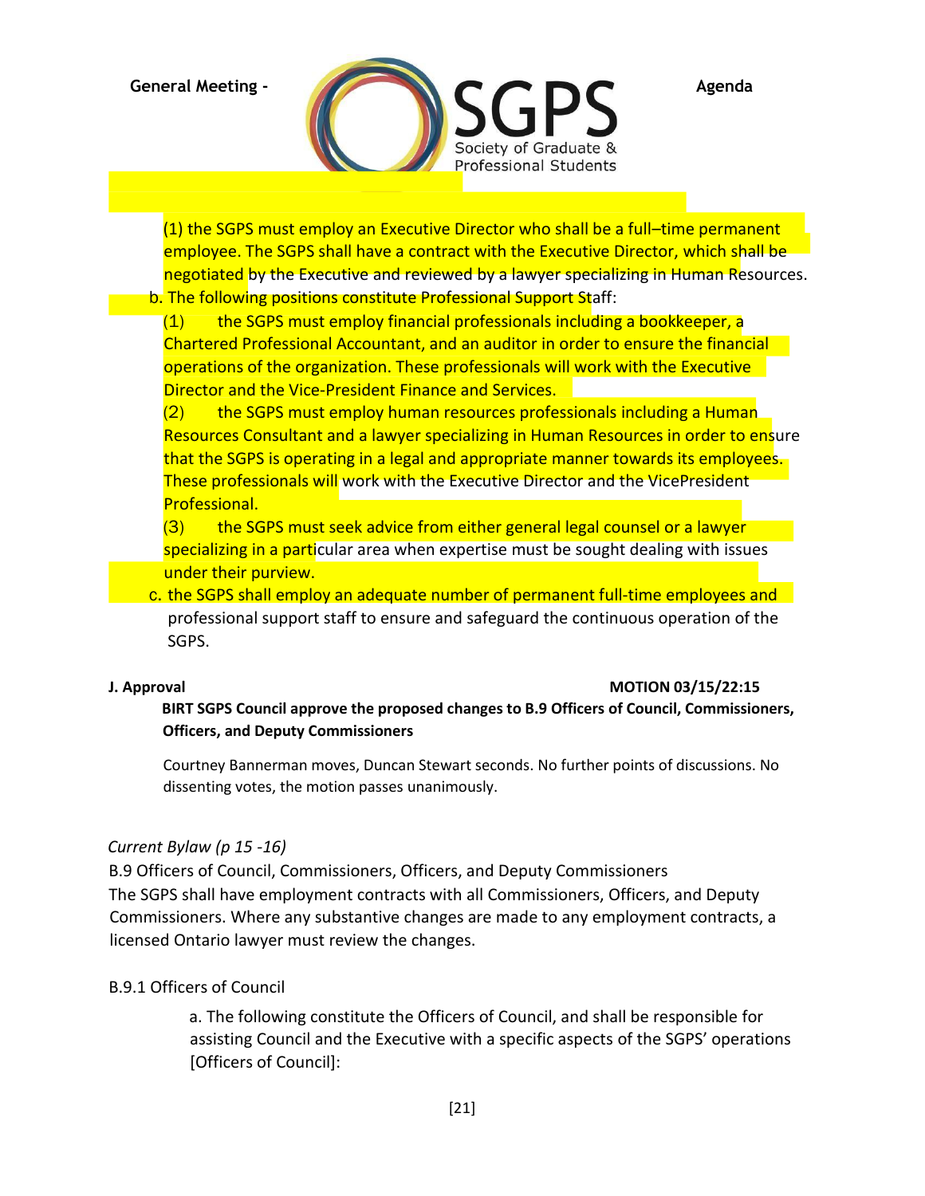(1) the SGPS must employ an Executive Director who shall be a full–time permanent employee. The SGPS shall have a contract with the Executive Director, which shall be negotiated by the Executive and reviewed by a lawyer specializing in Human Resources.

b. The following positions constitute Professional Support Staff:

(1) the SGPS must employ financial professionals including a bookkeeper, a Chartered Professional Accountant, and an auditor in order to ensure the financial operations of the organization. These professionals will work with the Executive Director and the Vice-President Finance and Services.

(2) the SGPS must employ human resources professionals including a Human Resources Consultant and a lawyer specializing in Human Resources in order to ensure that the SGPS is operating in a legal and appropriate manner towards its employees. These professionals will work with the Executive Director and the VicePresident Professional.

(3) the SGPS must seek advice from either general legal counsel or a lawyer specializing in a particular area when expertise must be sought dealing with issues under their purview.

c. the SGPS shall employ an adequate number of permanent full-time employees and professional support staff to ensure and safeguard the continuous operation of the SGPS.

**J. Approval** **MOTION 03/15/22:15**

**BIRT SGPS Council approve the proposed changes to B.9 Officers of Council, Commissioners, Officers, and Deputy Commissioners**

Courtney Bannerman moves, Duncan Stewart seconds. No further points of discussions. No dissenting votes, the motion passes unanimously.

*Current Bylaw (p 15 -16)*

B.9 Officers of Council, Commissioners, Officers, and Deputy Commissioners

The SGPS shall have employment contracts with all Commissioners, Officers, and Deputy Commissioners. Where any substantive changes are made to any employment contracts, a licensed Ontario lawyer must review the changes.

B.9.1 Officers of Council

a. The following constitute the Officers of Council, and shall be responsible for assisting Council and the Executive with a specific aspects of the SGPS' operations [Officers of Council]: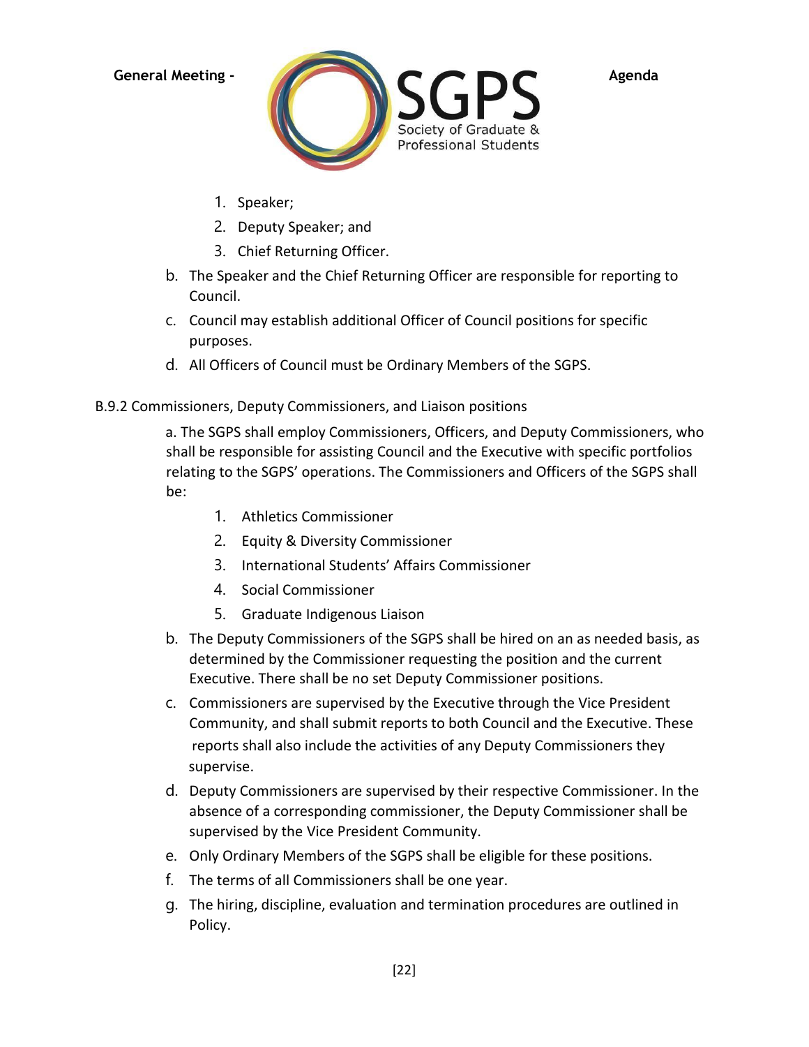1. Speaker;
2. Deputy Speaker; and
3. Chief Returning Officer.

b. The Speaker and the Chief Returning Officer are responsible for reporting to Council.

c. Council may establish additional Officer of Council positions for specific purposes.

d. All Officers of Council must be Ordinary Members of the SGPS.

B.9.2 Commissioners, Deputy Commissioners, and Liaison positions

a. The SGPS shall employ Commissioners, Officers, and Deputy Commissioners, who shall be responsible for assisting Council and the Executive with specific portfolios relating to the SGPS' operations. The Commissioners and Officers of the SGPS shall be:

1. Athletics Commissioner
2. Equity & Diversity Commissioner
3. International Students' Affairs Commissioner
4. Social Commissioner
5. Graduate Indigenous Liaison

b. The Deputy Commissioners of the SGPS shall be hired on an as needed basis, as determined by the Commissioner requesting the position and the current Executive. There shall be no set Deputy Commissioner positions.

c. Commissioners are supervised by the Executive through the Vice President Community, and shall submit reports to both Council and the Executive. These reports shall also include the activities of any Deputy Commissioners they supervise.

d. Deputy Commissioners are supervised by their respective Commissioner. In the absence of a corresponding commissioner, the Deputy Commissioner shall be supervised by the Vice President Community.

e. Only Ordinary Members of the SGPS shall be eligible for these positions.

f. The terms of all Commissioners shall be one year.

g. The hiring, discipline, evaluation and termination procedures are outlined in Policy.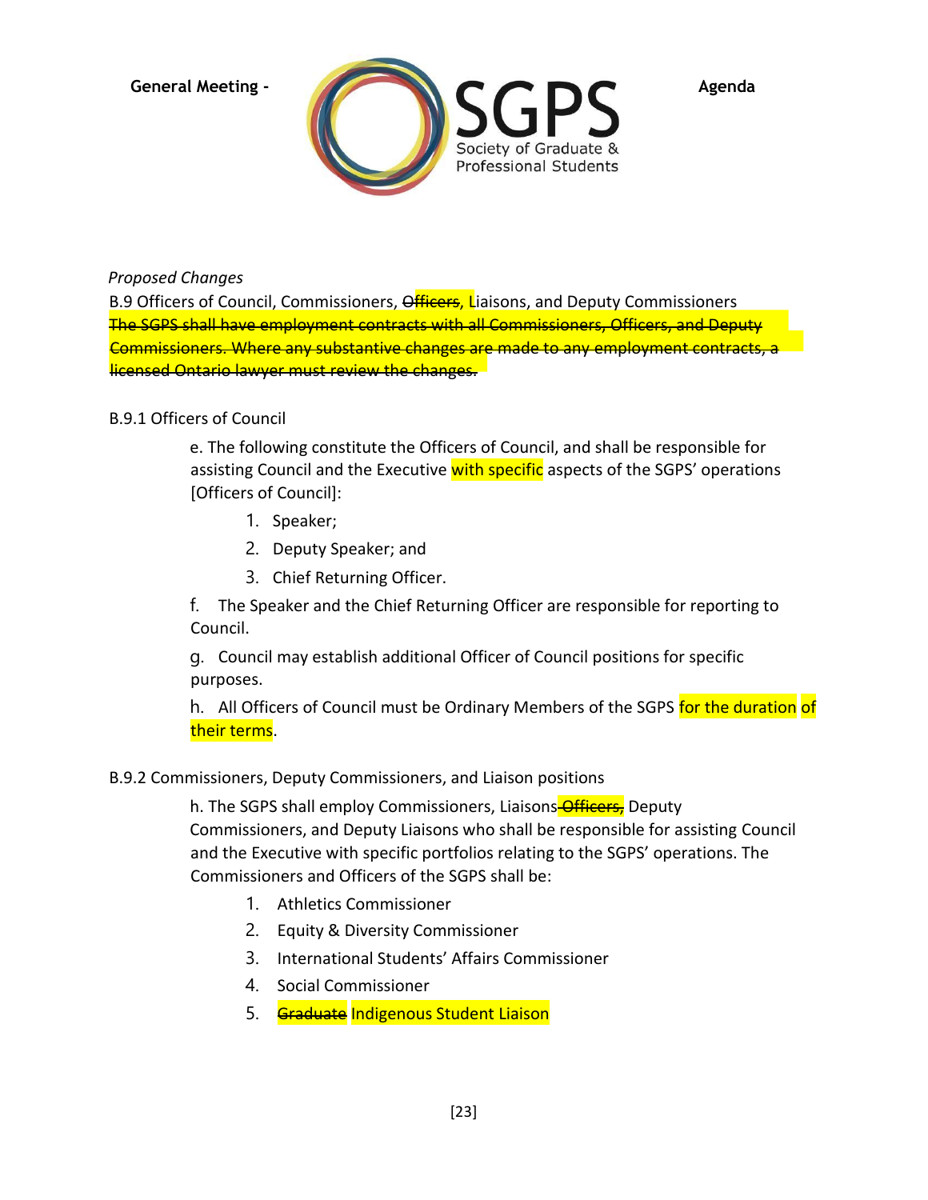*Proposed Changes*

B.9 Officers of Council, Commissioners, ~~Officers~~, Liaisons, and Deputy Commissioners

~~The SGPS shall have employment contracts with all Commissioners, Officers, and Deputy Commissioners. Where any substantive changes are made to any employment contracts, a licensed Ontario lawyer must review the changes.~~

B.9.1 Officers of Council

e. The following constitute the Officers of Council, and shall be responsible for assisting Council and the Executive with specific aspects of the SGPS' operations [Officers of Council]:

1. Speaker;
2. Deputy Speaker; and
3. Chief Returning Officer.

f. The Speaker and the Chief Returning Officer are responsible for reporting to Council.

g. Council may establish additional Officer of Council positions for specific purposes.

h. All Officers of Council must be Ordinary Members of the SGPS for the duration of their terms.

B.9.2 Commissioners, Deputy Commissioners, and Liaison positions

h. The SGPS shall employ Commissioners, Liaisons ~~Officers,~~ Deputy Commissioners, and Deputy Liaisons who shall be responsible for assisting Council and the Executive with specific portfolios relating to the SGPS' operations. The Commissioners and Officers of the SGPS shall be:

1. Athletics Commissioner
2. Equity & Diversity Commissioner
3. International Students' Affairs Commissioner
4. Social Commissioner
5. ~~Graduate~~ Indigenous Student Liaison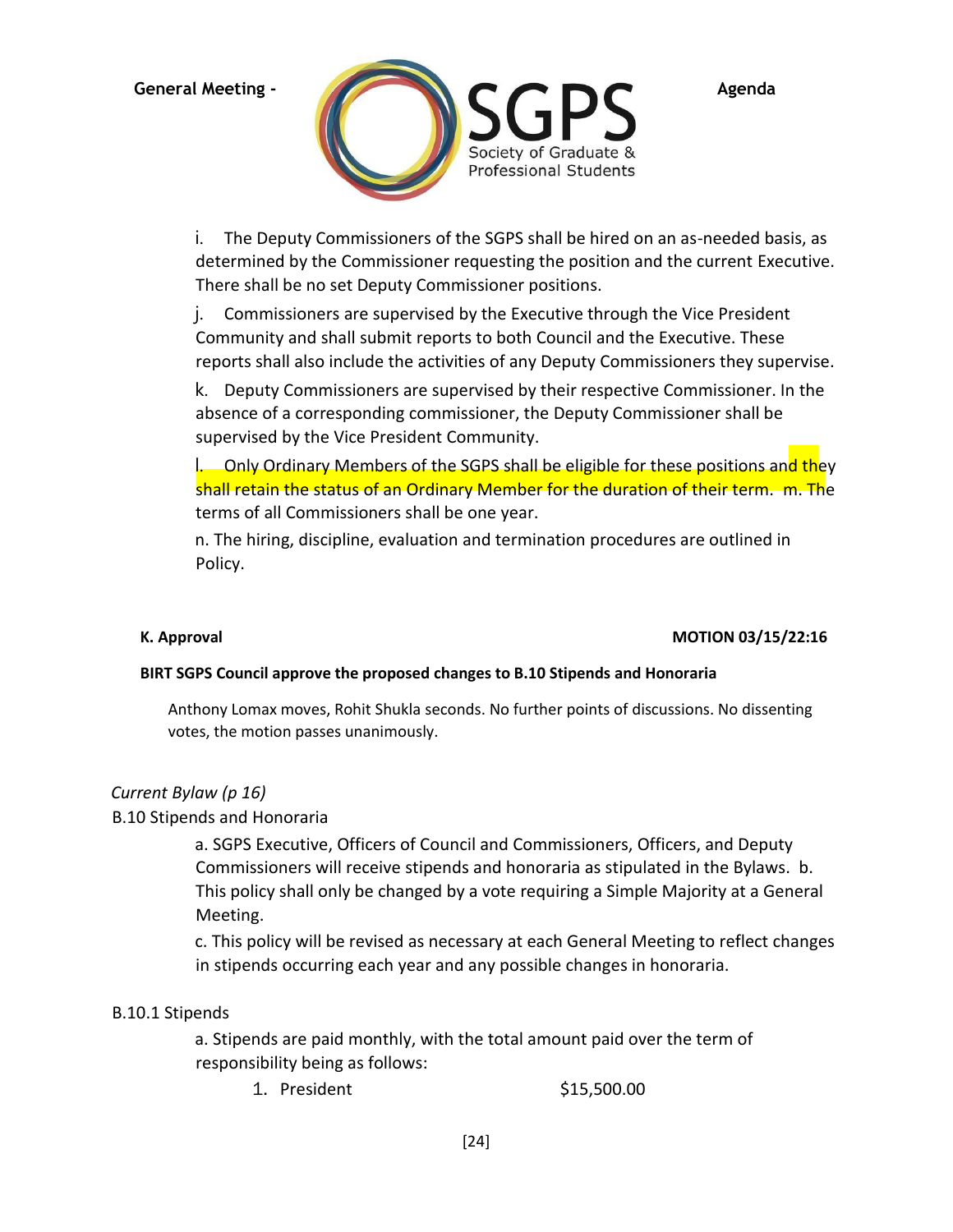i. The Deputy Commissioners of the SGPS shall be hired on an as-needed basis, as determined by the Commissioner requesting the position and the current Executive. There shall be no set Deputy Commissioner positions.

j. Commissioners are supervised by the Executive through the Vice President Community and shall submit reports to both Council and the Executive. These reports shall also include the activities of any Deputy Commissioners they supervise.

k. Deputy Commissioners are supervised by their respective Commissioner. In the absence of a corresponding commissioner, the Deputy Commissioner shall be supervised by the Vice President Community.

l. Only Ordinary Members of the SGPS shall be eligible for these positions and they shall retain the status of an Ordinary Member for the duration of their term. m. The terms of all Commissioners shall be one year.

n. The hiring, discipline, evaluation and termination procedures are outlined in Policy.

**K. Approval** **MOTION 03/15/22:16**

**BIRT SGPS Council approve the proposed changes to B.10 Stipends and Honoraria**

Anthony Lomax moves, Rohit Shukla seconds. No further points of discussions. No dissenting votes, the motion passes unanimously.

*Current Bylaw (p 16)*

B.10 Stipends and Honoraria

a. SGPS Executive, Officers of Council and Commissioners, Officers, and Deputy Commissioners will receive stipends and honoraria as stipulated in the Bylaws. b. This policy shall only be changed by a vote requiring a Simple Majority at a General Meeting.

c. This policy will be revised as necessary at each General Meeting to reflect changes in stipends occurring each year and any possible changes in honoraria.

B.10.1 Stipends

a. Stipends are paid monthly, with the total amount paid over the term of responsibility being as follows:

1. President $15,500.00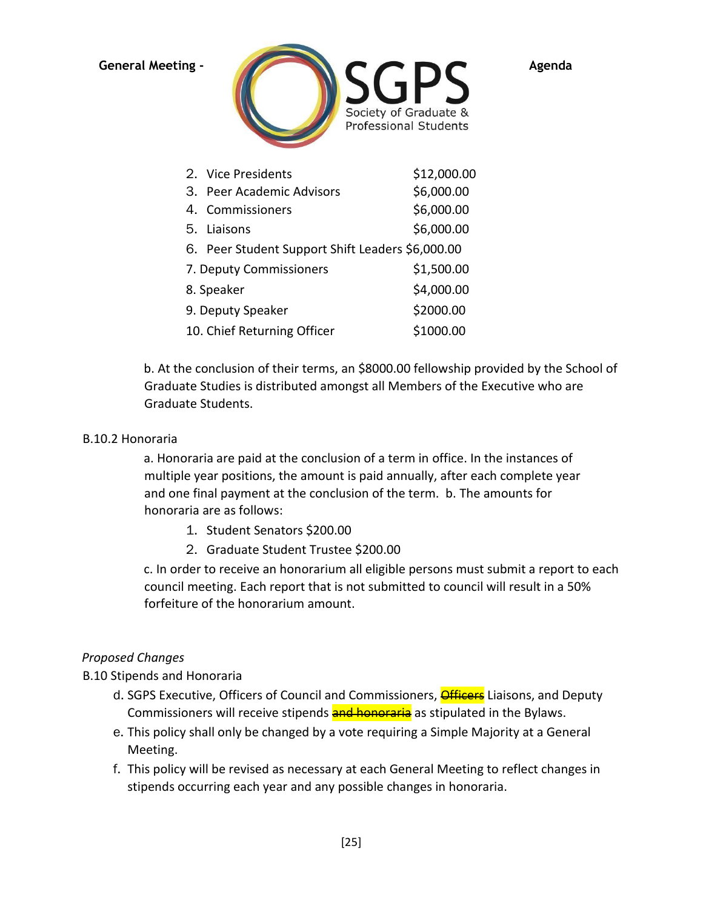2. Vice Presidents $12,000.00
3. Peer Academic Advisors $6,000.00
4. Commissioners $6,000.00
5. Liaisons $6,000.00
6. Peer Student Support Shift Leaders $6,000.00
7. Deputy Commissioners $1,500.00
8. Speaker $4,000.00
9. Deputy Speaker $2000.00
10. Chief Returning Officer $1000.00

b. At the conclusion of their terms, an $8000.00 fellowship provided by the School of Graduate Studies is distributed amongst all Members of the Executive who are Graduate Students.

B.10.2 Honoraria

a. Honoraria are paid at the conclusion of a term in office. In the instances of multiple year positions, the amount is paid annually, after each complete year and one final payment at the conclusion of the term. b. The amounts for honoraria are as follows:

1. Student Senators $200.00
2. Graduate Student Trustee $200.00

c. In order to receive an honorarium all eligible persons must submit a report to each council meeting. Each report that is not submitted to council will result in a 50% forfeiture of the honorarium amount.

*Proposed Changes*

B.10 Stipends and Honoraria

d. SGPS Executive, Officers of Council and Commissioners, ~~Officers~~ Liaisons, and Deputy Commissioners will receive stipends ~~and honoraria~~ as stipulated in the Bylaws.
e. This policy shall only be changed by a vote requiring a Simple Majority at a General Meeting.
f. This policy will be revised as necessary at each General Meeting to reflect changes in stipends occurring each year and any possible changes in honoraria.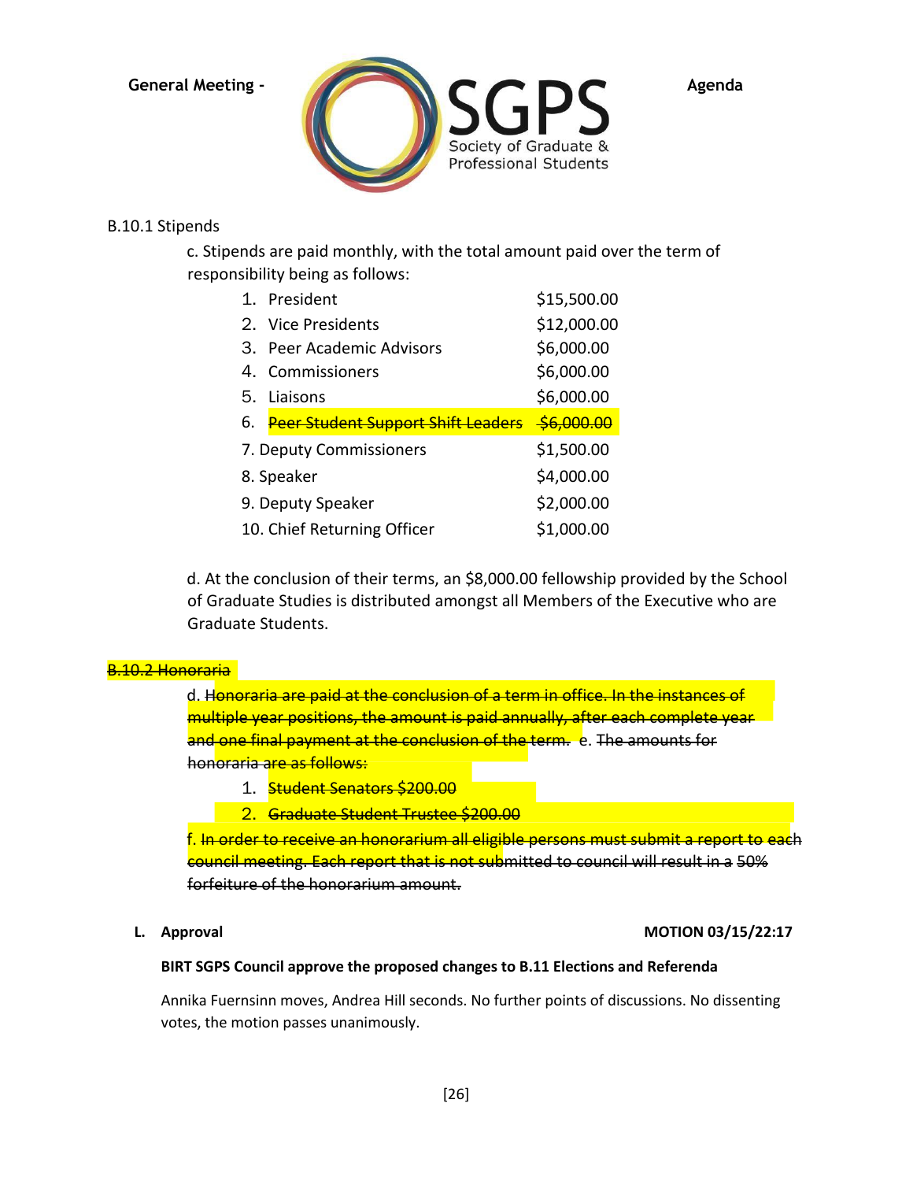B.10.1 Stipends

c. Stipends are paid monthly, with the total amount paid over the term of responsibility being as follows:

| | |
|---|---|
| 1. President | $15,500.00 |
| 2. Vice Presidents | $12,000.00 |
| 3. Peer Academic Advisors | $6,000.00 |
| 4. Commissioners | $6,000.00 |
| 5. Liaisons | $6,000.00 |
| 6. ~~Peer Student Support Shift Leaders~~ | ~~$6,000.00~~ |
| 7. Deputy Commissioners | $1,500.00 |
| 8. Speaker | $4,000.00 |
| 9. Deputy Speaker | $2,000.00 |
| 10. Chief Returning Officer | $1,000.00 |

d. At the conclusion of their terms, an $8,000.00 fellowship provided by the School of Graduate Studies is distributed amongst all Members of the Executive who are Graduate Students.

~~B.10.2 Honoraria~~

d. ~~Honoraria are paid at the conclusion of a term in office. In the instances of multiple year positions, the amount is paid annually, after each complete year and one final payment at the conclusion of the term.~~ e. ~~The amounts for honoraria are as follows:~~

1. ~~Student Senators $200.00~~
2. ~~Graduate Student Trustee $200.00~~

f. ~~In order to receive an honorarium all eligible persons must submit a report to each council meeting. Each report that is not submitted to council will result in a 50% forfeiture of the honorarium amount.~~

**L. Approval** **MOTION 03/15/22:17**

**BIRT SGPS Council approve the proposed changes to B.11 Elections and Referenda**

Annika Fuernsinn moves, Andrea Hill seconds. No further points of discussions. No dissenting votes, the motion passes unanimously.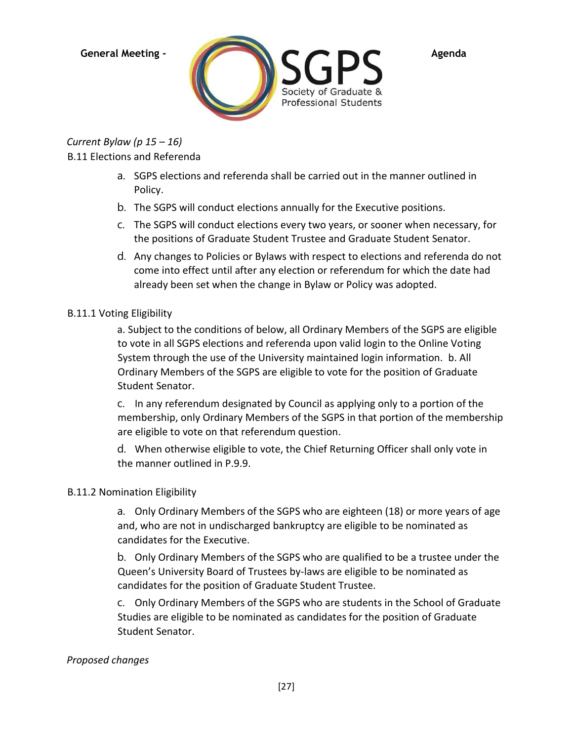*Current Bylaw (p 15 – 16)*

B.11 Elections and Referenda

a. SGPS elections and referenda shall be carried out in the manner outlined in Policy.

b. The SGPS will conduct elections annually for the Executive positions.

c. The SGPS will conduct elections every two years, or sooner when necessary, for the positions of Graduate Student Trustee and Graduate Student Senator.

d. Any changes to Policies or Bylaws with respect to elections and referenda do not come into effect until after any election or referendum for which the date had already been set when the change in Bylaw or Policy was adopted.

B.11.1 Voting Eligibility

a. Subject to the conditions of below, all Ordinary Members of the SGPS are eligible to vote in all SGPS elections and referenda upon valid login to the Online Voting System through the use of the University maintained login information. b. All Ordinary Members of the SGPS are eligible to vote for the position of Graduate Student Senator.

c. In any referendum designated by Council as applying only to a portion of the membership, only Ordinary Members of the SGPS in that portion of the membership are eligible to vote on that referendum question.

d. When otherwise eligible to vote, the Chief Returning Officer shall only vote in the manner outlined in P.9.9.

B.11.2 Nomination Eligibility

a. Only Ordinary Members of the SGPS who are eighteen (18) or more years of age and, who are not in undischarged bankruptcy are eligible to be nominated as candidates for the Executive.

b. Only Ordinary Members of the SGPS who are qualified to be a trustee under the Queen's University Board of Trustees by-laws are eligible to be nominated as candidates for the position of Graduate Student Trustee.

c. Only Ordinary Members of the SGPS who are students in the School of Graduate Studies are eligible to be nominated as candidates for the position of Graduate Student Senator.

*Proposed changes*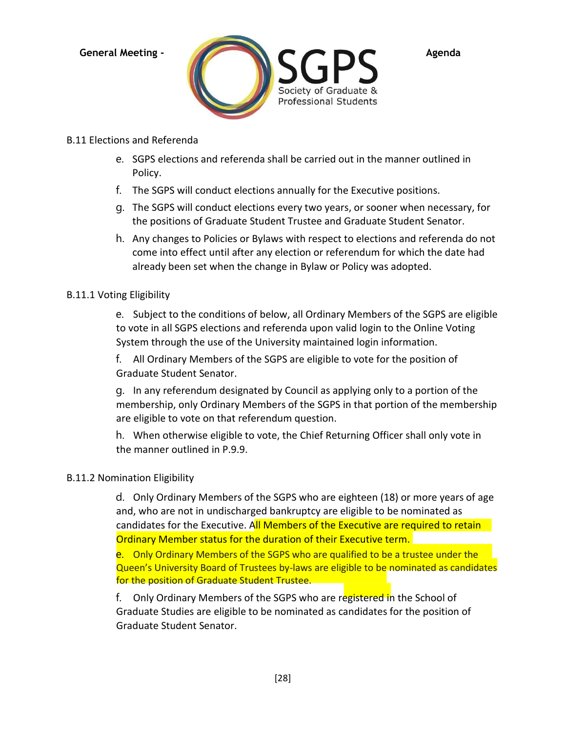B.11 Elections and Referenda

e. SGPS elections and referenda shall be carried out in the manner outlined in Policy.

f. The SGPS will conduct elections annually for the Executive positions.

g. The SGPS will conduct elections every two years, or sooner when necessary, for the positions of Graduate Student Trustee and Graduate Student Senator.

h. Any changes to Policies or Bylaws with respect to elections and referenda do not come into effect until after any election or referendum for which the date had already been set when the change in Bylaw or Policy was adopted.

B.11.1 Voting Eligibility

e. Subject to the conditions of below, all Ordinary Members of the SGPS are eligible to vote in all SGPS elections and referenda upon valid login to the Online Voting System through the use of the University maintained login information.

f. All Ordinary Members of the SGPS are eligible to vote for the position of Graduate Student Senator.

g. In any referendum designated by Council as applying only to a portion of the membership, only Ordinary Members of the SGPS in that portion of the membership are eligible to vote on that referendum question.

h. When otherwise eligible to vote, the Chief Returning Officer shall only vote in the manner outlined in P.9.9.

B.11.2 Nomination Eligibility

d. Only Ordinary Members of the SGPS who are eighteen (18) or more years of age and, who are not in undischarged bankruptcy are eligible to be nominated as candidates for the Executive. All Members of the Executive are required to retain Ordinary Member status for the duration of their Executive term.

e. Only Ordinary Members of the SGPS who are qualified to be a trustee under the Queen's University Board of Trustees by-laws are eligible to be nominated as candidates for the position of Graduate Student Trustee.

f. Only Ordinary Members of the SGPS who are registered in the School of Graduate Studies are eligible to be nominated as candidates for the position of Graduate Student Senator.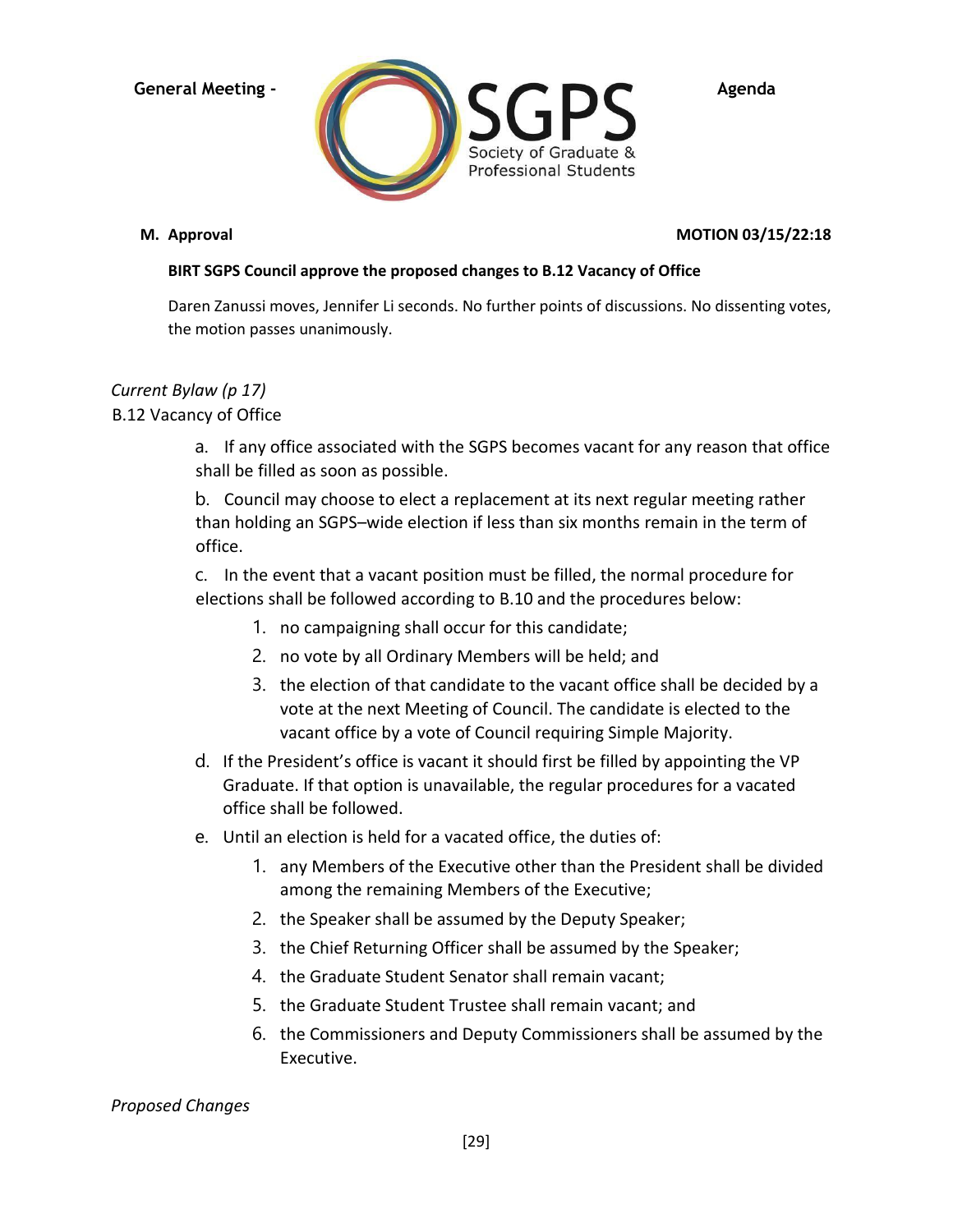**M. Approval** **MOTION 03/15/22:18**

**BIRT SGPS Council approve the proposed changes to B.12 Vacancy of Office**

Daren Zanussi moves, Jennifer Li seconds. No further points of discussions. No dissenting votes, the motion passes unanimously.

*Current Bylaw (p 17)*

B.12 Vacancy of Office

a. If any office associated with the SGPS becomes vacant for any reason that office shall be filled as soon as possible.

b. Council may choose to elect a replacement at its next regular meeting rather than holding an SGPS–wide election if less than six months remain in the term of office.

c. In the event that a vacant position must be filled, the normal procedure for elections shall be followed according to B.10 and the procedures below:

1. no campaigning shall occur for this candidate;
2. no vote by all Ordinary Members will be held; and
3. the election of that candidate to the vacant office shall be decided by a vote at the next Meeting of Council. The candidate is elected to the vacant office by a vote of Council requiring Simple Majority.

d. If the President's office is vacant it should first be filled by appointing the VP Graduate. If that option is unavailable, the regular procedures for a vacated office shall be followed.

e. Until an election is held for a vacated office, the duties of:

1. any Members of the Executive other than the President shall be divided among the remaining Members of the Executive;
2. the Speaker shall be assumed by the Deputy Speaker;
3. the Chief Returning Officer shall be assumed by the Speaker;
4. the Graduate Student Senator shall remain vacant;
5. the Graduate Student Trustee shall remain vacant; and
6. the Commissioners and Deputy Commissioners shall be assumed by the Executive.

*Proposed Changes*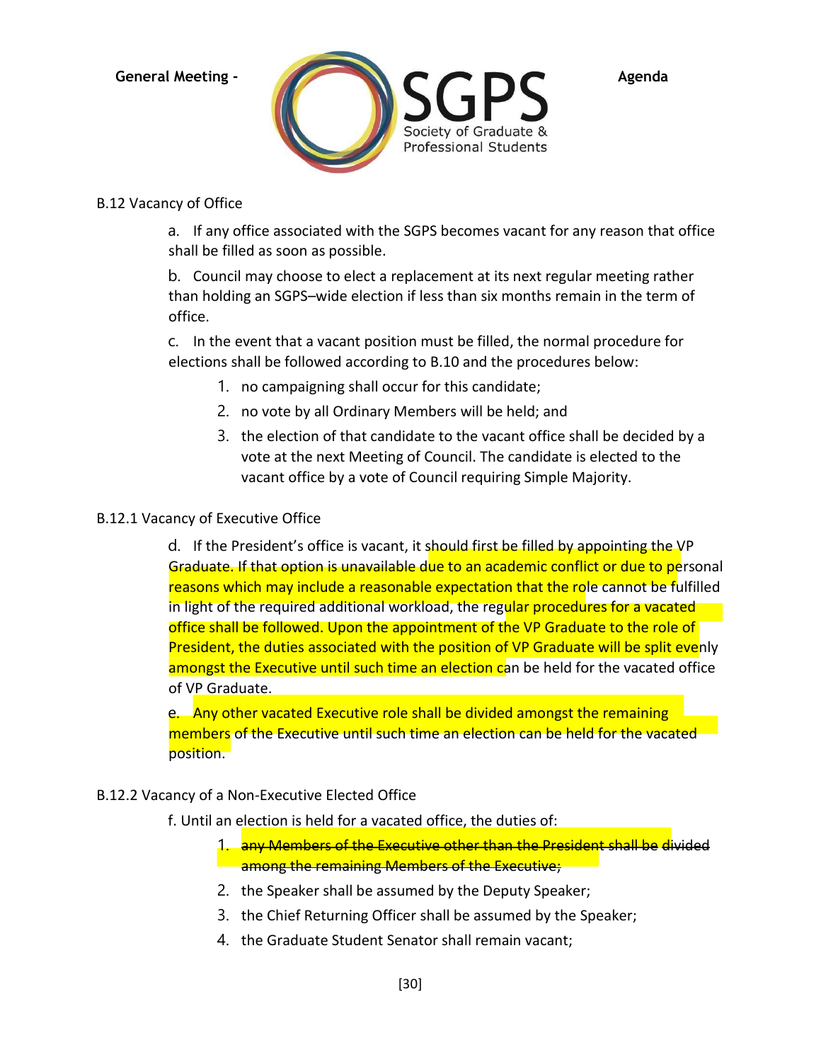B.12 Vacancy of Office

a. If any office associated with the SGPS becomes vacant for any reason that office shall be filled as soon as possible.

b. Council may choose to elect a replacement at its next regular meeting rather than holding an SGPS–wide election if less than six months remain in the term of office.

c. In the event that a vacant position must be filled, the normal procedure for elections shall be followed according to B.10 and the procedures below:

1. no campaigning shall occur for this candidate;
2. no vote by all Ordinary Members will be held; and
3. the election of that candidate to the vacant office shall be decided by a vote at the next Meeting of Council. The candidate is elected to the vacant office by a vote of Council requiring Simple Majority.

B.12.1 Vacancy of Executive Office

d. If the President's office is vacant, it should first be filled by appointing the VP Graduate. If that option is unavailable due to an academic conflict or due to personal reasons which may include a reasonable expectation that the role cannot be fulfilled in light of the required additional workload, the regular procedures for a vacated office shall be followed. Upon the appointment of the VP Graduate to the role of President, the duties associated with the position of VP Graduate will be split evenly amongst the Executive until such time an election can be held for the vacated office of VP Graduate.

e. Any other vacated Executive role shall be divided amongst the remaining members of the Executive until such time an election can be held for the vacated position.

B.12.2 Vacancy of a Non-Executive Elected Office

f. Until an election is held for a vacated office, the duties of:

1. ~~any Members of the Executive other than the President shall be divided among the remaining Members of the Executive;~~
2. the Speaker shall be assumed by the Deputy Speaker;
3. the Chief Returning Officer shall be assumed by the Speaker;
4. the Graduate Student Senator shall remain vacant;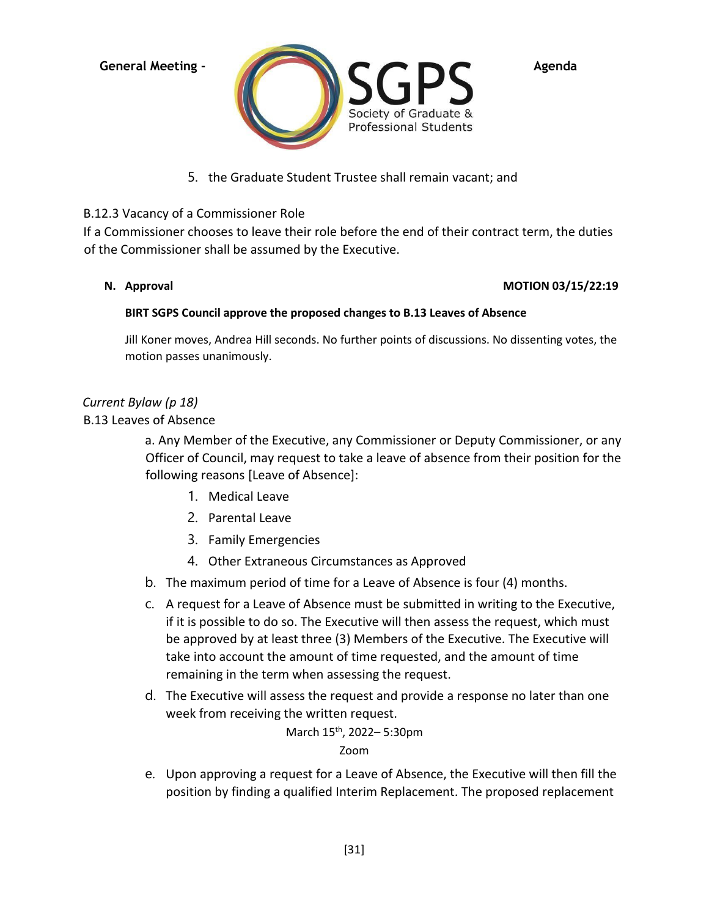5. the Graduate Student Trustee shall remain vacant; and

B.12.3 Vacancy of a Commissioner Role
If a Commissioner chooses to leave their role before the end of their contract term, the duties of the Commissioner shall be assumed by the Executive.

**N. Approval** **MOTION 03/15/22:19**

**BIRT SGPS Council approve the proposed changes to B.13 Leaves of Absence**

Jill Koner moves, Andrea Hill seconds. No further points of discussions. No dissenting votes, the motion passes unanimously.

*Current Bylaw (p 18)*

B.13 Leaves of Absence

a. Any Member of the Executive, any Commissioner or Deputy Commissioner, or any Officer of Council, may request to take a leave of absence from their position for the following reasons [Leave of Absence]:

1. Medical Leave
2. Parental Leave
3. Family Emergencies
4. Other Extraneous Circumstances as Approved

b. The maximum period of time for a Leave of Absence is four (4) months.

c. A request for a Leave of Absence must be submitted in writing to the Executive, if it is possible to do so. The Executive will then assess the request, which must be approved by at least three (3) Members of the Executive. The Executive will take into account the amount of time requested, and the amount of time remaining in the term when assessing the request.

d. The Executive will assess the request and provide a response no later than one week from receiving the written request.

e. Upon approving a request for a Leave of Absence, the Executive will then fill the position by finding a qualified Interim Replacement. The proposed replacement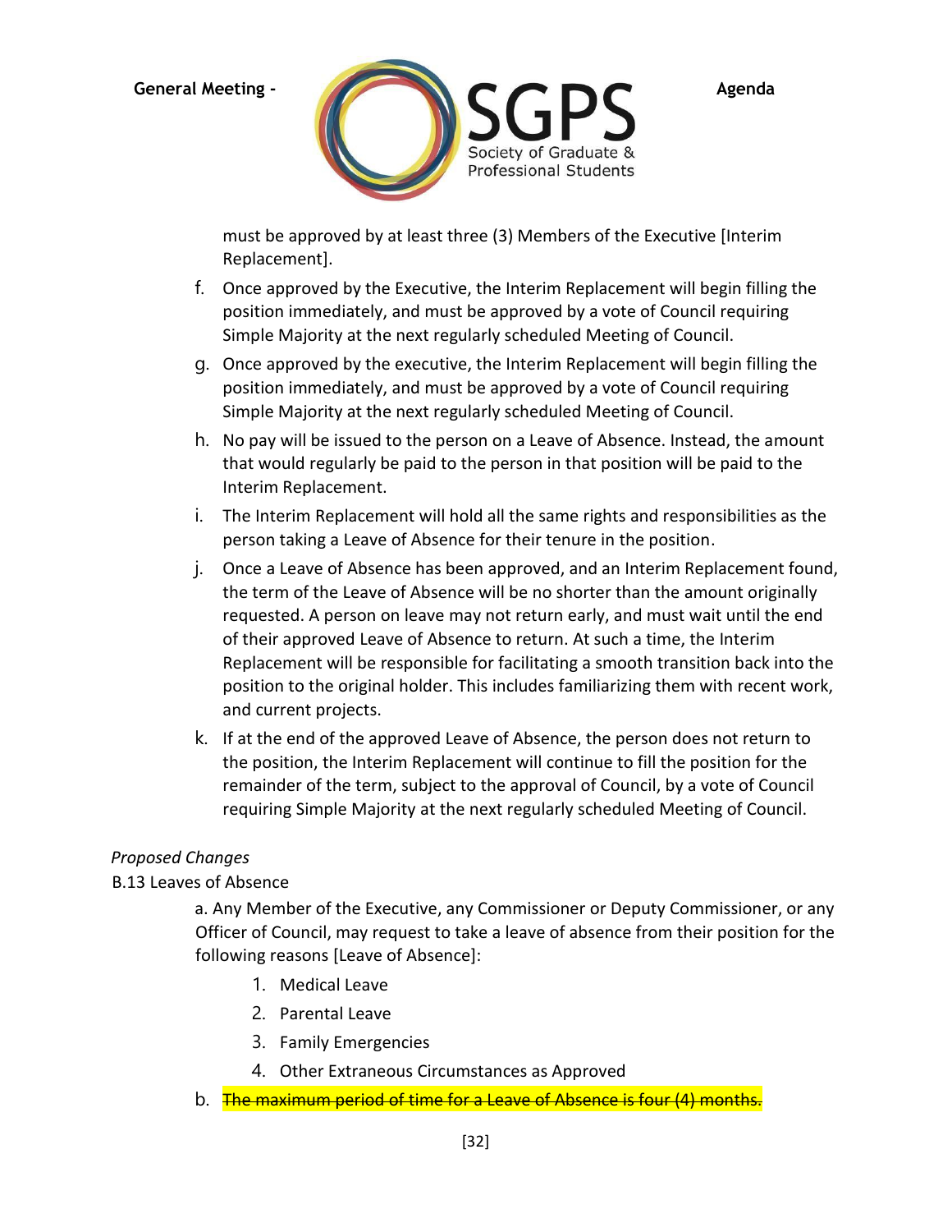must be approved by at least three (3) Members of the Executive [Interim Replacement].

f. Once approved by the Executive, the Interim Replacement will begin filling the position immediately, and must be approved by a vote of Council requiring Simple Majority at the next regularly scheduled Meeting of Council.

g. Once approved by the executive, the Interim Replacement will begin filling the position immediately, and must be approved by a vote of Council requiring Simple Majority at the next regularly scheduled Meeting of Council.

h. No pay will be issued to the person on a Leave of Absence. Instead, the amount that would regularly be paid to the person in that position will be paid to the Interim Replacement.

i. The Interim Replacement will hold all the same rights and responsibilities as the person taking a Leave of Absence for their tenure in the position.

j. Once a Leave of Absence has been approved, and an Interim Replacement found, the term of the Leave of Absence will be no shorter than the amount originally requested. A person on leave may not return early, and must wait until the end of their approved Leave of Absence to return. At such a time, the Interim Replacement will be responsible for facilitating a smooth transition back into the position to the original holder. This includes familiarizing them with recent work, and current projects.

k. If at the end of the approved Leave of Absence, the person does not return to the position, the Interim Replacement will continue to fill the position for the remainder of the term, subject to the approval of Council, by a vote of Council requiring Simple Majority at the next regularly scheduled Meeting of Council.

*Proposed Changes*

B.13 Leaves of Absence

a. Any Member of the Executive, any Commissioner or Deputy Commissioner, or any Officer of Council, may request to take a leave of absence from their position for the following reasons [Leave of Absence]:

1. Medical Leave
2. Parental Leave
3. Family Emergencies
4. Other Extraneous Circumstances as Approved

b. ~~The maximum period of time for a Leave of Absence is four (4) months.~~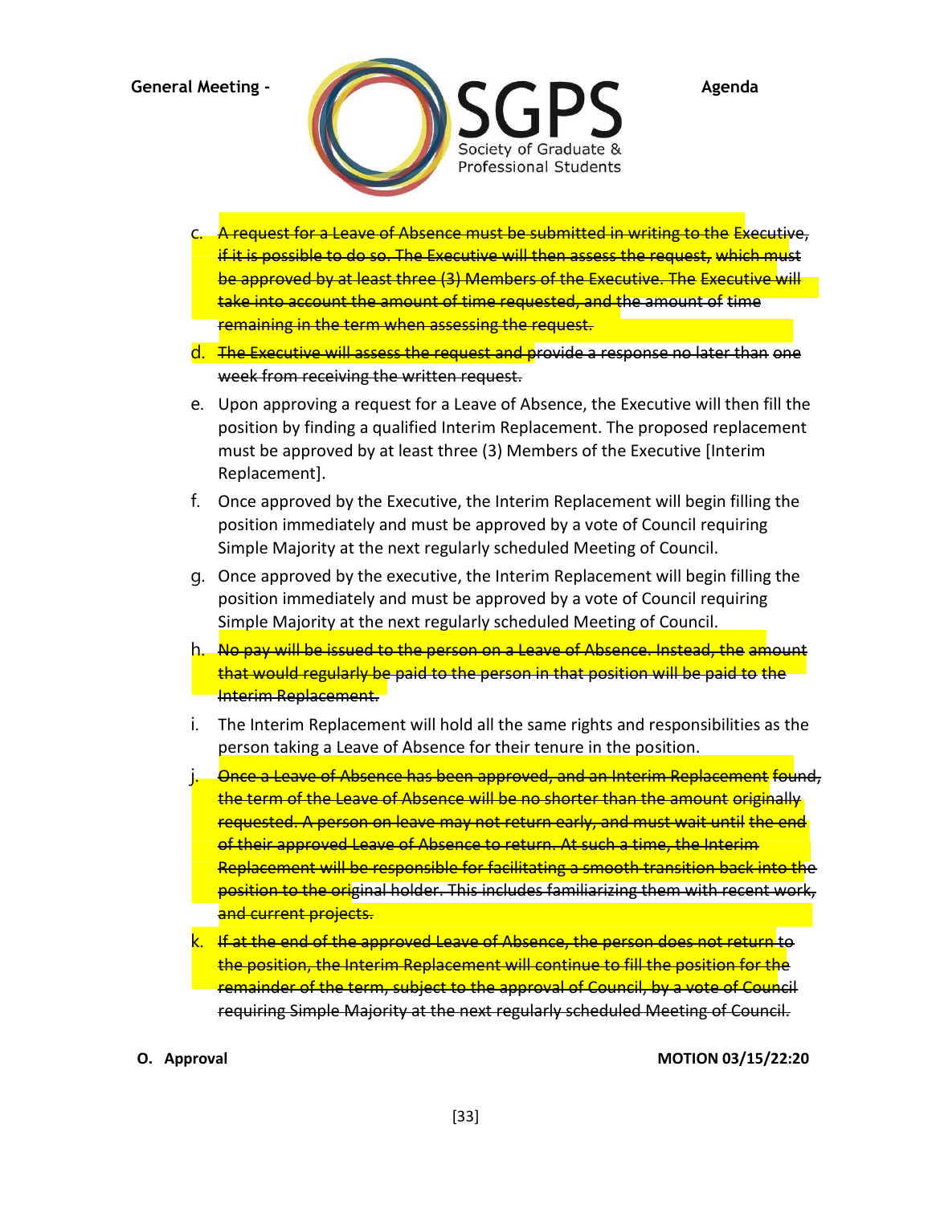c. ~~A request for a Leave of Absence must be submitted in writing to the Executive, if it is possible to do so. The Executive will then assess the request, which must be approved by at least three (3) Members of the Executive. The Executive will take into account the amount of time requested, and the amount of time remaining in the term when assessing the request.~~

d. ~~The Executive will assess the request and provide a response no later than one week from receiving the written request.~~

e. Upon approving a request for a Leave of Absence, the Executive will then fill the position by finding a qualified Interim Replacement. The proposed replacement must be approved by at least three (3) Members of the Executive [Interim Replacement].

f. Once approved by the Executive, the Interim Replacement will begin filling the position immediately and must be approved by a vote of Council requiring Simple Majority at the next regularly scheduled Meeting of Council.

g. Once approved by the executive, the Interim Replacement will begin filling the position immediately and must be approved by a vote of Council requiring Simple Majority at the next regularly scheduled Meeting of Council.

h. ~~No pay will be issued to the person on a Leave of Absence. Instead, the amount that would regularly be paid to the person in that position will be paid to the Interim Replacement.~~

i. The Interim Replacement will hold all the same rights and responsibilities as the person taking a Leave of Absence for their tenure in the position.

j. ~~Once a Leave of Absence has been approved, and an Interim Replacement found, the term of the Leave of Absence will be no shorter than the amount originally requested. A person on leave may not return early, and must wait until the end of their approved Leave of Absence to return. At such a time, the Interim Replacement will be responsible for facilitating a smooth transition back into the position to the original holder. This includes familiarizing them with recent work, and current projects.~~

k. ~~If at the end of the approved Leave of Absence, the person does not return to the position, the Interim Replacement will continue to fill the position for the remainder of the term, subject to the approval of Council, by a vote of Council requiring Simple Majority at the next regularly scheduled Meeting of Council.~~

**O. Approval** **MOTION 03/15/22:20**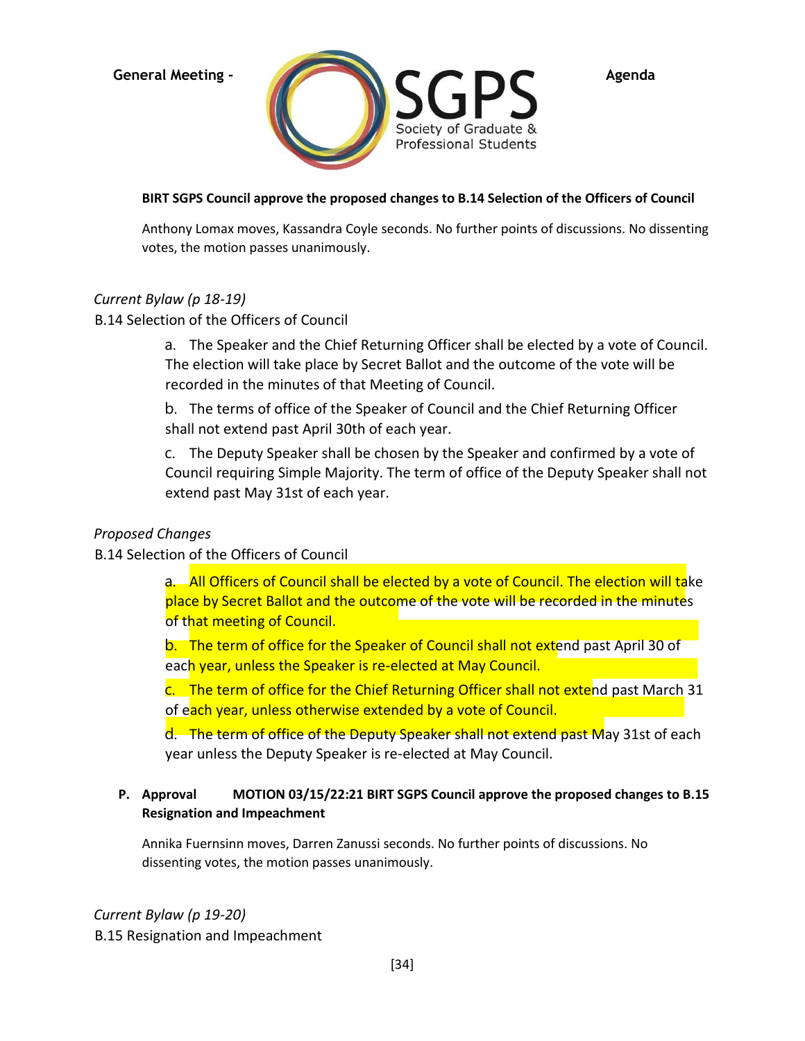**BIRT SGPS Council approve the proposed changes to B.14 Selection of the Officers of Council**

Anthony Lomax moves, Kassandra Coyle seconds. No further points of discussions. No dissenting votes, the motion passes unanimously.

*Current Bylaw (p 18-19)*

B.14 Selection of the Officers of Council

a. The Speaker and the Chief Returning Officer shall be elected by a vote of Council. The election will take place by Secret Ballot and the outcome of the vote will be recorded in the minutes of that Meeting of Council.

b. The terms of office of the Speaker of Council and the Chief Returning Officer shall not extend past April 30th of each year.

c. The Deputy Speaker shall be chosen by the Speaker and confirmed by a vote of Council requiring Simple Majority. The term of office of the Deputy Speaker shall not extend past May 31st of each year.

*Proposed Changes*

B.14 Selection of the Officers of Council

a. All Officers of Council shall be elected by a vote of Council. The election will take place by Secret Ballot and the outcome of the vote will be recorded in the minutes of that meeting of Council.

b. The term of office for the Speaker of Council shall not extend past April 30 of each year, unless the Speaker is re-elected at May Council.

c. The term of office for the Chief Returning Officer shall not extend past March 31 of each year, unless otherwise extended by a vote of Council.

d. The term of office of the Deputy Speaker shall not extend past May 31st of each year unless the Deputy Speaker is re-elected at May Council.

**P. Approval MOTION 03/15/22:21 BIRT SGPS Council approve the proposed changes to B.15 Resignation and Impeachment**

Annika Fuernsinn moves, Darren Zanussi seconds. No further points of discussions. No dissenting votes, the motion passes unanimously.

*Current Bylaw (p 19-20)*

B.15 Resignation and Impeachment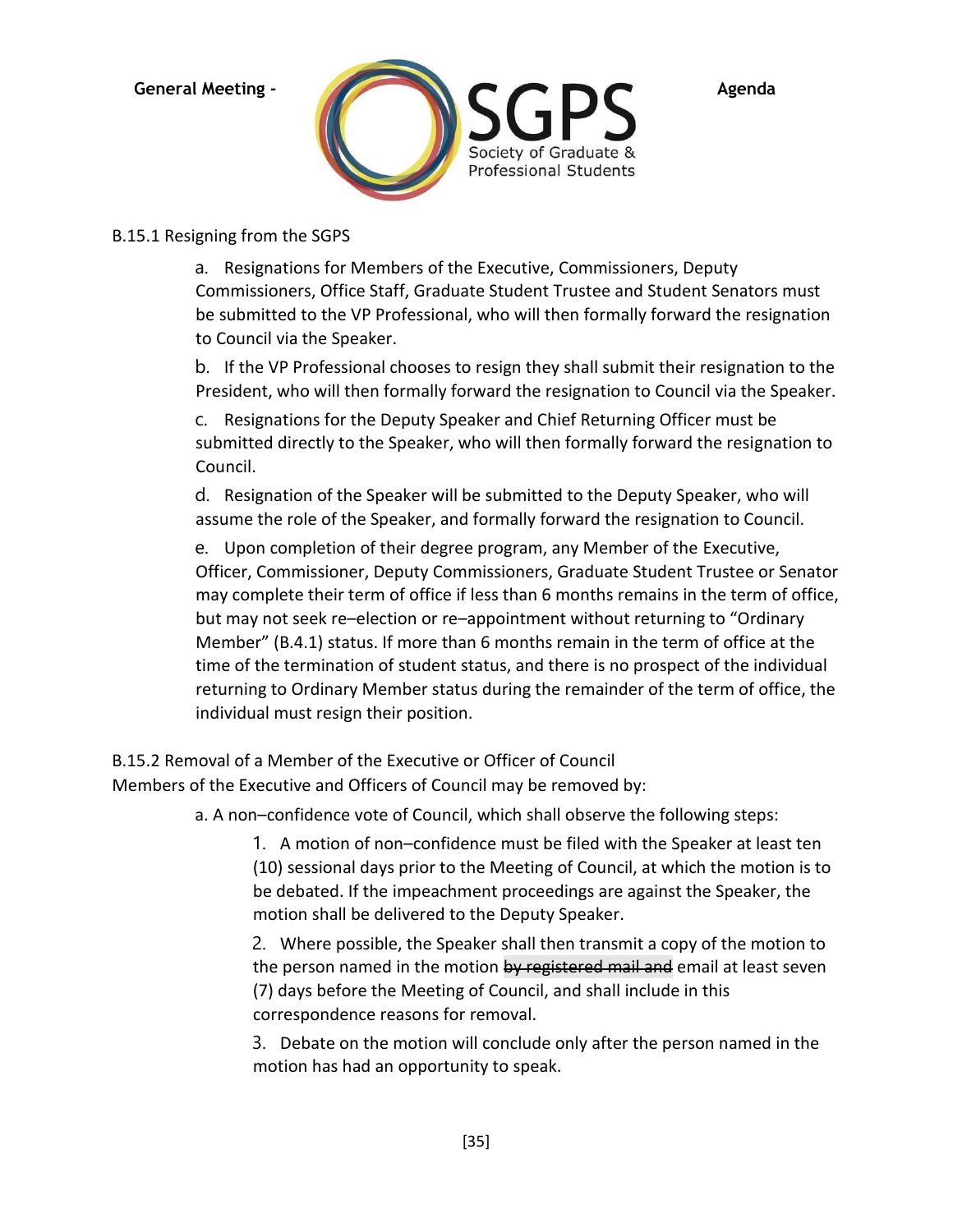B.15.1 Resigning from the SGPS

a. Resignations for Members of the Executive, Commissioners, Deputy Commissioners, Office Staff, Graduate Student Trustee and Student Senators must be submitted to the VP Professional, who will then formally forward the resignation to Council via the Speaker.

b. If the VP Professional chooses to resign they shall submit their resignation to the President, who will then formally forward the resignation to Council via the Speaker.

c. Resignations for the Deputy Speaker and Chief Returning Officer must be submitted directly to the Speaker, who will then formally forward the resignation to Council.

d. Resignation of the Speaker will be submitted to the Deputy Speaker, who will assume the role of the Speaker, and formally forward the resignation to Council.

e. Upon completion of their degree program, any Member of the Executive, Officer, Commissioner, Deputy Commissioners, Graduate Student Trustee or Senator may complete their term of office if less than 6 months remains in the term of office, but may not seek re–election or re–appointment without returning to "Ordinary Member" (B.4.1) status. If more than 6 months remain in the term of office at the time of the termination of student status, and there is no prospect of the individual returning to Ordinary Member status during the remainder of the term of office, the individual must resign their position.

B.15.2 Removal of a Member of the Executive or Officer of Council
Members of the Executive and Officers of Council may be removed by:

a. A non–confidence vote of Council, which shall observe the following steps:

1. A motion of non–confidence must be filed with the Speaker at least ten (10) sessional days prior to the Meeting of Council, at which the motion is to be debated. If the impeachment proceedings are against the Speaker, the motion shall be delivered to the Deputy Speaker.

2. Where possible, the Speaker shall then transmit a copy of the motion to the person named in the motion ~~by registered mail and~~ email at least seven (7) days before the Meeting of Council, and shall include in this correspondence reasons for removal.

3. Debate on the motion will conclude only after the person named in the motion has had an opportunity to speak.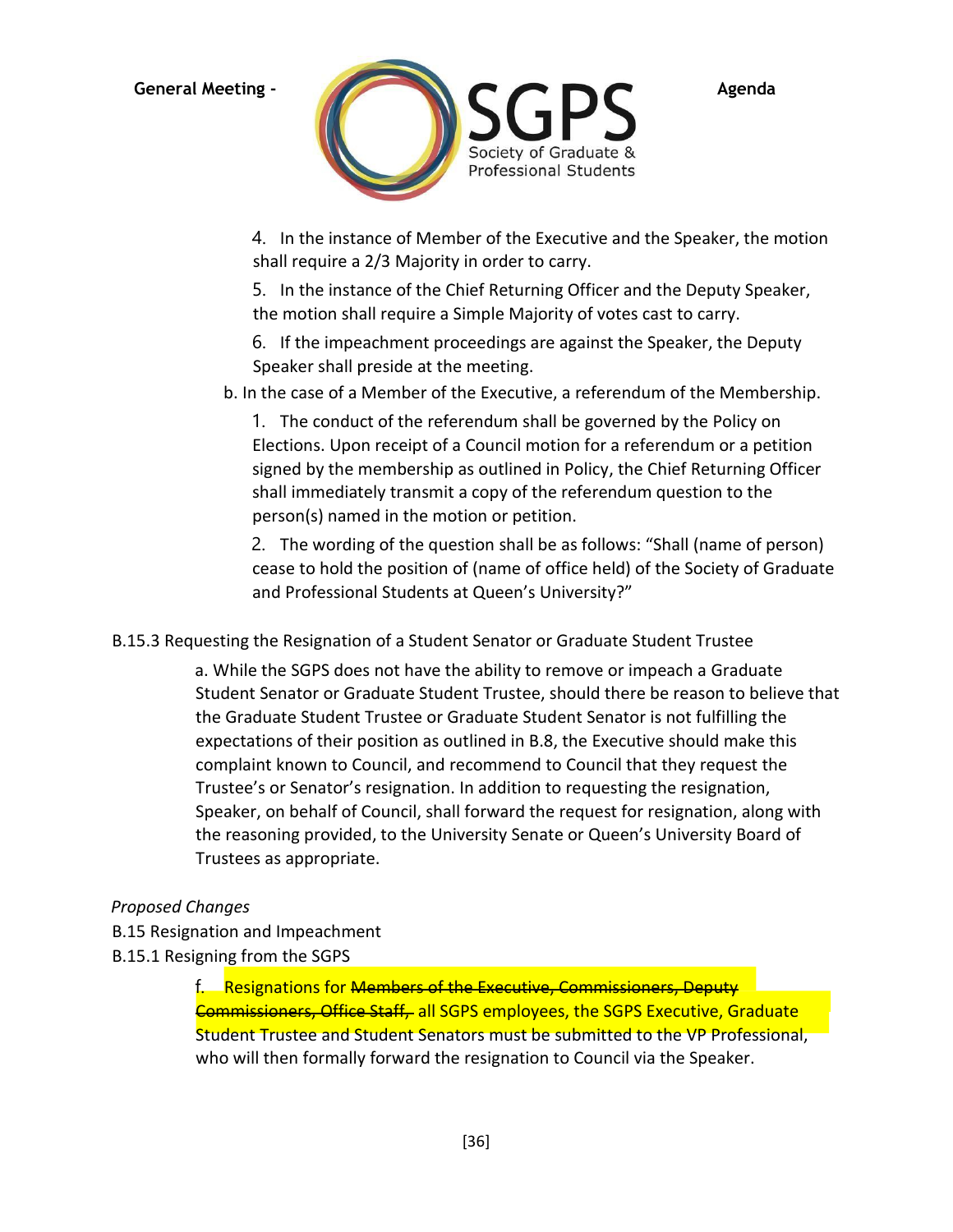4. In the instance of Member of the Executive and the Speaker, the motion shall require a 2/3 Majority in order to carry.

5. In the instance of the Chief Returning Officer and the Deputy Speaker, the motion shall require a Simple Majority of votes cast to carry.

6. If the impeachment proceedings are against the Speaker, the Deputy Speaker shall preside at the meeting.

b. In the case of a Member of the Executive, a referendum of the Membership.

1. The conduct of the referendum shall be governed by the Policy on Elections. Upon receipt of a Council motion for a referendum or a petition signed by the membership as outlined in Policy, the Chief Returning Officer shall immediately transmit a copy of the referendum question to the person(s) named in the motion or petition.

2. The wording of the question shall be as follows: "Shall (name of person) cease to hold the position of (name of office held) of the Society of Graduate and Professional Students at Queen's University?"

B.15.3 Requesting the Resignation of a Student Senator or Graduate Student Trustee

a. While the SGPS does not have the ability to remove or impeach a Graduate Student Senator or Graduate Student Trustee, should there be reason to believe that the Graduate Student Trustee or Graduate Student Senator is not fulfilling the expectations of their position as outlined in B.8, the Executive should make this complaint known to Council, and recommend to Council that they request the Trustee's or Senator's resignation. In addition to requesting the resignation, Speaker, on behalf of Council, shall forward the request for resignation, along with the reasoning provided, to the University Senate or Queen's University Board of Trustees as appropriate.

*Proposed Changes*

B.15 Resignation and Impeachment

B.15.1 Resigning from the SGPS

f. Resignations for ~~Members of the Executive, Commissioners, Deputy Commissioners, Office Staff,~~ all SGPS employees, the SGPS Executive, Graduate Student Trustee and Student Senators must be submitted to the VP Professional, who will then formally forward the resignation to Council via the Speaker.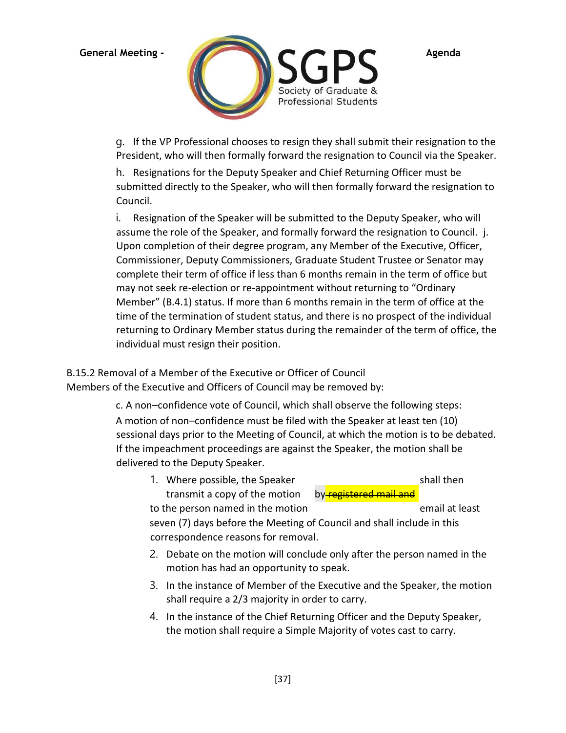g. If the VP Professional chooses to resign they shall submit their resignation to the President, who will then formally forward the resignation to Council via the Speaker.

h. Resignations for the Deputy Speaker and Chief Returning Officer must be submitted directly to the Speaker, who will then formally forward the resignation to Council.

i. Resignation of the Speaker will be submitted to the Deputy Speaker, who will assume the role of the Speaker, and formally forward the resignation to Council. j. Upon completion of their degree program, any Member of the Executive, Officer, Commissioner, Deputy Commissioners, Graduate Student Trustee or Senator may complete their term of office if less than 6 months remain in the term of office but may not seek re-election or re-appointment without returning to "Ordinary Member" (B.4.1) status. If more than 6 months remain in the term of office at the time of the termination of student status, and there is no prospect of the individual returning to Ordinary Member status during the remainder of the term of office, the individual must resign their position.

B.15.2 Removal of a Member of the Executive or Officer of Council

Members of the Executive and Officers of Council may be removed by:

c. A non–confidence vote of Council, which shall observe the following steps: A motion of non–confidence must be filed with the Speaker at least ten (10) sessional days prior to the Meeting of Council, at which the motion is to be debated. If the impeachment proceedings are against the Speaker, the motion shall be delivered to the Deputy Speaker.

1. Where possible, the Speaker shall then transmit a copy of the motion by ~~registered mail and~~ to the person named in the motion email at least seven (7) days before the Meeting of Council and shall include in this correspondence reasons for removal.
2. Debate on the motion will conclude only after the person named in the motion has had an opportunity to speak.
3. In the instance of Member of the Executive and the Speaker, the motion shall require a 2/3 majority in order to carry.
4. In the instance of the Chief Returning Officer and the Deputy Speaker, the motion shall require a Simple Majority of votes cast to carry.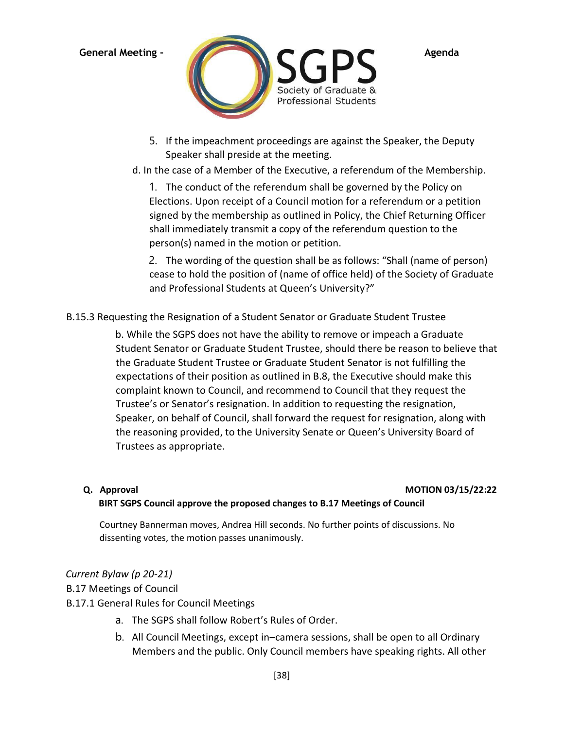5. If the impeachment proceedings are against the Speaker, the Deputy Speaker shall preside at the meeting.

d. In the case of a Member of the Executive, a referendum of the Membership.

1. The conduct of the referendum shall be governed by the Policy on Elections. Upon receipt of a Council motion for a referendum or a petition signed by the membership as outlined in Policy, the Chief Returning Officer shall immediately transmit a copy of the referendum question to the person(s) named in the motion or petition.

2. The wording of the question shall be as follows: "Shall (name of person) cease to hold the position of (name of office held) of the Society of Graduate and Professional Students at Queen's University?"

B.15.3 Requesting the Resignation of a Student Senator or Graduate Student Trustee

b. While the SGPS does not have the ability to remove or impeach a Graduate Student Senator or Graduate Student Trustee, should there be reason to believe that the Graduate Student Trustee or Graduate Student Senator is not fulfilling the expectations of their position as outlined in B.8, the Executive should make this complaint known to Council, and recommend to Council that they request the Trustee's or Senator's resignation. In addition to requesting the resignation, Speaker, on behalf of Council, shall forward the request for resignation, along with the reasoning provided, to the University Senate or Queen's University Board of Trustees as appropriate.

**Q. Approval** **MOTION 03/15/22:22**

**BIRT SGPS Council approve the proposed changes to B.17 Meetings of Council**

Courtney Bannerman moves, Andrea Hill seconds. No further points of discussions. No dissenting votes, the motion passes unanimously.

*Current Bylaw (p 20-21)*

B.17 Meetings of Council

B.17.1 General Rules for Council Meetings

a. The SGPS shall follow Robert's Rules of Order.

b. All Council Meetings, except in–camera sessions, shall be open to all Ordinary Members and the public. Only Council members have speaking rights. All other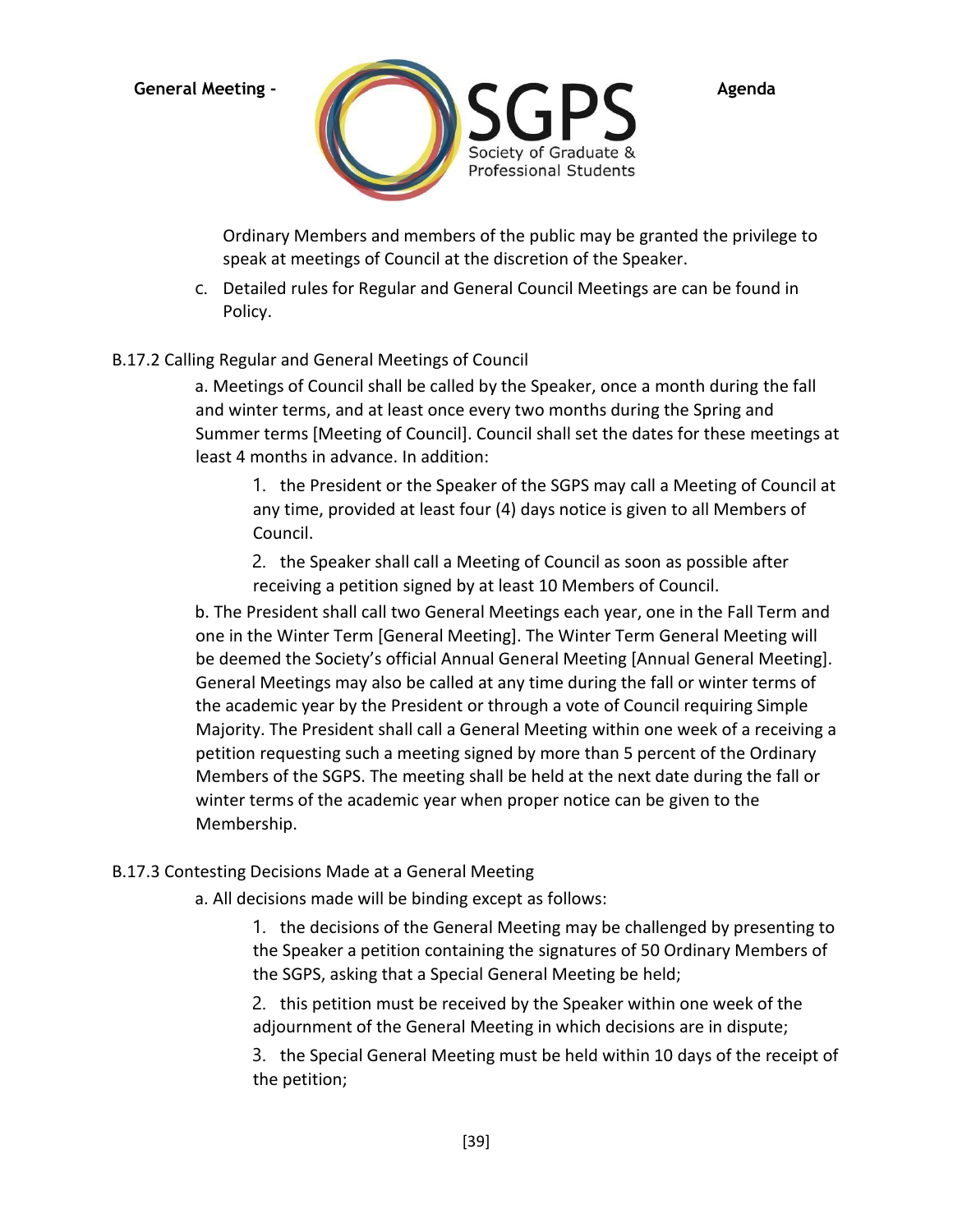Ordinary Members and members of the public may be granted the privilege to speak at meetings of Council at the discretion of the Speaker.

c. Detailed rules for Regular and General Council Meetings are can be found in Policy.

B.17.2 Calling Regular and General Meetings of Council

a. Meetings of Council shall be called by the Speaker, once a month during the fall and winter terms, and at least once every two months during the Spring and Summer terms [Meeting of Council]. Council shall set the dates for these meetings at least 4 months in advance. In addition:

1. the President or the Speaker of the SGPS may call a Meeting of Council at any time, provided at least four (4) days notice is given to all Members of Council.

2. the Speaker shall call a Meeting of Council as soon as possible after receiving a petition signed by at least 10 Members of Council.

b. The President shall call two General Meetings each year, one in the Fall Term and one in the Winter Term [General Meeting]. The Winter Term General Meeting will be deemed the Society's official Annual General Meeting [Annual General Meeting]. General Meetings may also be called at any time during the fall or winter terms of the academic year by the President or through a vote of Council requiring Simple Majority. The President shall call a General Meeting within one week of a receiving a petition requesting such a meeting signed by more than 5 percent of the Ordinary Members of the SGPS. The meeting shall be held at the next date during the fall or winter terms of the academic year when proper notice can be given to the Membership.

B.17.3 Contesting Decisions Made at a General Meeting

a. All decisions made will be binding except as follows:

1. the decisions of the General Meeting may be challenged by presenting to the Speaker a petition containing the signatures of 50 Ordinary Members of the SGPS, asking that a Special General Meeting be held;

2. this petition must be received by the Speaker within one week of the adjournment of the General Meeting in which decisions are in dispute;

3. the Special General Meeting must be held within 10 days of the receipt of the petition;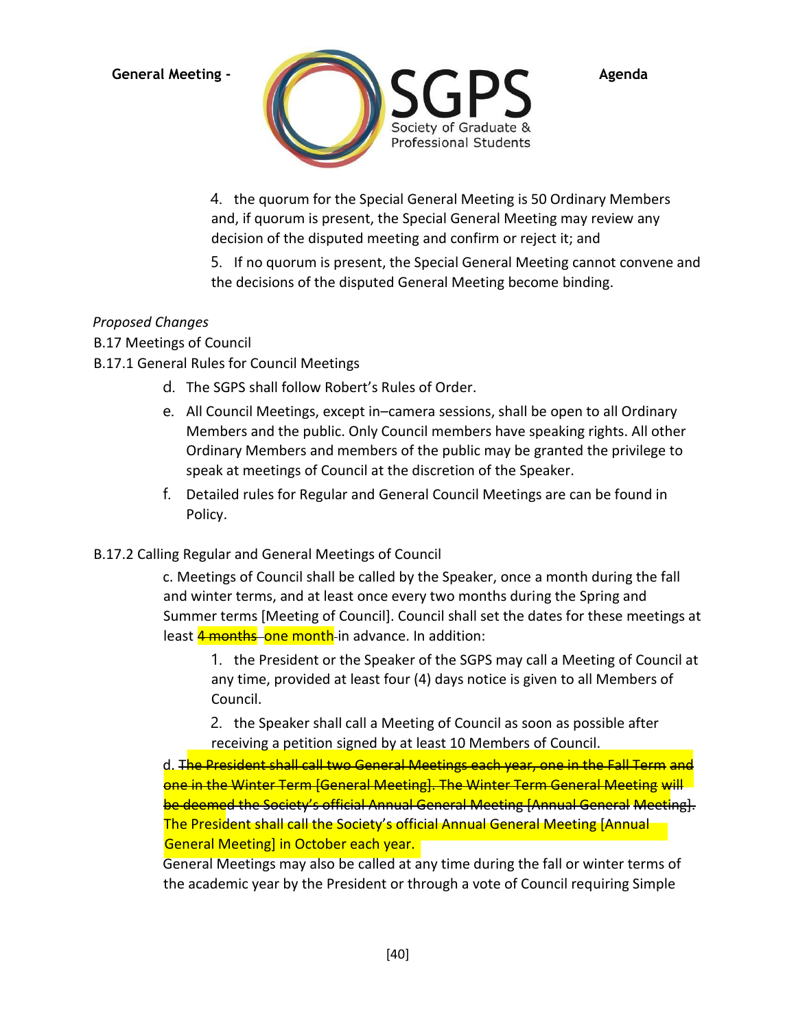4. the quorum for the Special General Meeting is 50 Ordinary Members and, if quorum is present, the Special General Meeting may review any decision of the disputed meeting and confirm or reject it; and

5. If no quorum is present, the Special General Meeting cannot convene and the decisions of the disputed General Meeting become binding.

*Proposed Changes*

B.17 Meetings of Council

B.17.1 General Rules for Council Meetings

d. The SGPS shall follow Robert's Rules of Order.

e. All Council Meetings, except in–camera sessions, shall be open to all Ordinary Members and the public. Only Council members have speaking rights. All other Ordinary Members and members of the public may be granted the privilege to speak at meetings of Council at the discretion of the Speaker.

f. Detailed rules for Regular and General Council Meetings are can be found in Policy.

B.17.2 Calling Regular and General Meetings of Council

c. Meetings of Council shall be called by the Speaker, once a month during the fall and winter terms, and at least once every two months during the Spring and Summer terms [Meeting of Council]. Council shall set the dates for these meetings at least ~~4 months~~ one month in advance. In addition:

1. the President or the Speaker of the SGPS may call a Meeting of Council at any time, provided at least four (4) days notice is given to all Members of Council.

2. the Speaker shall call a Meeting of Council as soon as possible after receiving a petition signed by at least 10 Members of Council.

d. ~~The President shall call two General Meetings each year, one in the Fall Term and one in the Winter Term [General Meeting]. The Winter Term General Meeting will be deemed the Society's official Annual General Meeting [Annual General Meeting].~~ The President shall call the Society's official Annual General Meeting [Annual General Meeting] in October each year.

General Meetings may also be called at any time during the fall or winter terms of the academic year by the President or through a vote of Council requiring Simple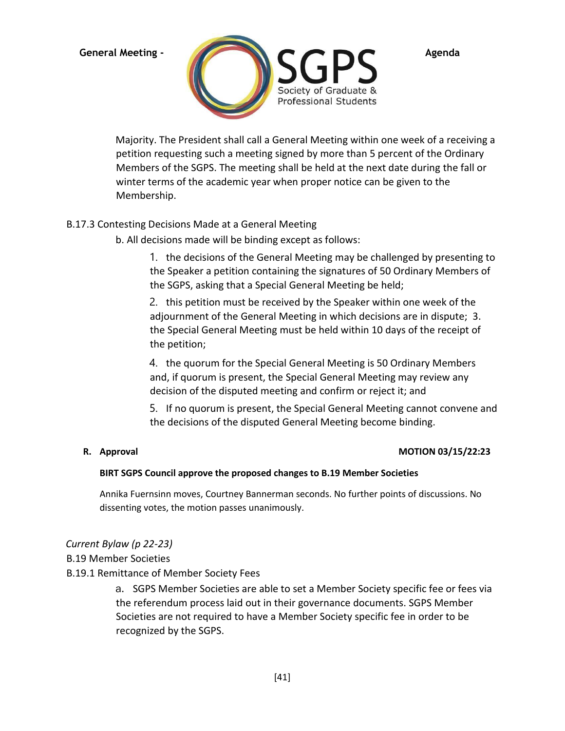Majority. The President shall call a General Meeting within one week of a receiving a petition requesting such a meeting signed by more than 5 percent of the Ordinary Members of the SGPS. The meeting shall be held at the next date during the fall or winter terms of the academic year when proper notice can be given to the Membership.

B.17.3 Contesting Decisions Made at a General Meeting

b. All decisions made will be binding except as follows:

1. the decisions of the General Meeting may be challenged by presenting to the Speaker a petition containing the signatures of 50 Ordinary Members of the SGPS, asking that a Special General Meeting be held;
2. this petition must be received by the Speaker within one week of the adjournment of the General Meeting in which decisions are in dispute;
3. the Special General Meeting must be held within 10 days of the receipt of the petition;
4. the quorum for the Special General Meeting is 50 Ordinary Members and, if quorum is present, the Special General Meeting may review any decision of the disputed meeting and confirm or reject it; and
5. If no quorum is present, the Special General Meeting cannot convene and the decisions of the disputed General Meeting become binding.

**R. Approval** **MOTION 03/15/22:23**

**BIRT SGPS Council approve the proposed changes to B.19 Member Societies**

Annika Fuernsinn moves, Courtney Bannerman seconds. No further points of discussions. No dissenting votes, the motion passes unanimously.

*Current Bylaw (p 22-23)*

B.19 Member Societies

B.19.1 Remittance of Member Society Fees

a. SGPS Member Societies are able to set a Member Society specific fee or fees via the referendum process laid out in their governance documents. SGPS Member Societies are not required to have a Member Society specific fee in order to be recognized by the SGPS.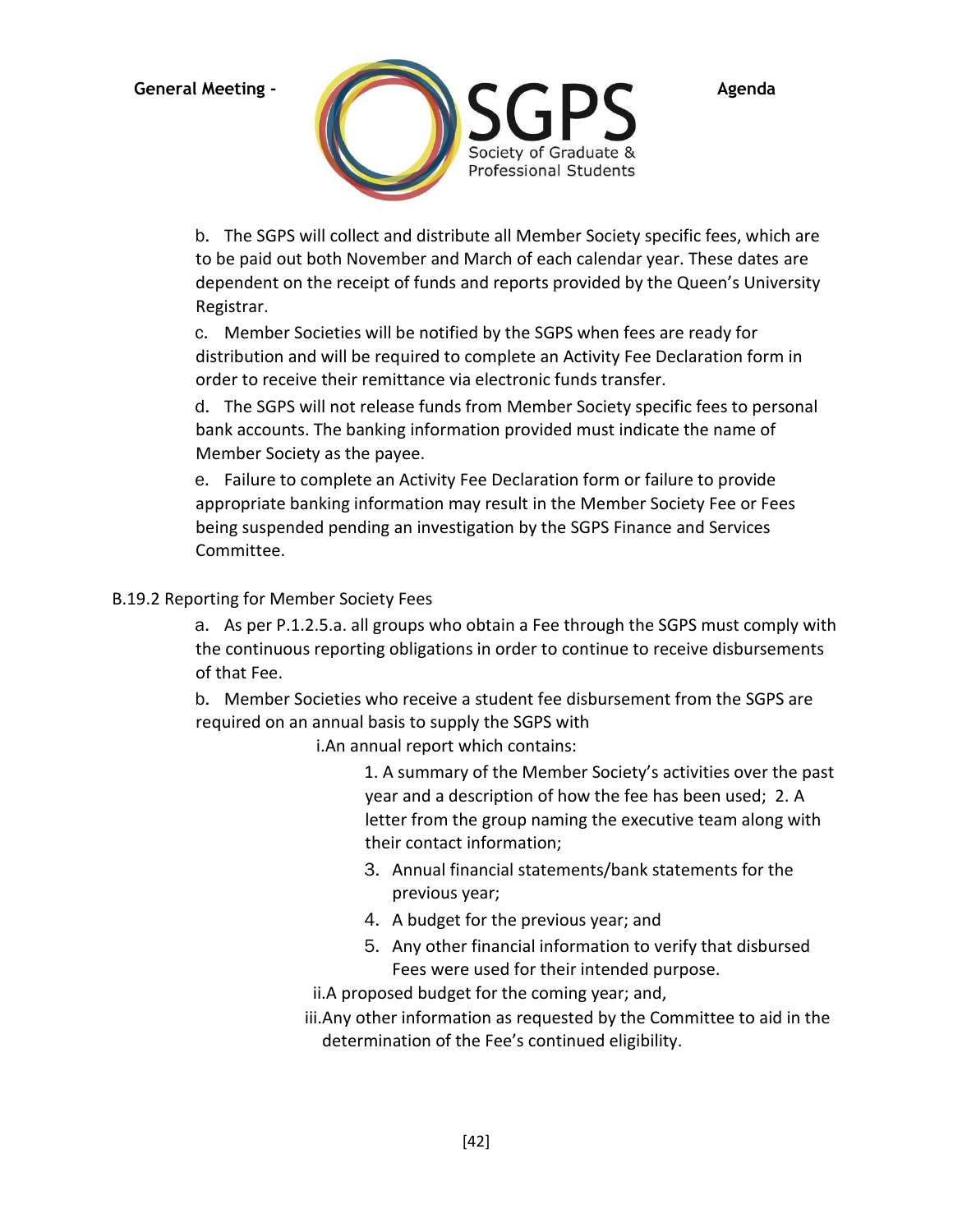b. The SGPS will collect and distribute all Member Society specific fees, which are to be paid out both November and March of each calendar year. These dates are dependent on the receipt of funds and reports provided by the Queen's University Registrar.

c. Member Societies will be notified by the SGPS when fees are ready for distribution and will be required to complete an Activity Fee Declaration form in order to receive their remittance via electronic funds transfer.

d. The SGPS will not release funds from Member Society specific fees to personal bank accounts. The banking information provided must indicate the name of Member Society as the payee.

e. Failure to complete an Activity Fee Declaration form or failure to provide appropriate banking information may result in the Member Society Fee or Fees being suspended pending an investigation by the SGPS Finance and Services Committee.

B.19.2 Reporting for Member Society Fees

a. As per P.1.2.5.a. all groups who obtain a Fee through the SGPS must comply with the continuous reporting obligations in order to continue to receive disbursements of that Fee.

b. Member Societies who receive a student fee disbursement from the SGPS are required on an annual basis to supply the SGPS with

i. An annual report which contains:

1. A summary of the Member Society's activities over the past year and a description of how the fee has been used;
2. A letter from the group naming the executive team along with their contact information;
3. Annual financial statements/bank statements for the previous year;
4. A budget for the previous year; and
5. Any other financial information to verify that disbursed Fees were used for their intended purpose.

ii. A proposed budget for the coming year; and,

iii. Any other information as requested by the Committee to aid in the determination of the Fee's continued eligibility.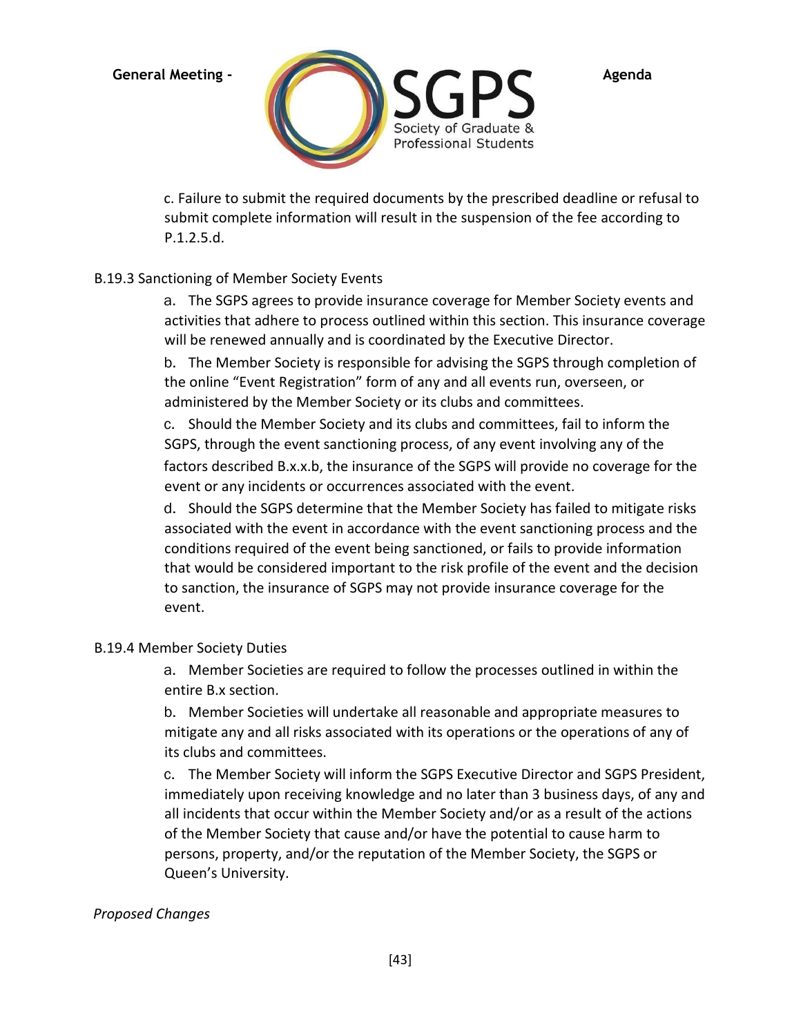c. Failure to submit the required documents by the prescribed deadline or refusal to submit complete information will result in the suspension of the fee according to P.1.2.5.d.

B.19.3 Sanctioning of Member Society Events

a. The SGPS agrees to provide insurance coverage for Member Society events and activities that adhere to process outlined within this section. This insurance coverage will be renewed annually and is coordinated by the Executive Director.

b. The Member Society is responsible for advising the SGPS through completion of the online "Event Registration" form of any and all events run, overseen, or administered by the Member Society or its clubs and committees.

c. Should the Member Society and its clubs and committees, fail to inform the SGPS, through the event sanctioning process, of any event involving any of the factors described B.x.x.b, the insurance of the SGPS will provide no coverage for the event or any incidents or occurrences associated with the event.

d. Should the SGPS determine that the Member Society has failed to mitigate risks associated with the event in accordance with the event sanctioning process and the conditions required of the event being sanctioned, or fails to provide information that would be considered important to the risk profile of the event and the decision to sanction, the insurance of SGPS may not provide insurance coverage for the event.

B.19.4 Member Society Duties

a. Member Societies are required to follow the processes outlined in within the entire B.x section.

b. Member Societies will undertake all reasonable and appropriate measures to mitigate any and all risks associated with its operations or the operations of any of its clubs and committees.

c. The Member Society will inform the SGPS Executive Director and SGPS President, immediately upon receiving knowledge and no later than 3 business days, of any and all incidents that occur within the Member Society and/or as a result of the actions of the Member Society that cause and/or have the potential to cause harm to persons, property, and/or the reputation of the Member Society, the SGPS or Queen's University.

*Proposed Changes*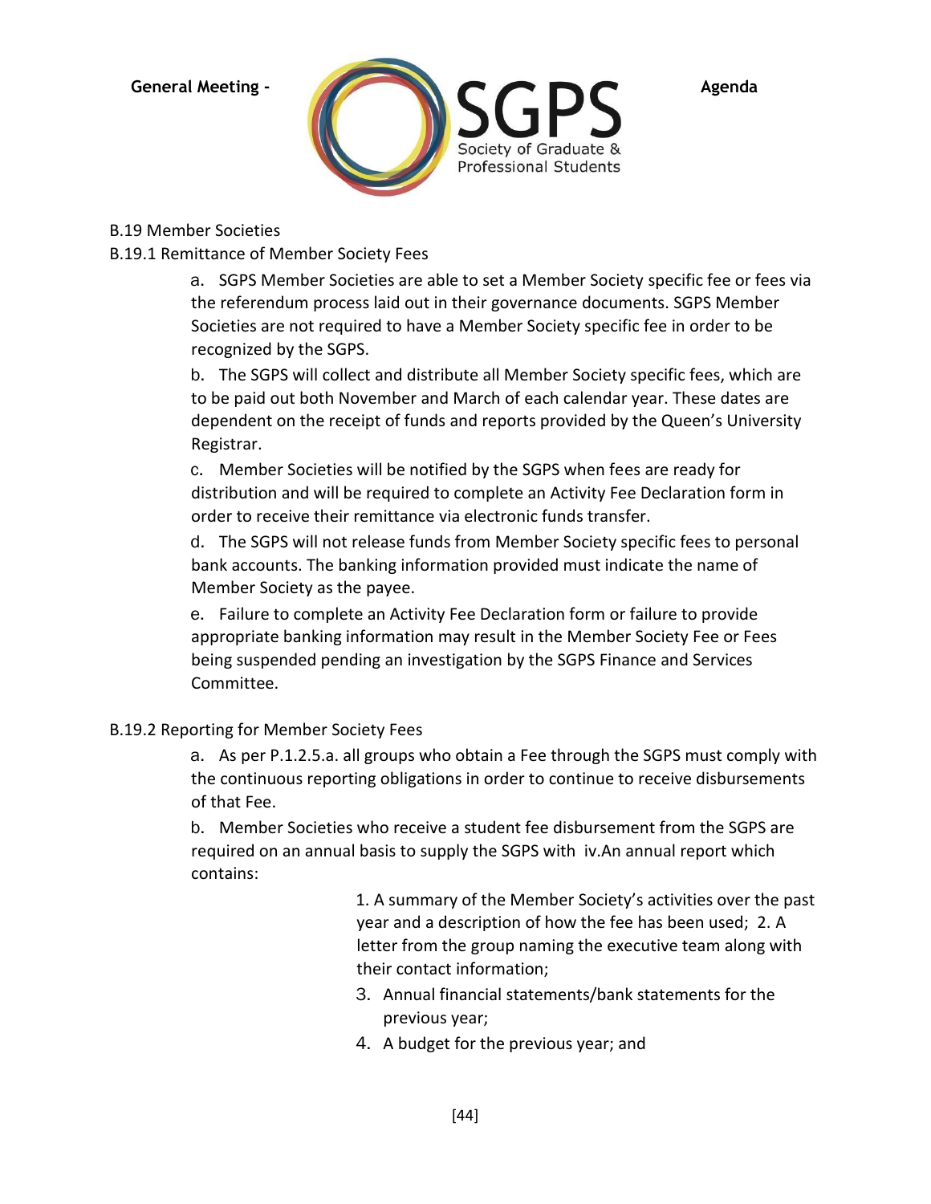B.19 Member Societies

B.19.1 Remittance of Member Society Fees

a. SGPS Member Societies are able to set a Member Society specific fee or fees via the referendum process laid out in their governance documents. SGPS Member Societies are not required to have a Member Society specific fee in order to be recognized by the SGPS.

b. The SGPS will collect and distribute all Member Society specific fees, which are to be paid out both November and March of each calendar year. These dates are dependent on the receipt of funds and reports provided by the Queen's University Registrar.

c. Member Societies will be notified by the SGPS when fees are ready for distribution and will be required to complete an Activity Fee Declaration form in order to receive their remittance via electronic funds transfer.

d. The SGPS will not release funds from Member Society specific fees to personal bank accounts. The banking information provided must indicate the name of Member Society as the payee.

e. Failure to complete an Activity Fee Declaration form or failure to provide appropriate banking information may result in the Member Society Fee or Fees being suspended pending an investigation by the SGPS Finance and Services Committee.

B.19.2 Reporting for Member Society Fees

a. As per P.1.2.5.a. all groups who obtain a Fee through the SGPS must comply with the continuous reporting obligations in order to continue to receive disbursements of that Fee.

b. Member Societies who receive a student fee disbursement from the SGPS are required on an annual basis to supply the SGPS with iv.An annual report which contains:

1. A summary of the Member Society's activities over the past year and a description of how the fee has been used;
2. A letter from the group naming the executive team along with their contact information;
3. Annual financial statements/bank statements for the previous year;
4. A budget for the previous year; and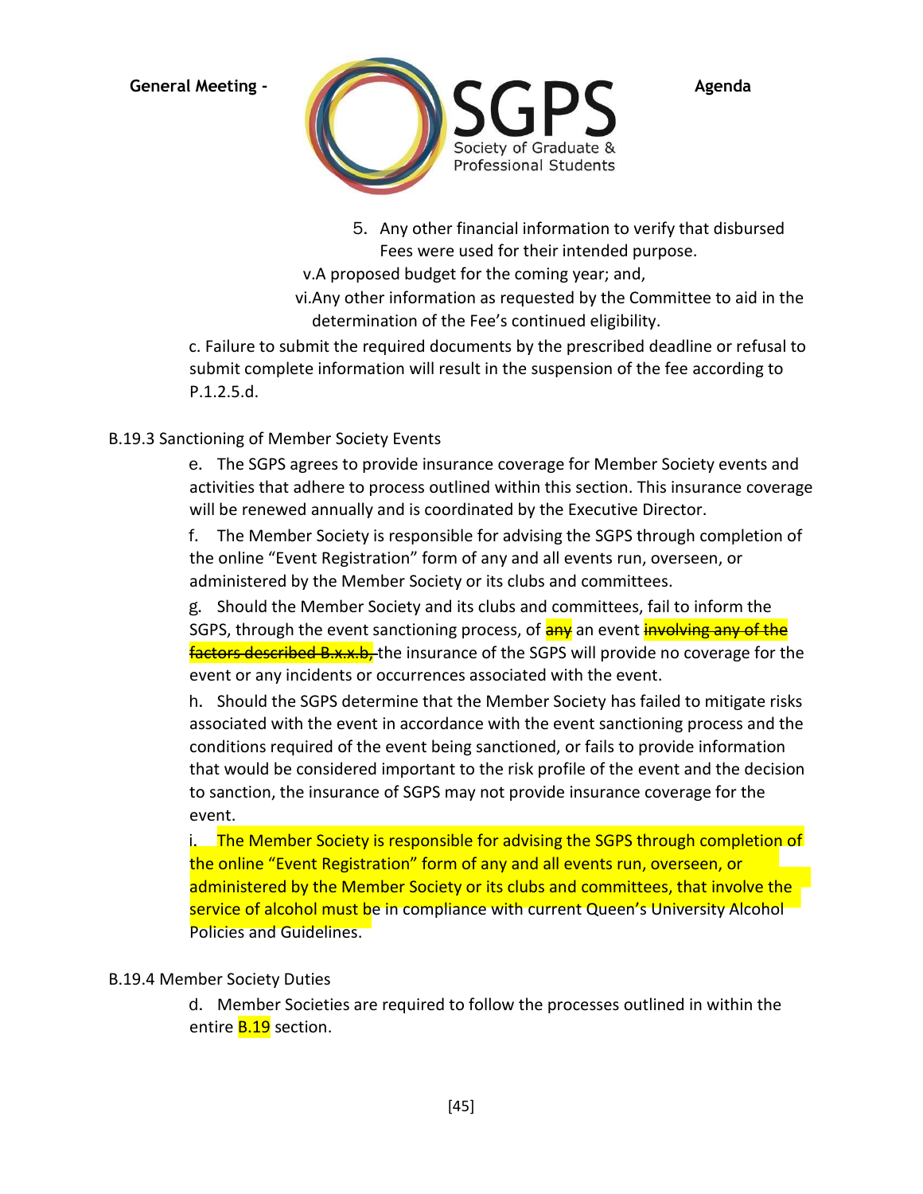5. Any other financial information to verify that disbursed Fees were used for their intended purpose.

v. A proposed budget for the coming year; and,

vi. Any other information as requested by the Committee to aid in the determination of the Fee's continued eligibility.

c. Failure to submit the required documents by the prescribed deadline or refusal to submit complete information will result in the suspension of the fee according to P.1.2.5.d.

B.19.3 Sanctioning of Member Society Events

e. The SGPS agrees to provide insurance coverage for Member Society events and activities that adhere to process outlined within this section. This insurance coverage will be renewed annually and is coordinated by the Executive Director.

f. The Member Society is responsible for advising the SGPS through completion of the online "Event Registration" form of any and all events run, overseen, or administered by the Member Society or its clubs and committees.

g. Should the Member Society and its clubs and committees, fail to inform the SGPS, through the event sanctioning process, of any an event ~~involving any of the factors described B.x.x.b,~~ the insurance of the SGPS will provide no coverage for the event or any incidents or occurrences associated with the event.

h. Should the SGPS determine that the Member Society has failed to mitigate risks associated with the event in accordance with the event sanctioning process and the conditions required of the event being sanctioned, or fails to provide information that would be considered important to the risk profile of the event and the decision to sanction, the insurance of SGPS may not provide insurance coverage for the event.

i. The Member Society is responsible for advising the SGPS through completion of the online "Event Registration" form of any and all events run, overseen, or administered by the Member Society or its clubs and committees, that involve the service of alcohol must be in compliance with current Queen's University Alcohol Policies and Guidelines.

B.19.4 Member Society Duties

d. Member Societies are required to follow the processes outlined in within the entire B.19 section.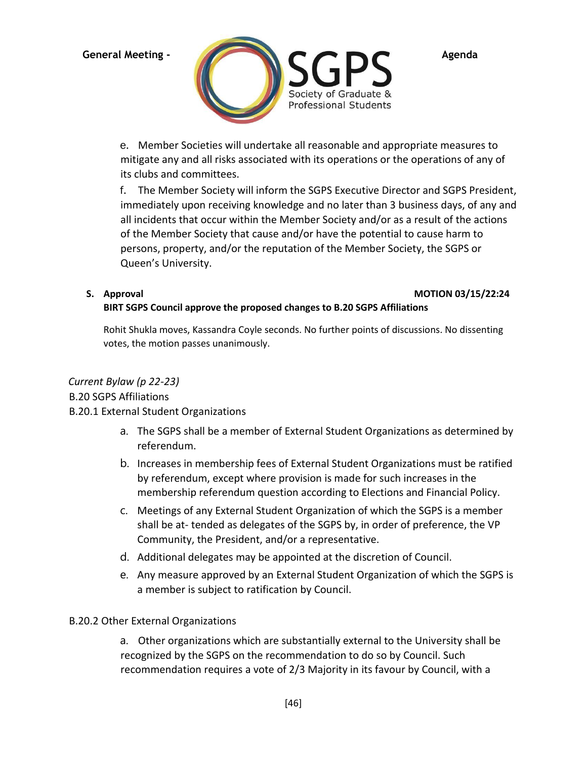e. Member Societies will undertake all reasonable and appropriate measures to mitigate any and all risks associated with its operations or the operations of any of its clubs and committees.

f. The Member Society will inform the SGPS Executive Director and SGPS President, immediately upon receiving knowledge and no later than 3 business days, of any and all incidents that occur within the Member Society and/or as a result of the actions of the Member Society that cause and/or have the potential to cause harm to persons, property, and/or the reputation of the Member Society, the SGPS or Queen's University.

**S. Approval** **MOTION 03/15/22:24**

**BIRT SGPS Council approve the proposed changes to B.20 SGPS Affiliations**

Rohit Shukla moves, Kassandra Coyle seconds. No further points of discussions. No dissenting votes, the motion passes unanimously.

*Current Bylaw (p 22-23)*

B.20 SGPS Affiliations

B.20.1 External Student Organizations

a. The SGPS shall be a member of External Student Organizations as determined by referendum.

b. Increases in membership fees of External Student Organizations must be ratified by referendum, except where provision is made for such increases in the membership referendum question according to Elections and Financial Policy.

c. Meetings of any External Student Organization of which the SGPS is a member shall be at- tended as delegates of the SGPS by, in order of preference, the VP Community, the President, and/or a representative.

d. Additional delegates may be appointed at the discretion of Council.

e. Any measure approved by an External Student Organization of which the SGPS is a member is subject to ratification by Council.

B.20.2 Other External Organizations

a. Other organizations which are substantially external to the University shall be recognized by the SGPS on the recommendation to do so by Council. Such recommendation requires a vote of 2/3 Majority in its favour by Council, with a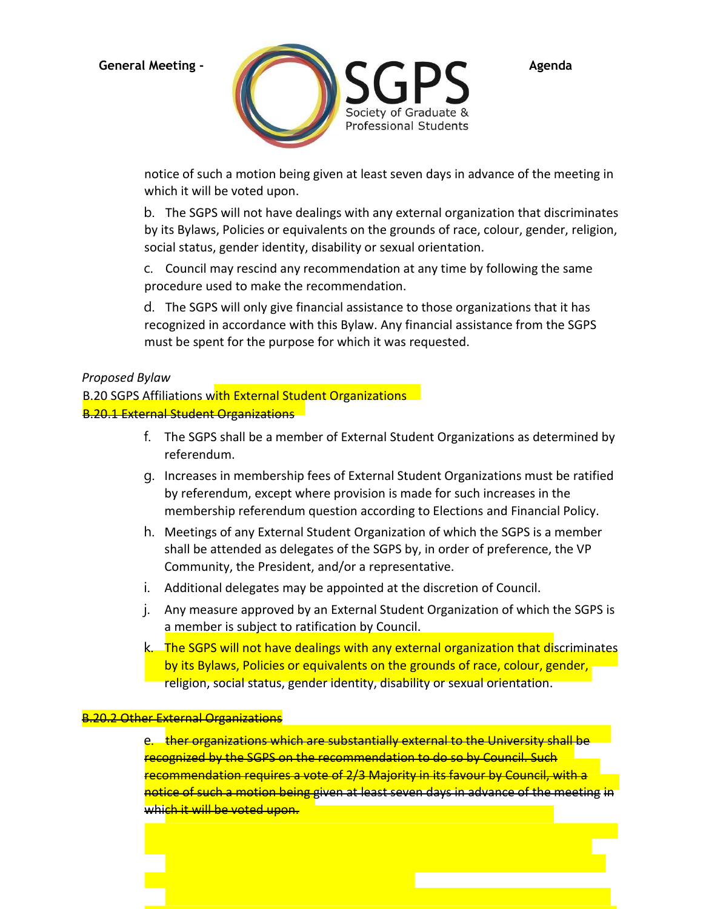notice of such a motion being given at least seven days in advance of the meeting in which it will be voted upon.

b. The SGPS will not have dealings with any external organization that discriminates by its Bylaws, Policies or equivalents on the grounds of race, colour, gender, religion, social status, gender identity, disability or sexual orientation.

c. Council may rescind any recommendation at any time by following the same procedure used to make the recommendation.

d. The SGPS will only give financial assistance to those organizations that it has recognized in accordance with this Bylaw. Any financial assistance from the SGPS must be spent for the purpose for which it was requested.

*Proposed Bylaw*

B.20 SGPS Affiliations with External Student Organizations

~~B.20.1 External Student Organizations~~

f. The SGPS shall be a member of External Student Organizations as determined by referendum.

g. Increases in membership fees of External Student Organizations must be ratified by referendum, except where provision is made for such increases in the membership referendum question according to Elections and Financial Policy.

h. Meetings of any External Student Organization of which the SGPS is a member shall be attended as delegates of the SGPS by, in order of preference, the VP Community, the President, and/or a representative.

i. Additional delegates may be appointed at the discretion of Council.

j. Any measure approved by an External Student Organization of which the SGPS is a member is subject to ratification by Council.

k. The SGPS will not have dealings with any external organization that discriminates by its Bylaws, Policies or equivalents on the grounds of race, colour, gender, religion, social status, gender identity, disability or sexual orientation.

~~B.20.2 Other External Organizations~~

~~e. ther organizations which are substantially external to the University shall be recognized by the SGPS on the recommendation to do so by Council. Such recommendation requires a vote of 2/3 Majority in its favour by Council, with a notice of such a motion being given at least seven days in advance of the meeting in which it will be voted upon.~~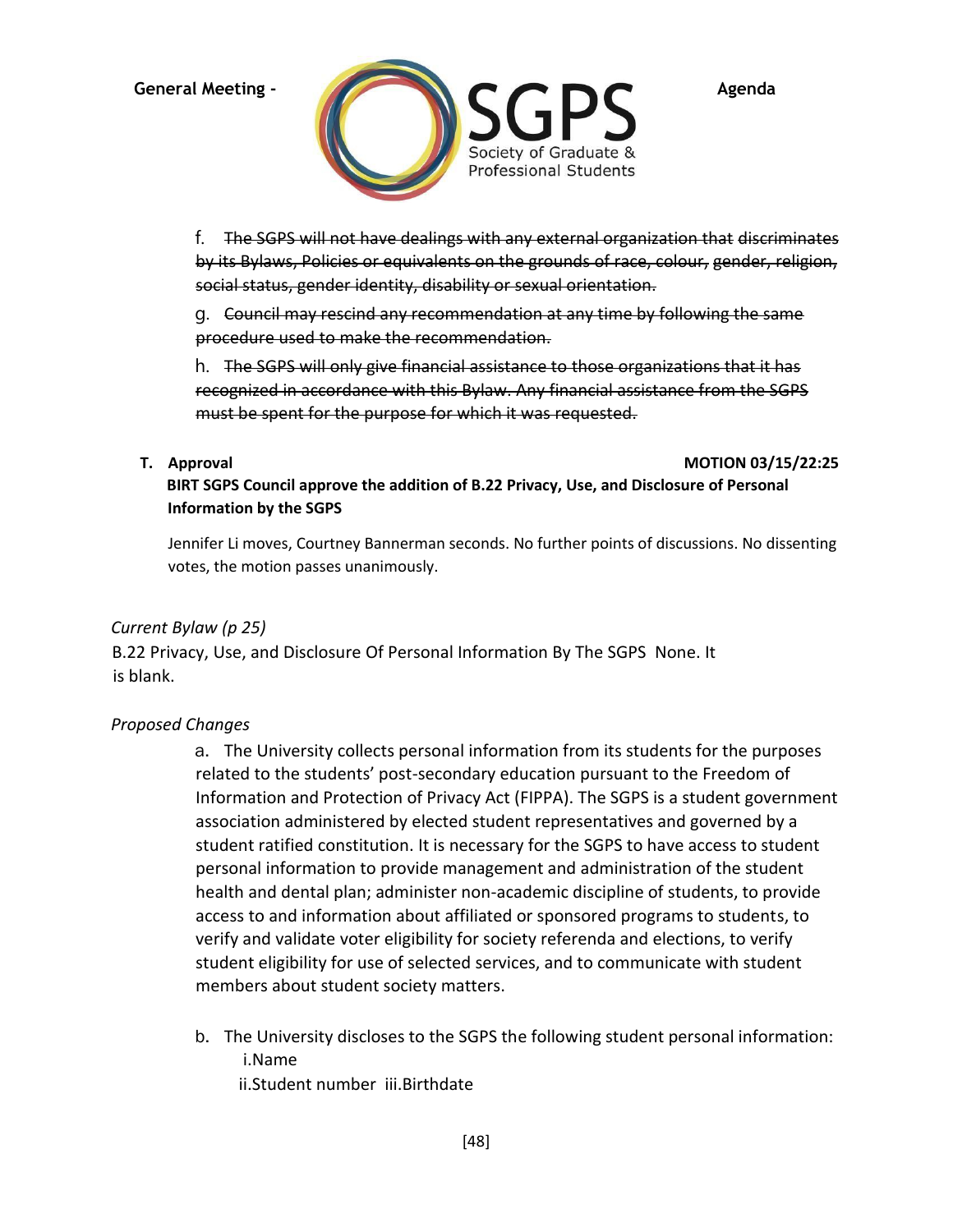f. ~~The SGPS will not have dealings with any external organization that discriminates by its Bylaws, Policies or equivalents on the grounds of race, colour, gender, religion, social status, gender identity, disability or sexual orientation.~~

g. ~~Council may rescind any recommendation at any time by following the same procedure used to make the recommendation.~~

h. ~~The SGPS will only give financial assistance to those organizations that it has recognized in accordance with this Bylaw. Any financial assistance from the SGPS must be spent for the purpose for which it was requested.~~

**T. Approval** **MOTION 03/15/22:25**

**BIRT SGPS Council approve the addition of B.22 Privacy, Use, and Disclosure of Personal Information by the SGPS**

Jennifer Li moves, Courtney Bannerman seconds. No further points of discussions. No dissenting votes, the motion passes unanimously.

*Current Bylaw (p 25)*

B.22 Privacy, Use, and Disclosure Of Personal Information By The SGPS None. It is blank.

*Proposed Changes*

a. The University collects personal information from its students for the purposes related to the students' post-secondary education pursuant to the Freedom of Information and Protection of Privacy Act (FIPPA). The SGPS is a student government association administered by elected student representatives and governed by a student ratified constitution. It is necessary for the SGPS to have access to student personal information to provide management and administration of the student health and dental plan; administer non-academic discipline of students, to provide access to and information about affiliated or sponsored programs to students, to verify and validate voter eligibility for society referenda and elections, to verify student eligibility for use of selected services, and to communicate with student members about student society matters.

b. The University discloses to the SGPS the following student personal information:
   i. Name
   ii. Student number
   iii. Birthdate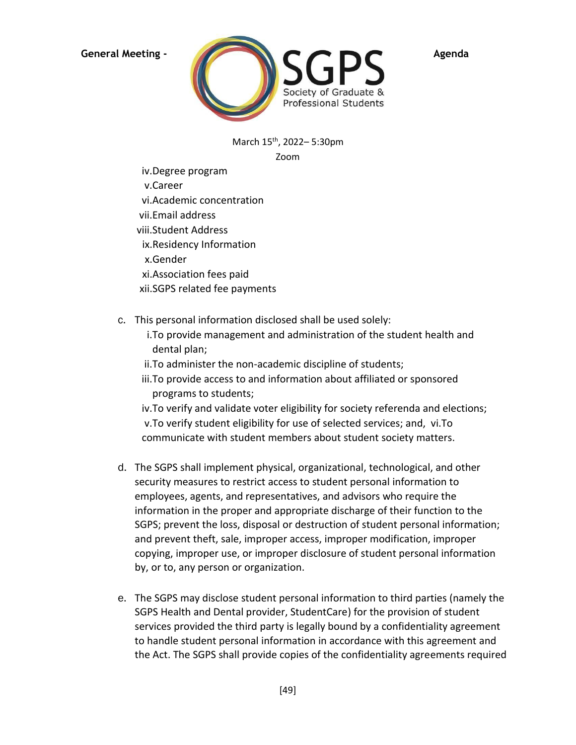iv. Degree program
v. Career
vi. Academic concentration
vii. Email address
viii. Student Address
ix. Residency Information
x. Gender
xi. Association fees paid
xii. SGPS related fee payments

c. This personal information disclosed shall be used solely:
   i. To provide management and administration of the student health and dental plan;
   ii. To administer the non-academic discipline of students;
   iii. To provide access to and information about affiliated or sponsored programs to students;
   iv. To verify and validate voter eligibility for society referenda and elections;
   v. To verify student eligibility for use of selected services; and,
   vi. To communicate with student members about student society matters.

d. The SGPS shall implement physical, organizational, technological, and other security measures to restrict access to student personal information to employees, agents, and representatives, and advisors who require the information in the proper and appropriate discharge of their function to the SGPS; prevent the loss, disposal or destruction of student personal information; and prevent theft, sale, improper access, improper modification, improper copying, improper use, or improper disclosure of student personal information by, or to, any person or organization.

e. The SGPS may disclose student personal information to third parties (namely the SGPS Health and Dental provider, StudentCare) for the provision of student services provided the third party is legally bound by a confidentiality agreement to handle student personal information in accordance with this agreement and the Act. The SGPS shall provide copies of the confidentiality agreements required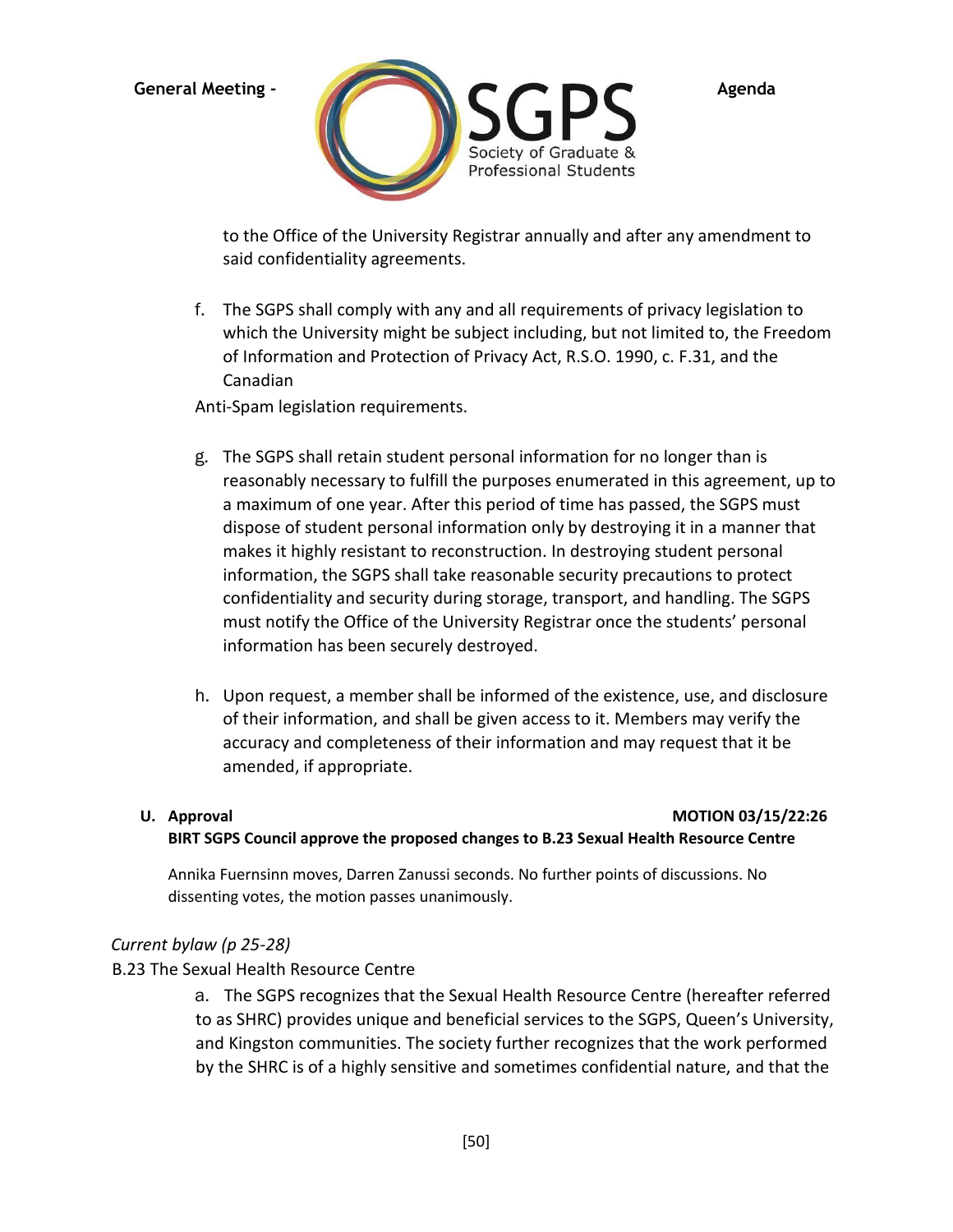to the Office of the University Registrar annually and after any amendment to said confidentiality agreements.

f. The SGPS shall comply with any and all requirements of privacy legislation to which the University might be subject including, but not limited to, the Freedom of Information and Protection of Privacy Act, R.S.O. 1990, c. F.31, and the Canadian

Anti-Spam legislation requirements.

g. The SGPS shall retain student personal information for no longer than is reasonably necessary to fulfill the purposes enumerated in this agreement, up to a maximum of one year. After this period of time has passed, the SGPS must dispose of student personal information only by destroying it in a manner that makes it highly resistant to reconstruction. In destroying student personal information, the SGPS shall take reasonable security precautions to protect confidentiality and security during storage, transport, and handling. The SGPS must notify the Office of the University Registrar once the students' personal information has been securely destroyed.

h. Upon request, a member shall be informed of the existence, use, and disclosure of their information, and shall be given access to it. Members may verify the accuracy and completeness of their information and may request that it be amended, if appropriate.

**U. Approval** **MOTION 03/15/22:26**

**BIRT SGPS Council approve the proposed changes to B.23 Sexual Health Resource Centre**

Annika Fuernsinn moves, Darren Zanussi seconds. No further points of discussions. No dissenting votes, the motion passes unanimously.

*Current bylaw (p 25-28)*

B.23 The Sexual Health Resource Centre

a. The SGPS recognizes that the Sexual Health Resource Centre (hereafter referred to as SHRC) provides unique and beneficial services to the SGPS, Queen's University, and Kingston communities. The society further recognizes that the work performed by the SHRC is of a highly sensitive and sometimes confidential nature, and that the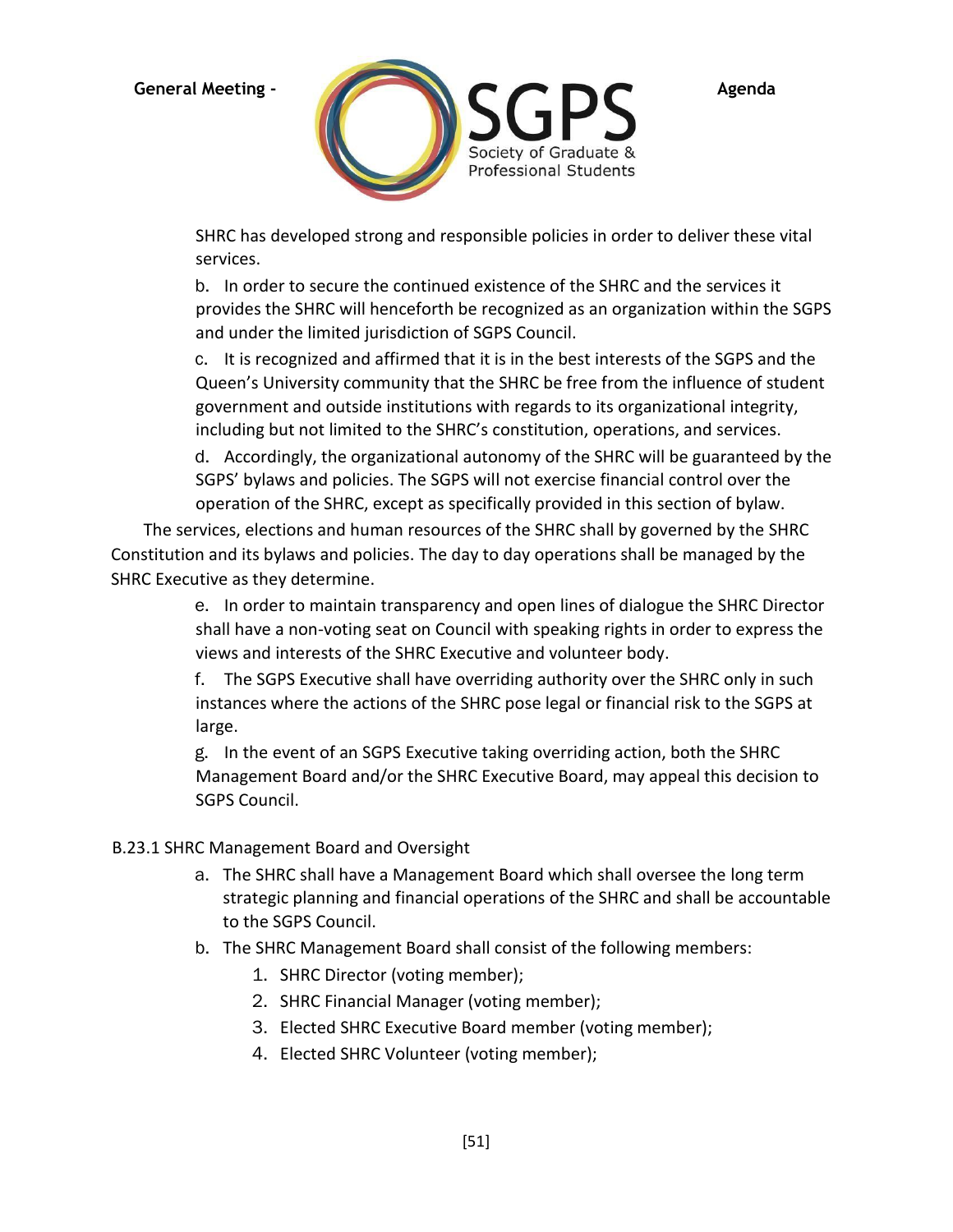SHRC has developed strong and responsible policies in order to deliver these vital services.

b. In order to secure the continued existence of the SHRC and the services it provides the SHRC will henceforth be recognized as an organization within the SGPS and under the limited jurisdiction of SGPS Council.

c. It is recognized and affirmed that it is in the best interests of the SGPS and the Queen's University community that the SHRC be free from the influence of student government and outside institutions with regards to its organizational integrity, including but not limited to the SHRC's constitution, operations, and services.

d. Accordingly, the organizational autonomy of the SHRC will be guaranteed by the SGPS' bylaws and policies. The SGPS will not exercise financial control over the operation of the SHRC, except as specifically provided in this section of bylaw.

The services, elections and human resources of the SHRC shall by governed by the SHRC Constitution and its bylaws and policies. The day to day operations shall be managed by the SHRC Executive as they determine.

e. In order to maintain transparency and open lines of dialogue the SHRC Director shall have a non-voting seat on Council with speaking rights in order to express the views and interests of the SHRC Executive and volunteer body.

f. The SGPS Executive shall have overriding authority over the SHRC only in such instances where the actions of the SHRC pose legal or financial risk to the SGPS at large.

g. In the event of an SGPS Executive taking overriding action, both the SHRC Management Board and/or the SHRC Executive Board, may appeal this decision to SGPS Council.

B.23.1 SHRC Management Board and Oversight

a. The SHRC shall have a Management Board which shall oversee the long term strategic planning and financial operations of the SHRC and shall be accountable to the SGPS Council.
b. The SHRC Management Board shall consist of the following members:
    1. SHRC Director (voting member);
    2. SHRC Financial Manager (voting member);
    3. Elected SHRC Executive Board member (voting member);
    4. Elected SHRC Volunteer (voting member);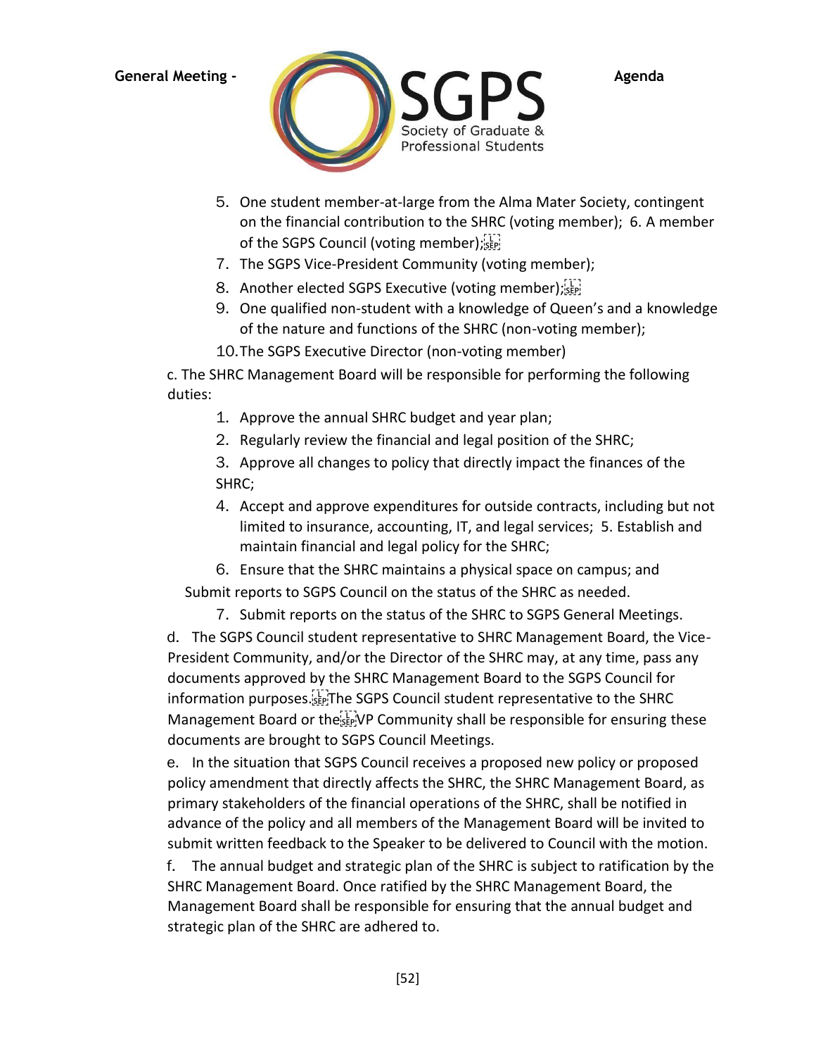5. One student member-at-large from the Alma Mater Society, contingent on the financial contribution to the SHRC (voting member);
6. A member of the SGPS Council (voting member);
7. The SGPS Vice-President Community (voting member);
8. Another elected SGPS Executive (voting member);
9. One qualified non-student with a knowledge of Queen's and a knowledge of the nature and functions of the SHRC (non-voting member);
10. The SGPS Executive Director (non-voting member)

c. The SHRC Management Board will be responsible for performing the following duties:

1. Approve the annual SHRC budget and year plan;
2. Regularly review the financial and legal position of the SHRC;
3. Approve all changes to policy that directly impact the finances of the SHRC;
4. Accept and approve expenditures for outside contracts, including but not limited to insurance, accounting, IT, and legal services;
5. Establish and maintain financial and legal policy for the SHRC;
6. Ensure that the SHRC maintains a physical space on campus; and Submit reports to SGPS Council on the status of the SHRC as needed.
7. Submit reports on the status of the SHRC to SGPS General Meetings.

d. The SGPS Council student representative to SHRC Management Board, the Vice-President Community, and/or the Director of the SHRC may, at any time, pass any documents approved by the SHRC Management Board to the SGPS Council for information purposes. The SGPS Council student representative to the SHRC Management Board or the VP Community shall be responsible for ensuring these documents are brought to SGPS Council Meetings.

e. In the situation that SGPS Council receives a proposed new policy or proposed policy amendment that directly affects the SHRC, the SHRC Management Board, as primary stakeholders of the financial operations of the SHRC, shall be notified in advance of the policy and all members of the Management Board will be invited to submit written feedback to the Speaker to be delivered to Council with the motion.

f. The annual budget and strategic plan of the SHRC is subject to ratification by the SHRC Management Board. Once ratified by the SHRC Management Board, the Management Board shall be responsible for ensuring that the annual budget and strategic plan of the SHRC are adhered to.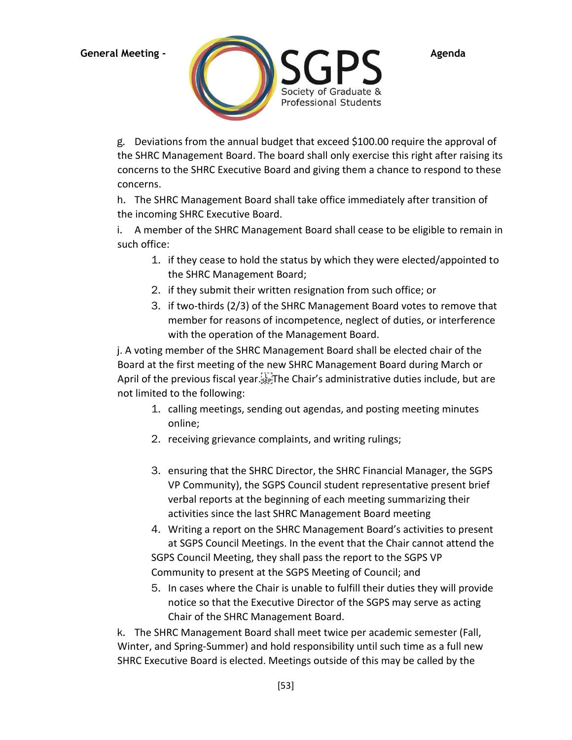g. Deviations from the annual budget that exceed $100.00 require the approval of the SHRC Management Board. The board shall only exercise this right after raising its concerns to the SHRC Executive Board and giving them a chance to respond to these concerns.

h. The SHRC Management Board shall take office immediately after transition of the incoming SHRC Executive Board.

i. A member of the SHRC Management Board shall cease to be eligible to remain in such office:

1. if they cease to hold the status by which they were elected/appointed to the SHRC Management Board;
2. if they submit their written resignation from such office; or
3. if two-thirds (2/3) of the SHRC Management Board votes to remove that member for reasons of incompetence, neglect of duties, or interference with the operation of the Management Board.

j. A voting member of the SHRC Management Board shall be elected chair of the Board at the first meeting of the new SHRC Management Board during March or April of the previous fiscal year. The Chair's administrative duties include, but are not limited to the following:

1. calling meetings, sending out agendas, and posting meeting minutes online;
2. receiving grievance complaints, and writing rulings;
3. ensuring that the SHRC Director, the SHRC Financial Manager, the SGPS VP Community), the SGPS Council student representative present brief verbal reports at the beginning of each meeting summarizing their activities since the last SHRC Management Board meeting
4. Writing a report on the SHRC Management Board's activities to present at SGPS Council Meetings. In the event that the Chair cannot attend the SGPS Council Meeting, they shall pass the report to the SGPS VP Community to present at the SGPS Meeting of Council; and
5. In cases where the Chair is unable to fulfill their duties they will provide notice so that the Executive Director of the SGPS may serve as acting Chair of the SHRC Management Board.

k. The SHRC Management Board shall meet twice per academic semester (Fall, Winter, and Spring-Summer) and hold responsibility until such time as a full new SHRC Executive Board is elected. Meetings outside of this may be called by the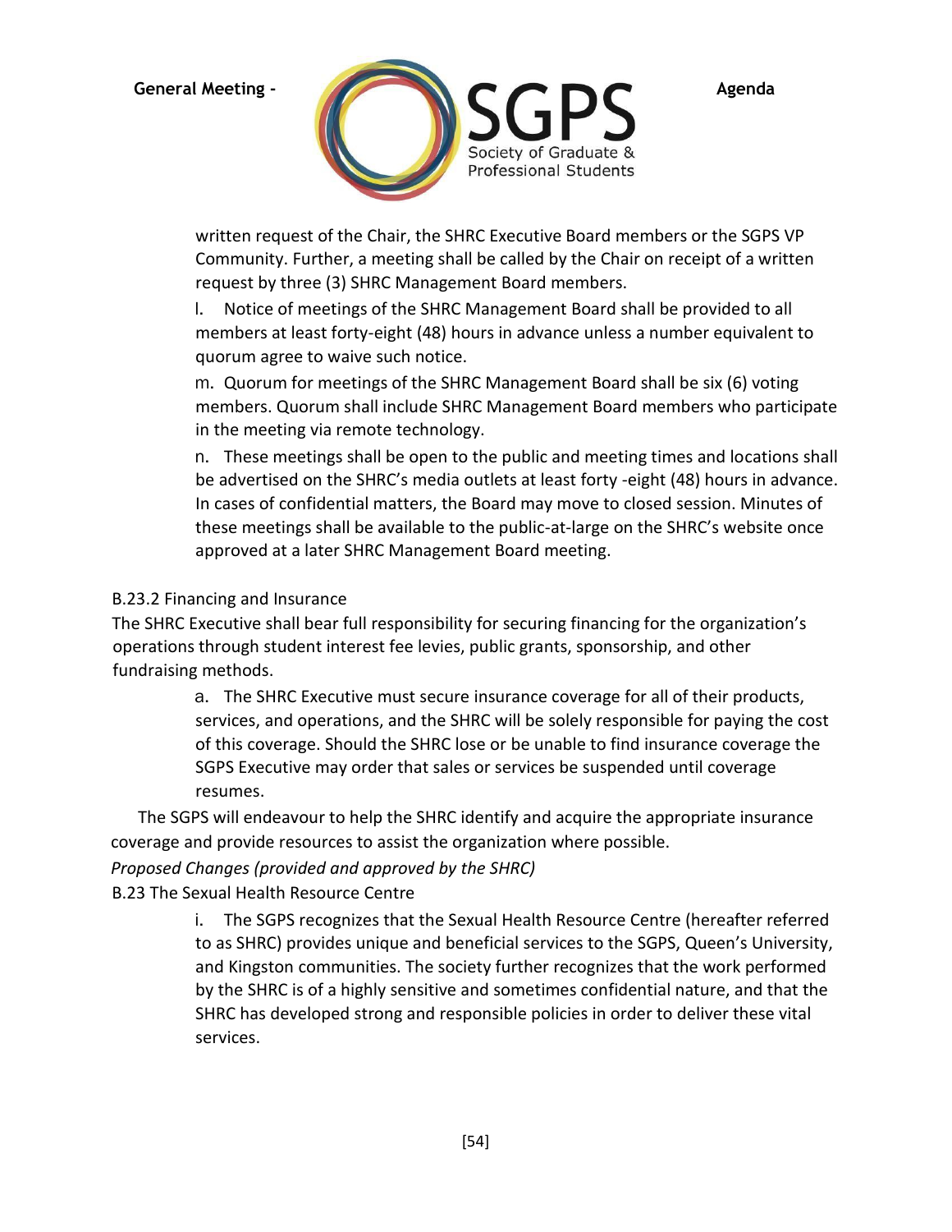written request of the Chair, the SHRC Executive Board members or the SGPS VP Community. Further, a meeting shall be called by the Chair on receipt of a written request by three (3) SHRC Management Board members.

l. Notice of meetings of the SHRC Management Board shall be provided to all members at least forty-eight (48) hours in advance unless a number equivalent to quorum agree to waive such notice.

m. Quorum for meetings of the SHRC Management Board shall be six (6) voting members. Quorum shall include SHRC Management Board members who participate in the meeting via remote technology.

n. These meetings shall be open to the public and meeting times and locations shall be advertised on the SHRC's media outlets at least forty -eight (48) hours in advance. In cases of confidential matters, the Board may move to closed session. Minutes of these meetings shall be available to the public-at-large on the SHRC's website once approved at a later SHRC Management Board meeting.

B.23.2 Financing and Insurance

The SHRC Executive shall bear full responsibility for securing financing for the organization's operations through student interest fee levies, public grants, sponsorship, and other fundraising methods.

a. The SHRC Executive must secure insurance coverage for all of their products, services, and operations, and the SHRC will be solely responsible for paying the cost of this coverage. Should the SHRC lose or be unable to find insurance coverage the SGPS Executive may order that sales or services be suspended until coverage resumes.

The SGPS will endeavour to help the SHRC identify and acquire the appropriate insurance coverage and provide resources to assist the organization where possible.

*Proposed Changes (provided and approved by the SHRC)*

B.23 The Sexual Health Resource Centre

i. The SGPS recognizes that the Sexual Health Resource Centre (hereafter referred to as SHRC) provides unique and beneficial services to the SGPS, Queen's University, and Kingston communities. The society further recognizes that the work performed by the SHRC is of a highly sensitive and sometimes confidential nature, and that the SHRC has developed strong and responsible policies in order to deliver these vital services.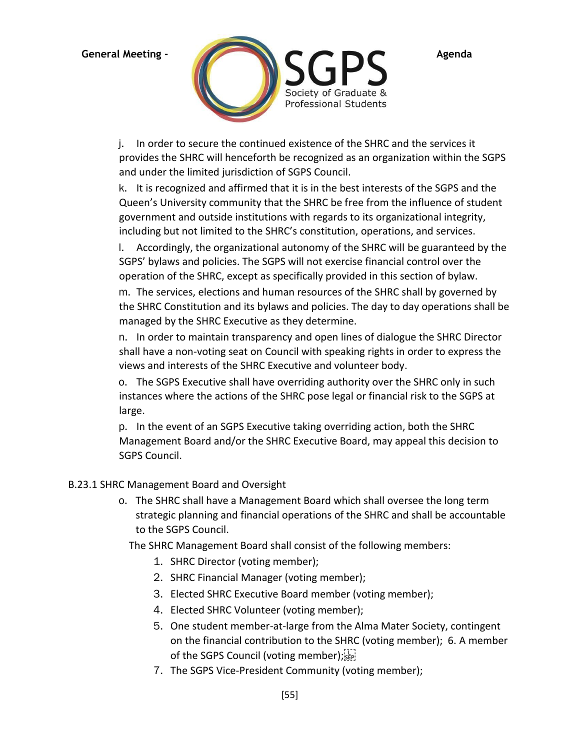j. In order to secure the continued existence of the SHRC and the services it provides the SHRC will henceforth be recognized as an organization within the SGPS and under the limited jurisdiction of SGPS Council.

k. It is recognized and affirmed that it is in the best interests of the SGPS and the Queen's University community that the SHRC be free from the influence of student government and outside institutions with regards to its organizational integrity, including but not limited to the SHRC's constitution, operations, and services.

l. Accordingly, the organizational autonomy of the SHRC will be guaranteed by the SGPS' bylaws and policies. The SGPS will not exercise financial control over the operation of the SHRC, except as specifically provided in this section of bylaw.

m. The services, elections and human resources of the SHRC shall by governed by the SHRC Constitution and its bylaws and policies. The day to day operations shall be managed by the SHRC Executive as they determine.

n. In order to maintain transparency and open lines of dialogue the SHRC Director shall have a non-voting seat on Council with speaking rights in order to express the views and interests of the SHRC Executive and volunteer body.

o. The SGPS Executive shall have overriding authority over the SHRC only in such instances where the actions of the SHRC pose legal or financial risk to the SGPS at large.

p. In the event of an SGPS Executive taking overriding action, both the SHRC Management Board and/or the SHRC Executive Board, may appeal this decision to SGPS Council.

B.23.1 SHRC Management Board and Oversight

o. The SHRC shall have a Management Board which shall oversee the long term strategic planning and financial operations of the SHRC and shall be accountable to the SGPS Council.

The SHRC Management Board shall consist of the following members:

1. SHRC Director (voting member);
2. SHRC Financial Manager (voting member);
3. Elected SHRC Executive Board member (voting member);
4. Elected SHRC Volunteer (voting member);
5. One student member-at-large from the Alma Mater Society, contingent on the financial contribution to the SHRC (voting member); 6. A member of the SGPS Council (voting member);
7. The SGPS Vice-President Community (voting member);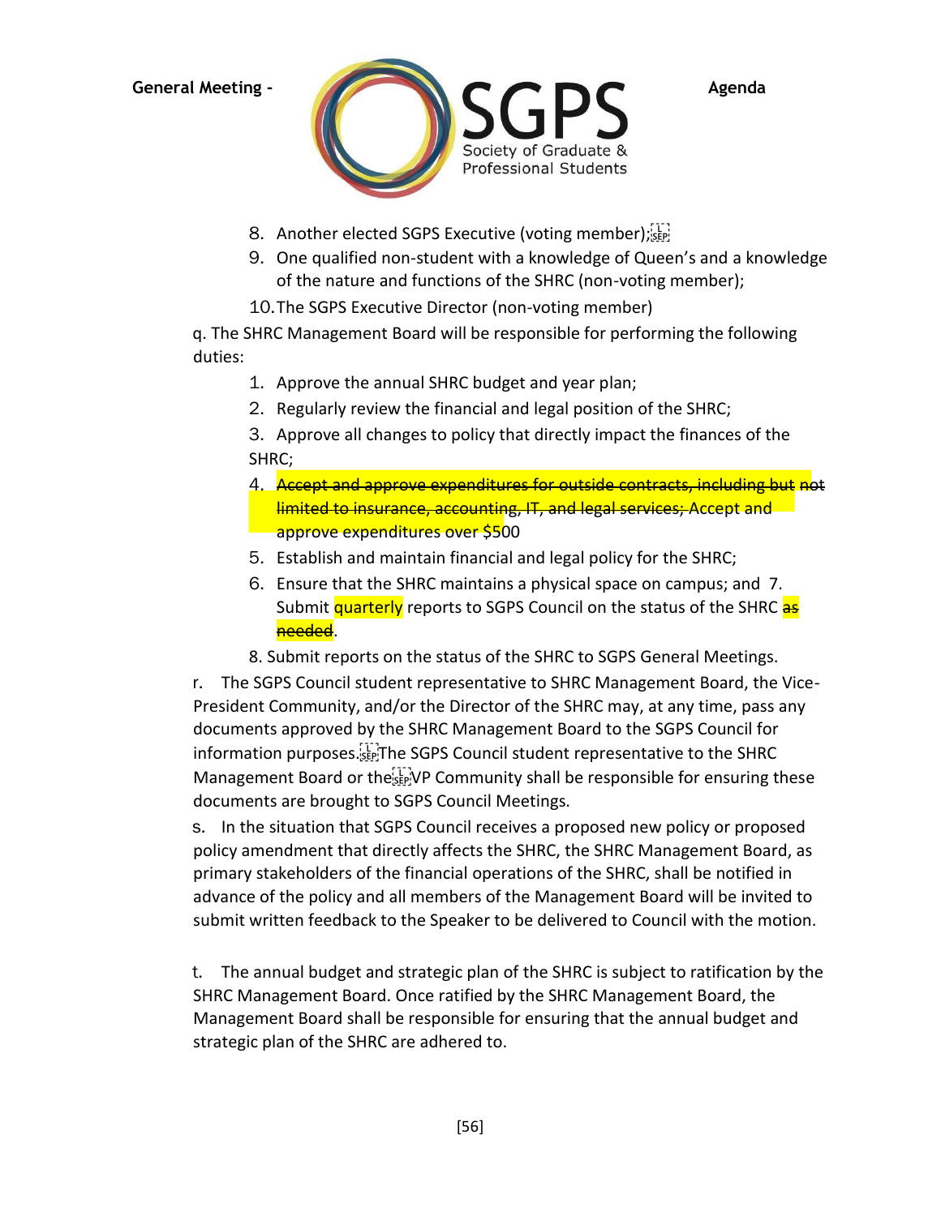8. Another elected SGPS Executive (voting member);
9. One qualified non-student with a knowledge of Queen's and a knowledge of the nature and functions of the SHRC (non-voting member);
10. The SGPS Executive Director (non-voting member)

q. The SHRC Management Board will be responsible for performing the following duties:

1. Approve the annual SHRC budget and year plan;
2. Regularly review the financial and legal position of the SHRC;
3. Approve all changes to policy that directly impact the finances of the SHRC;
4. ~~Accept and approve expenditures for outside contracts, including but not limited to insurance, accounting, IT, and legal services;~~ Accept and approve expenditures over $500
5. Establish and maintain financial and legal policy for the SHRC;
6. Ensure that the SHRC maintains a physical space on campus; and
7. Submit quarterly reports to SGPS Council on the status of the SHRC ~~as needed~~.
8. Submit reports on the status of the SHRC to SGPS General Meetings.

r. The SGPS Council student representative to SHRC Management Board, the Vice-President Community, and/or the Director of the SHRC may, at any time, pass any documents approved by the SHRC Management Board to the SGPS Council for information purposes. The SGPS Council student representative to the SHRC Management Board or the VP Community shall be responsible for ensuring these documents are brought to SGPS Council Meetings.

s. In the situation that SGPS Council receives a proposed new policy or proposed policy amendment that directly affects the SHRC, the SHRC Management Board, as primary stakeholders of the financial operations of the SHRC, shall be notified in advance of the policy and all members of the Management Board will be invited to submit written feedback to the Speaker to be delivered to Council with the motion.

t. The annual budget and strategic plan of the SHRC is subject to ratification by the SHRC Management Board. Once ratified by the SHRC Management Board, the Management Board shall be responsible for ensuring that the annual budget and strategic plan of the SHRC are adhered to.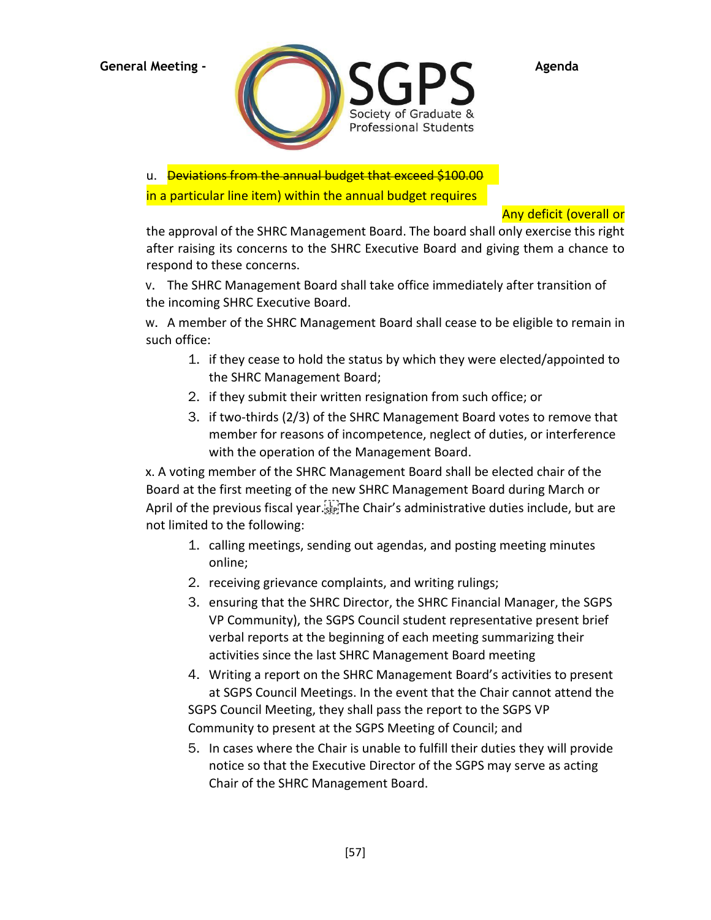u. ~~Deviations from the annual budget that exceed $100.00~~ Any deficit (overall or in a particular line item) within the annual budget requires the approval of the SHRC Management Board. The board shall only exercise this right after raising its concerns to the SHRC Executive Board and giving them a chance to respond to these concerns.

v. The SHRC Management Board shall take office immediately after transition of the incoming SHRC Executive Board.

w. A member of the SHRC Management Board shall cease to be eligible to remain in such office:

1. if they cease to hold the status by which they were elected/appointed to the SHRC Management Board;
2. if they submit their written resignation from such office; or
3. if two-thirds (2/3) of the SHRC Management Board votes to remove that member for reasons of incompetence, neglect of duties, or interference with the operation of the Management Board.

x. A voting member of the SHRC Management Board shall be elected chair of the Board at the first meeting of the new SHRC Management Board during March or April of the previous fiscal year. The Chair's administrative duties include, but are not limited to the following:

1. calling meetings, sending out agendas, and posting meeting minutes online;
2. receiving grievance complaints, and writing rulings;
3. ensuring that the SHRC Director, the SHRC Financial Manager, the SGPS VP Community), the SGPS Council student representative present brief verbal reports at the beginning of each meeting summarizing their activities since the last SHRC Management Board meeting
4. Writing a report on the SHRC Management Board's activities to present at SGPS Council Meetings. In the event that the Chair cannot attend the SGPS Council Meeting, they shall pass the report to the SGPS VP Community to present at the SGPS Meeting of Council; and
5. In cases where the Chair is unable to fulfill their duties they will provide notice so that the Executive Director of the SGPS may serve as acting Chair of the SHRC Management Board.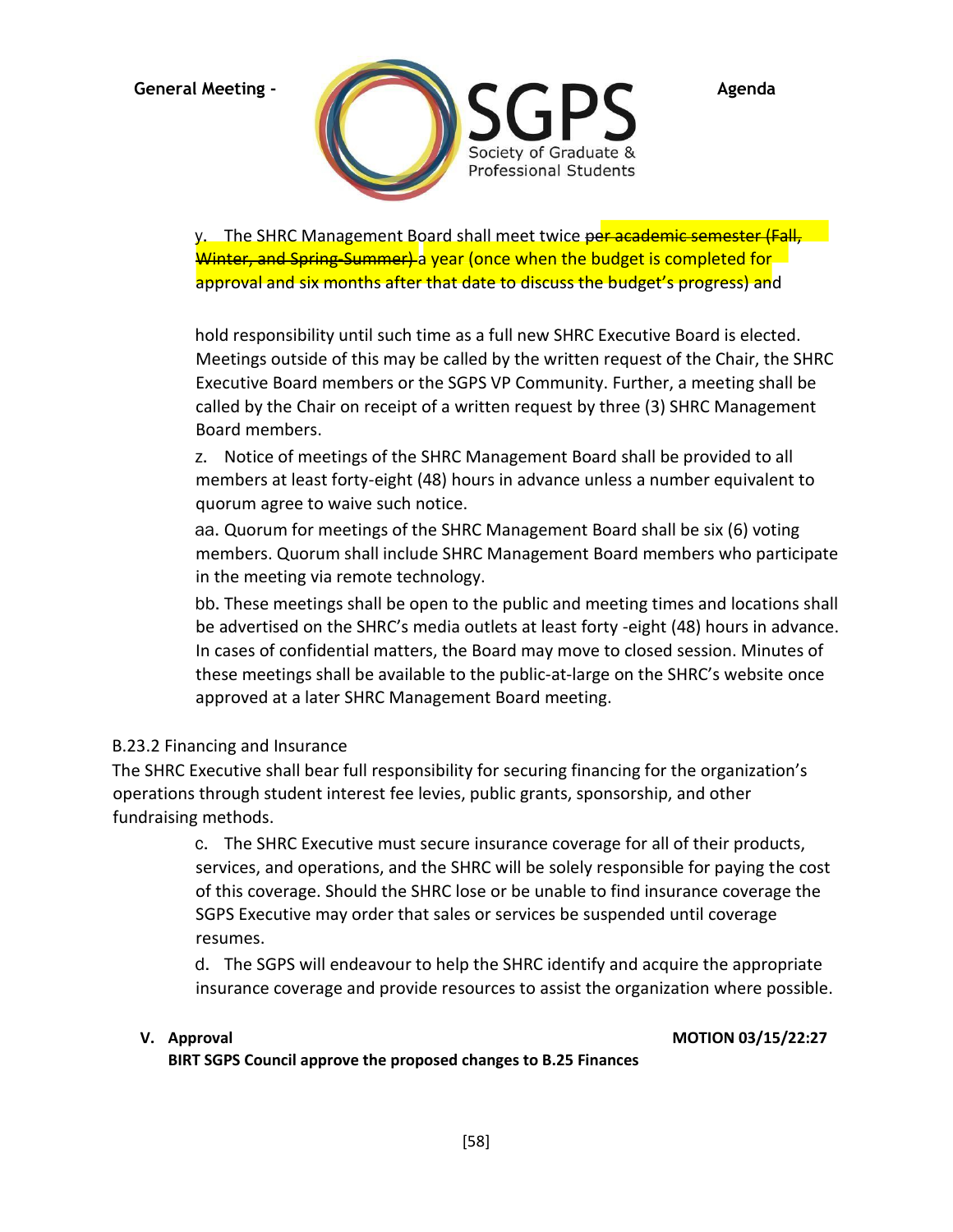y. The SHRC Management Board shall meet twice ~~per academic semester (Fall, Winter, and Spring-Summer)~~ a year (once when the budget is completed for approval and six months after that date to discuss the budget's progress) and

hold responsibility until such time as a full new SHRC Executive Board is elected. Meetings outside of this may be called by the written request of the Chair, the SHRC Executive Board members or the SGPS VP Community. Further, a meeting shall be called by the Chair on receipt of a written request by three (3) SHRC Management Board members.

z. Notice of meetings of the SHRC Management Board shall be provided to all members at least forty-eight (48) hours in advance unless a number equivalent to quorum agree to waive such notice.

aa. Quorum for meetings of the SHRC Management Board shall be six (6) voting members. Quorum shall include SHRC Management Board members who participate in the meeting via remote technology.

bb. These meetings shall be open to the public and meeting times and locations shall be advertised on the SHRC's media outlets at least forty -eight (48) hours in advance. In cases of confidential matters, the Board may move to closed session. Minutes of these meetings shall be available to the public-at-large on the SHRC's website once approved at a later SHRC Management Board meeting.

B.23.2 Financing and Insurance

The SHRC Executive shall bear full responsibility for securing financing for the organization's operations through student interest fee levies, public grants, sponsorship, and other fundraising methods.

c. The SHRC Executive must secure insurance coverage for all of their products, services, and operations, and the SHRC will be solely responsible for paying the cost of this coverage. Should the SHRC lose or be unable to find insurance coverage the SGPS Executive may order that sales or services be suspended until coverage resumes.

d. The SGPS will endeavour to help the SHRC identify and acquire the appropriate insurance coverage and provide resources to assist the organization where possible.

**V. Approval** **MOTION 03/15/22:27**

**BIRT SGPS Council approve the proposed changes to B.25 Finances**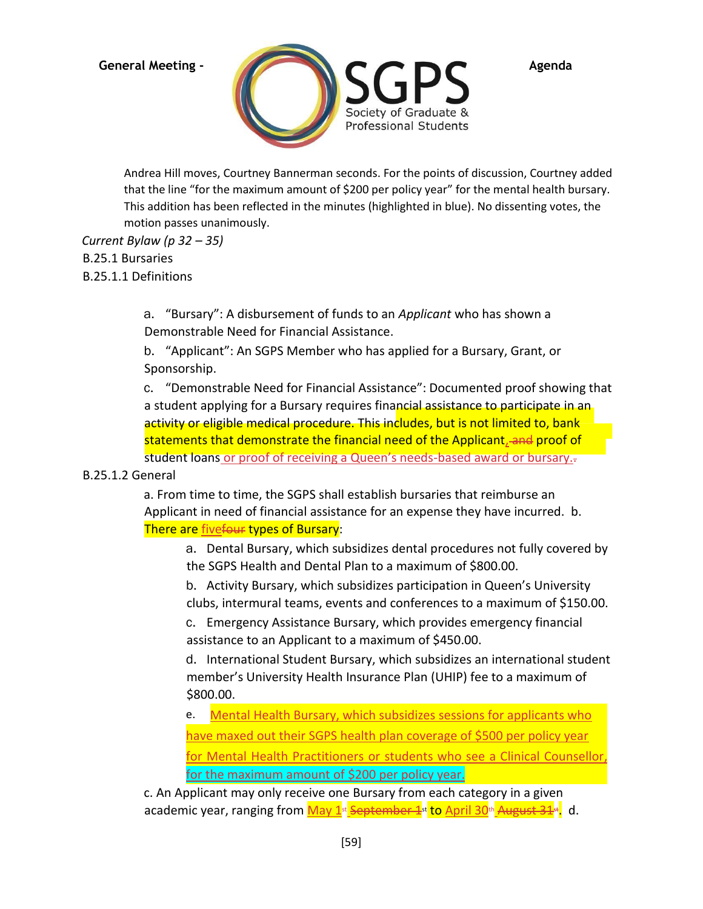Andrea Hill moves, Courtney Bannerman seconds. For the points of discussion, Courtney added that the line "for the maximum amount of $200 per policy year" for the mental health bursary. This addition has been reflected in the minutes (highlighted in blue). No dissenting votes, the motion passes unanimously.

*Current Bylaw (p 32 – 35)*

B.25.1 Bursaries

B.25.1.1 Definitions

a. "Bursary": A disbursement of funds to an *Applicant* who has shown a Demonstrable Need for Financial Assistance.

b. "Applicant": An SGPS Member who has applied for a Bursary, Grant, or Sponsorship.

c. "Demonstrable Need for Financial Assistance": Documented proof showing that a student applying for a Bursary requires financial assistance to participate in an activity or eligible medical procedure. This includes, but is not limited to, bank statements that demonstrate the financial need of the Applicant, ~~and~~ proof of student loans or proof of receiving a Queen's needs-based award or bursary.~~.~~

B.25.1.2 General

a. From time to time, the SGPS shall establish bursaries that reimburse an Applicant in need of financial assistance for an expense they have incurred. b. There are five~~four~~ types of Bursary:

a. Dental Bursary, which subsidizes dental procedures not fully covered by the SGPS Health and Dental Plan to a maximum of $800.00.

b. Activity Bursary, which subsidizes participation in Queen's University clubs, intermural teams, events and conferences to a maximum of $150.00.

c. Emergency Assistance Bursary, which provides emergency financial assistance to an Applicant to a maximum of $450.00.

d. International Student Bursary, which subsidizes an international student member's University Health Insurance Plan (UHIP) fee to a maximum of $800.00.

e. Mental Health Bursary, which subsidizes sessions for applicants who have maxed out their SGPS health plan coverage of $500 per policy year for Mental Health Practitioners or students who see a Clinical Counsellor, for the maximum amount of $200 per policy year.

c. An Applicant may only receive one Bursary from each category in a given academic year, ranging from May 1st ~~September 1st~~ to April 30th ~~August 31st~~. d.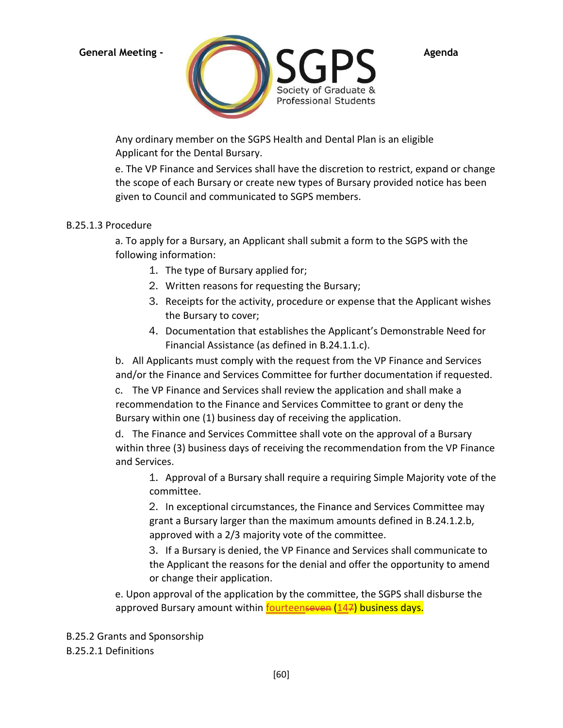Any ordinary member on the SGPS Health and Dental Plan is an eligible Applicant for the Dental Bursary.

e. The VP Finance and Services shall have the discretion to restrict, expand or change the scope of each Bursary or create new types of Bursary provided notice has been given to Council and communicated to SGPS members.

B.25.1.3 Procedure

a. To apply for a Bursary, an Applicant shall submit a form to the SGPS with the following information:

1. The type of Bursary applied for;
2. Written reasons for requesting the Bursary;
3. Receipts for the activity, procedure or expense that the Applicant wishes the Bursary to cover;
4. Documentation that establishes the Applicant's Demonstrable Need for Financial Assistance (as defined in B.24.1.1.c).

b. All Applicants must comply with the request from the VP Finance and Services and/or the Finance and Services Committee for further documentation if requested.

c. The VP Finance and Services shall review the application and shall make a recommendation to the Finance and Services Committee to grant or deny the Bursary within one (1) business day of receiving the application.

d. The Finance and Services Committee shall vote on the approval of a Bursary within three (3) business days of receiving the recommendation from the VP Finance and Services.

1. Approval of a Bursary shall require a requiring Simple Majority vote of the committee.
2. In exceptional circumstances, the Finance and Services Committee may grant a Bursary larger than the maximum amounts defined in B.24.1.2.b, approved with a 2/3 majority vote of the committee.
3. If a Bursary is denied, the VP Finance and Services shall communicate to the Applicant the reasons for the denial and offer the opportunity to amend or change their application.

e. Upon approval of the application by the committee, the SGPS shall disburse the approved Bursary amount within fourteen~~seven~~ (14~~7~~) business days.

B.25.2 Grants and Sponsorship

B.25.2.1 Definitions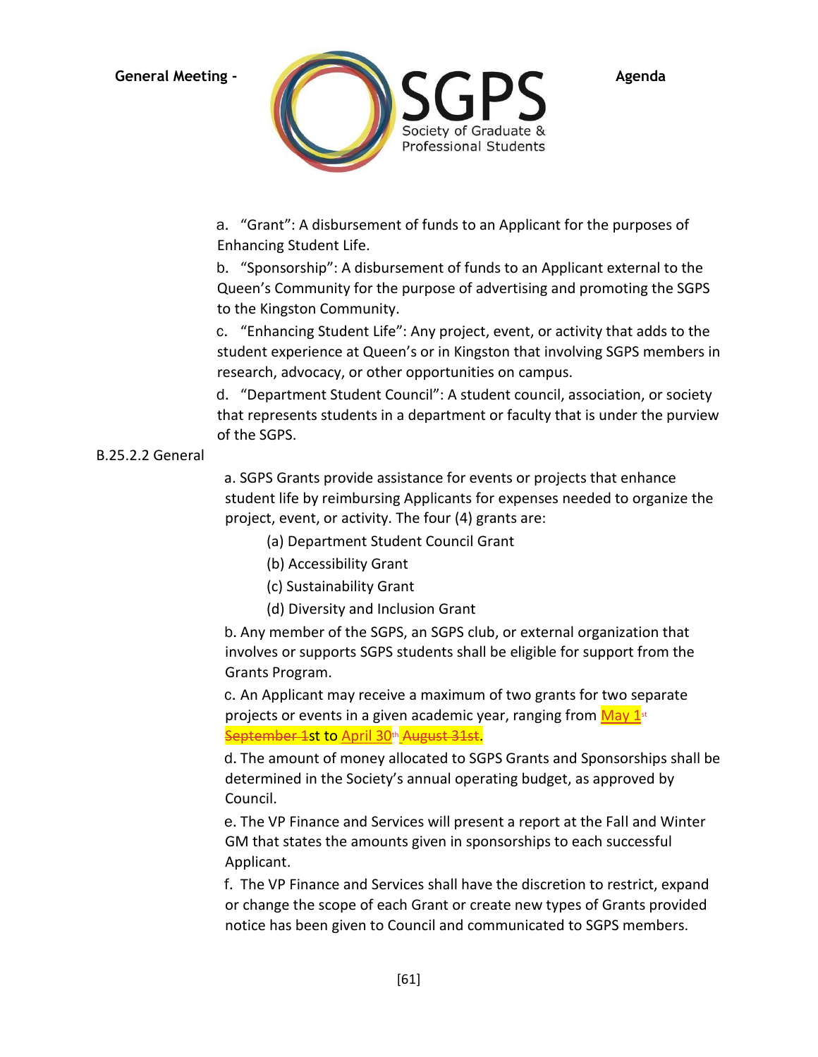a. "Grant": A disbursement of funds to an Applicant for the purposes of Enhancing Student Life.

b. "Sponsorship": A disbursement of funds to an Applicant external to the Queen's Community for the purpose of advertising and promoting the SGPS to the Kingston Community.

c. "Enhancing Student Life": Any project, event, or activity that adds to the student experience at Queen's or in Kingston that involving SGPS members in research, advocacy, or other opportunities on campus.

d. "Department Student Council": A student council, association, or society that represents students in a department or faculty that is under the purview of the SGPS.

B.25.2.2 General

a. SGPS Grants provide assistance for events or projects that enhance student life by reimbursing Applicants for expenses needed to organize the project, event, or activity. The four (4) grants are:

(a) Department Student Council Grant

(b) Accessibility Grant

(c) Sustainability Grant

(d) Diversity and Inclusion Grant

b. Any member of the SGPS, an SGPS club, or external organization that involves or supports SGPS students shall be eligible for support from the Grants Program.

c. An Applicant may receive a maximum of two grants for two separate projects or events in a given academic year, ranging from May 1st ~~September 1st~~ to April 30th ~~August 31st~~.

d. The amount of money allocated to SGPS Grants and Sponsorships shall be determined in the Society's annual operating budget, as approved by Council.

e. The VP Finance and Services will present a report at the Fall and Winter GM that states the amounts given in sponsorships to each successful Applicant.

f. The VP Finance and Services shall have the discretion to restrict, expand or change the scope of each Grant or create new types of Grants provided notice has been given to Council and communicated to SGPS members.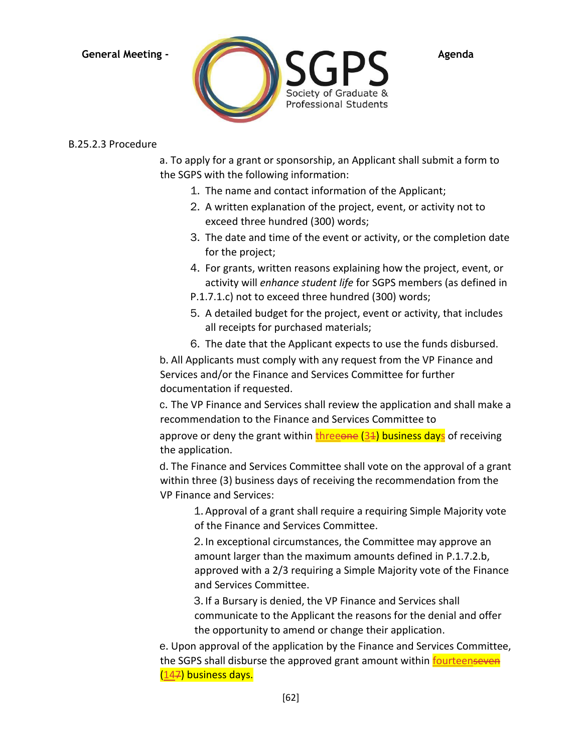B.25.2.3 Procedure

a. To apply for a grant or sponsorship, an Applicant shall submit a form to the SGPS with the following information:

1. The name and contact information of the Applicant;
2. A written explanation of the project, event, or activity not to exceed three hundred (300) words;
3. The date and time of the event or activity, or the completion date for the project;
4. For grants, written reasons explaining how the project, event, or activity will *enhance student life* for SGPS members (as defined in P.1.7.1.c) not to exceed three hundred (300) words;
5. A detailed budget for the project, event or activity, that includes all receipts for purchased materials;
6. The date that the Applicant expects to use the funds disbursed.

b. All Applicants must comply with any request from the VP Finance and Services and/or the Finance and Services Committee for further documentation if requested.

c. The VP Finance and Services shall review the application and shall make a recommendation to the Finance and Services Committee to approve or deny the grant within three~~one~~ (3~~1~~) business days of receiving the application.

d. The Finance and Services Committee shall vote on the approval of a grant within three (3) business days of receiving the recommendation from the VP Finance and Services:

1. Approval of a grant shall require a requiring Simple Majority vote of the Finance and Services Committee.
2. In exceptional circumstances, the Committee may approve an amount larger than the maximum amounts defined in P.1.7.2.b, approved with a 2/3 requiring a Simple Majority vote of the Finance and Services Committee.
3. If a Bursary is denied, the VP Finance and Services shall communicate to the Applicant the reasons for the denial and offer the opportunity to amend or change their application.

e. Upon approval of the application by the Finance and Services Committee, the SGPS shall disburse the approved grant amount within fourteen~~seven~~ (14~~7~~) business days.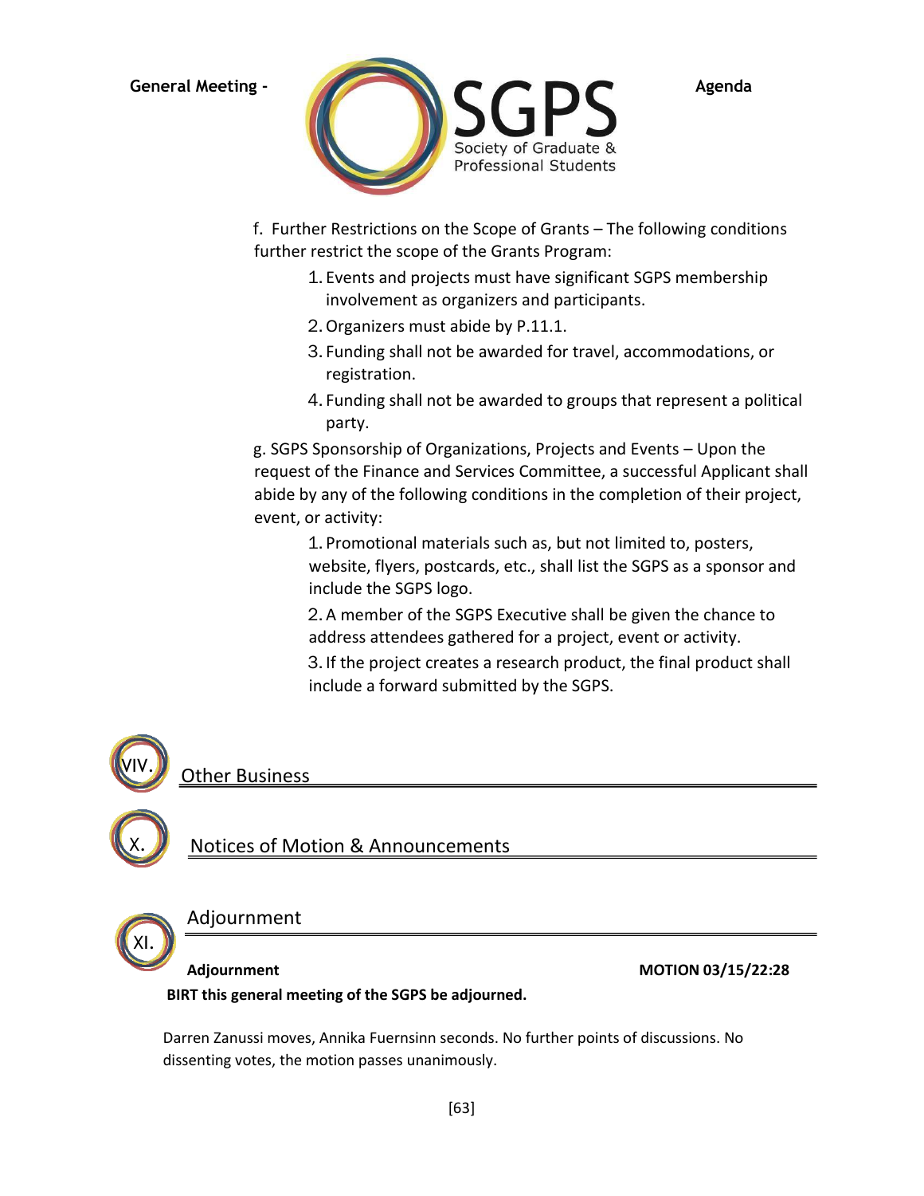f. Further Restrictions on the Scope of Grants – The following conditions further restrict the scope of the Grants Program:

1. Events and projects must have significant SGPS membership involvement as organizers and participants.
2. Organizers must abide by P.11.1.
3. Funding shall not be awarded for travel, accommodations, or registration.
4. Funding shall not be awarded to groups that represent a political party.

g. SGPS Sponsorship of Organizations, Projects and Events – Upon the request of the Finance and Services Committee, a successful Applicant shall abide by any of the following conditions in the completion of their project, event, or activity:

1. Promotional materials such as, but not limited to, posters, website, flyers, postcards, etc., shall list the SGPS as a sponsor and include the SGPS logo.
2. A member of the SGPS Executive shall be given the chance to address attendees gathered for a project, event or activity.
3. If the project creates a research product, the final product shall include a forward submitted by the SGPS.

## VIV. Other Business

## X. Notices of Motion & Announcements

## XI. Adjournment

**Adjournment** **MOTION 03/15/22:28**

**BIRT this general meeting of the SGPS be adjourned.**

Darren Zanussi moves, Annika Fuernsinn seconds. No further points of discussions. No dissenting votes, the motion passes unanimously.